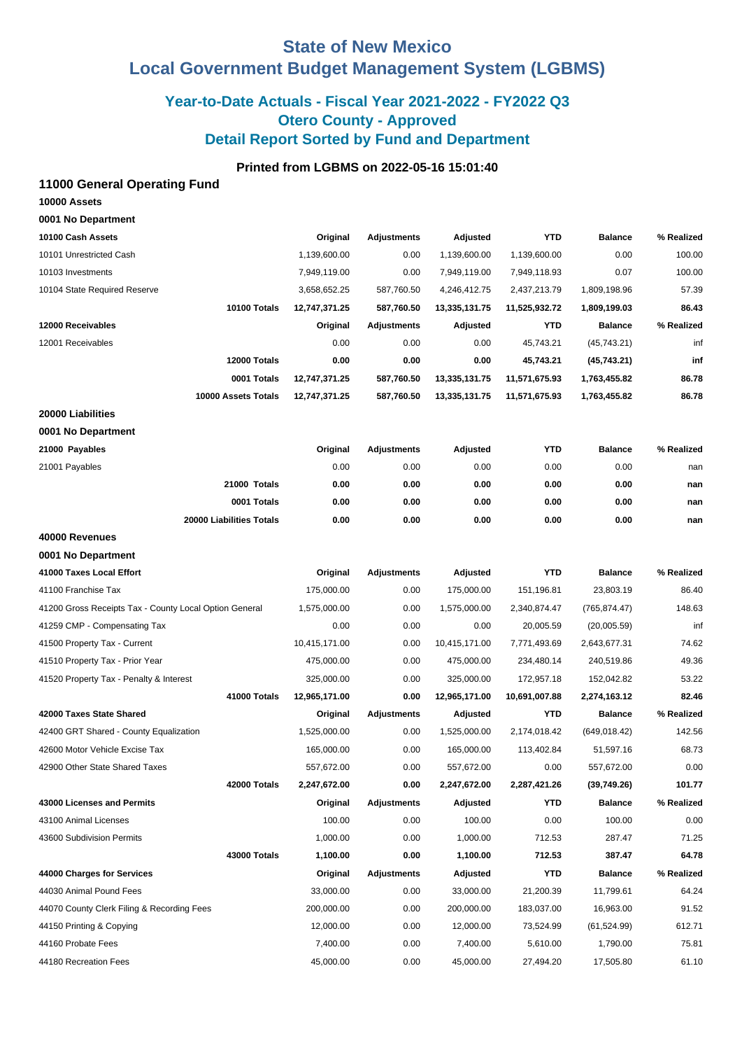# State of New Mexico
# Local Government Budget Management System (LGBMS)

## Year-to-Date Actuals - Fiscal Year 2021-2022 - FY2022 Q3
## Otero County - Approved
## Detail Report Sorted by Fund and Department

**Printed from LGBMS on 2022-05-16 15:01:40**

### 11000 General Operating Fund

**10000 Assets**

**0001 No Department**

| 10100 Cash Assets | Original | Adjustments | Adjusted | YTD | Balance | % Realized |
|---|---|---|---|---|---|---|
| 10101 Unrestricted Cash | 1,139,600.00 | 0.00 | 1,139,600.00 | 1,139,600.00 | 0.00 | 100.00 |
| 10103 Investments | 7,949,119.00 | 0.00 | 7,949,119.00 | 7,949,118.93 | 0.07 | 100.00 |
| 10104 State Required Reserve | 3,658,652.25 | 587,760.50 | 4,246,412.75 | 2,437,213.79 | 1,809,198.96 | 57.39 |
| **10100 Totals** | **12,747,371.25** | **587,760.50** | **13,335,131.75** | **11,525,932.72** | **1,809,199.03** | **86.43** |
| **12000 Receivables** | **Original** | **Adjustments** | **Adjusted** | **YTD** | **Balance** | **% Realized** |
| 12001 Receivables | 0.00 | 0.00 | 0.00 | 45,743.21 | (45,743.21) | inf |
| **12000 Totals** | **0.00** | **0.00** | **0.00** | **45,743.21** | **(45,743.21)** | **inf** |
| **0001 Totals** | **12,747,371.25** | **587,760.50** | **13,335,131.75** | **11,571,675.93** | **1,763,455.82** | **86.78** |
| **10000 Assets Totals** | **12,747,371.25** | **587,760.50** | **13,335,131.75** | **11,571,675.93** | **1,763,455.82** | **86.78** |

**20000 Liabilities**

**0001 No Department**

| 21000 Payables | Original | Adjustments | Adjusted | YTD | Balance | % Realized |
|---|---|---|---|---|---|---|
| 21001 Payables | 0.00 | 0.00 | 0.00 | 0.00 | 0.00 | nan |
| **21000 Totals** | **0.00** | **0.00** | **0.00** | **0.00** | **0.00** | **nan** |
| **0001 Totals** | **0.00** | **0.00** | **0.00** | **0.00** | **0.00** | **nan** |
| **20000 Liabilities Totals** | **0.00** | **0.00** | **0.00** | **0.00** | **0.00** | **nan** |

**40000 Revenues**

**0001 No Department**

| 41000 Taxes Local Effort | Original | Adjustments | Adjusted | YTD | Balance | % Realized |
|---|---|---|---|---|---|---|
| 41100 Franchise Tax | 175,000.00 | 0.00 | 175,000.00 | 151,196.81 | 23,803.19 | 86.40 |
| 41200 Gross Receipts Tax - County Local Option General | 1,575,000.00 | 0.00 | 1,575,000.00 | 2,340,874.47 | (765,874.47) | 148.63 |
| 41259 CMP - Compensating Tax | 0.00 | 0.00 | 0.00 | 20,005.59 | (20,005.59) | inf |
| 41500 Property Tax - Current | 10,415,171.00 | 0.00 | 10,415,171.00 | 7,771,493.69 | 2,643,677.31 | 74.62 |
| 41510 Property Tax - Prior Year | 475,000.00 | 0.00 | 475,000.00 | 234,480.14 | 240,519.86 | 49.36 |
| 41520 Property Tax - Penalty & Interest | 325,000.00 | 0.00 | 325,000.00 | 172,957.18 | 152,042.82 | 53.22 |
| **41000 Totals** | **12,965,171.00** | **0.00** | **12,965,171.00** | **10,691,007.88** | **2,274,163.12** | **82.46** |
| **42000 Taxes State Shared** | **Original** | **Adjustments** | **Adjusted** | **YTD** | **Balance** | **% Realized** |
| 42400 GRT Shared - County Equalization | 1,525,000.00 | 0.00 | 1,525,000.00 | 2,174,018.42 | (649,018.42) | 142.56 |
| 42600 Motor Vehicle Excise Tax | 165,000.00 | 0.00 | 165,000.00 | 113,402.84 | 51,597.16 | 68.73 |
| 42900 Other State Shared Taxes | 557,672.00 | 0.00 | 557,672.00 | 0.00 | 557,672.00 | 0.00 |
| **42000 Totals** | **2,247,672.00** | **0.00** | **2,247,672.00** | **2,287,421.26** | **(39,749.26)** | **101.77** |
| **43000 Licenses and Permits** | **Original** | **Adjustments** | **Adjusted** | **YTD** | **Balance** | **% Realized** |
| 43100 Animal Licenses | 100.00 | 0.00 | 100.00 | 0.00 | 100.00 | 0.00 |
| 43600 Subdivision Permits | 1,000.00 | 0.00 | 1,000.00 | 712.53 | 287.47 | 71.25 |
| **43000 Totals** | **1,100.00** | **0.00** | **1,100.00** | **712.53** | **387.47** | **64.78** |
| **44000 Charges for Services** | **Original** | **Adjustments** | **Adjusted** | **YTD** | **Balance** | **% Realized** |
| 44030 Animal Pound Fees | 33,000.00 | 0.00 | 33,000.00 | 21,200.39 | 11,799.61 | 64.24 |
| 44070 County Clerk Filing & Recording Fees | 200,000.00 | 0.00 | 200,000.00 | 183,037.00 | 16,963.00 | 91.52 |
| 44150 Printing & Copying | 12,000.00 | 0.00 | 12,000.00 | 73,524.99 | (61,524.99) | 612.71 |
| 44160 Probate Fees | 7,400.00 | 0.00 | 7,400.00 | 5,610.00 | 1,790.00 | 75.81 |
| 44180 Recreation Fees | 45,000.00 | 0.00 | 45,000.00 | 27,494.20 | 17,505.80 | 61.10 |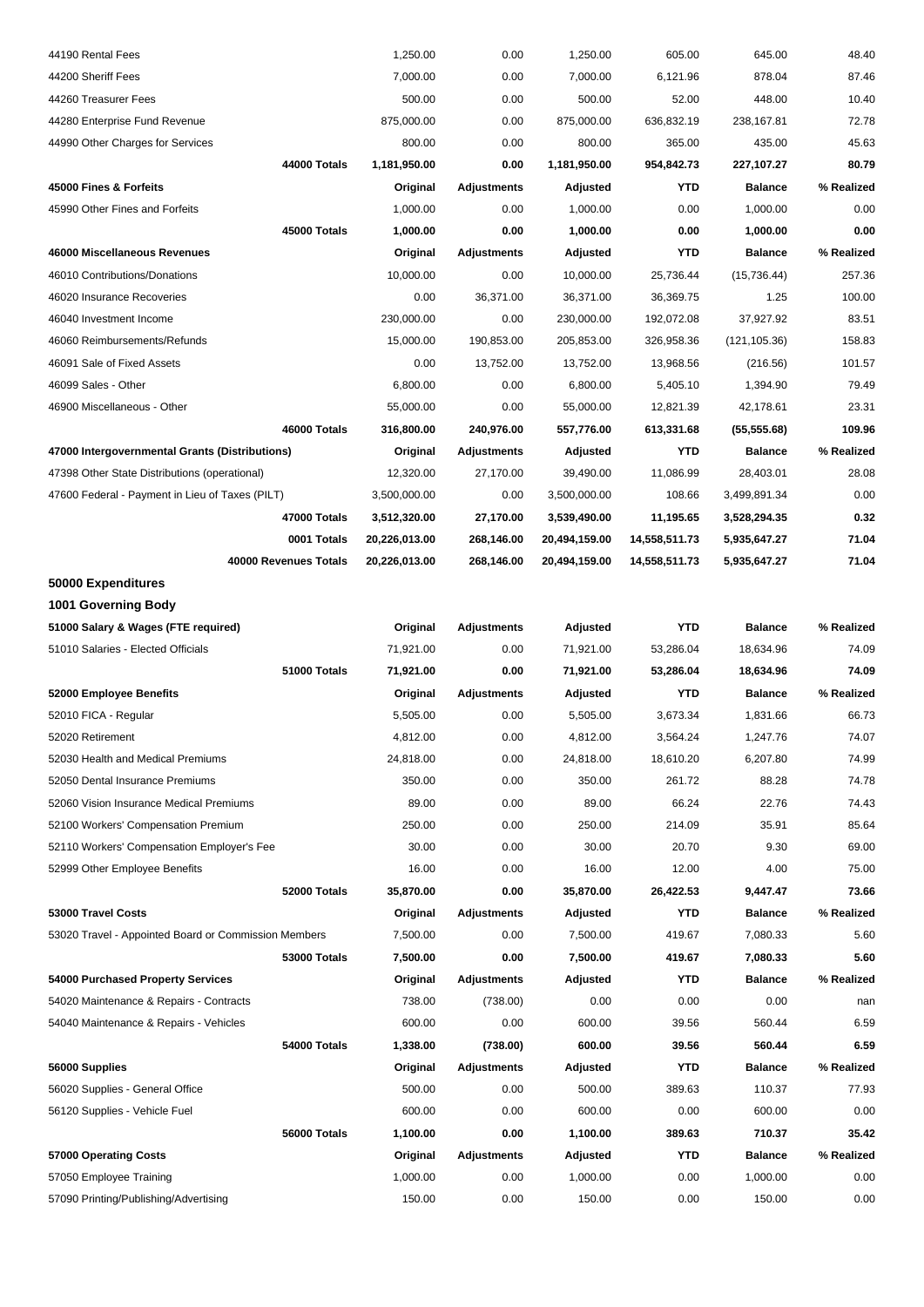| | Original | Adjustments | Adjusted | YTD | Balance | % Realized |
|---|---|---|---|---|---|---|
| 44190 Rental Fees | 1,250.00 | 0.00 | 1,250.00 | 605.00 | 645.00 | 48.40 |
| 44200 Sheriff Fees | 7,000.00 | 0.00 | 7,000.00 | 6,121.96 | 878.04 | 87.46 |
| 44260 Treasurer Fees | 500.00 | 0.00 | 500.00 | 52.00 | 448.00 | 10.40 |
| 44280 Enterprise Fund Revenue | 875,000.00 | 0.00 | 875,000.00 | 636,832.19 | 238,167.81 | 72.78 |
| 44990 Other Charges for Services | 800.00 | 0.00 | 800.00 | 365.00 | 435.00 | 45.63 |
| **44000 Totals** | **1,181,950.00** | **0.00** | **1,181,950.00** | **954,842.73** | **227,107.27** | **80.79** |
| **45000 Fines & Forfeits** | **Original** | **Adjustments** | **Adjusted** | **YTD** | **Balance** | **% Realized** |
| 45990 Other Fines and Forfeits | 1,000.00 | 0.00 | 1,000.00 | 0.00 | 1,000.00 | 0.00 |
| **45000 Totals** | **1,000.00** | **0.00** | **1,000.00** | **0.00** | **1,000.00** | **0.00** |
| **46000 Miscellaneous Revenues** | **Original** | **Adjustments** | **Adjusted** | **YTD** | **Balance** | **% Realized** |
| 46010 Contributions/Donations | 10,000.00 | 0.00 | 10,000.00 | 25,736.44 | (15,736.44) | 257.36 |
| 46020 Insurance Recoveries | 0.00 | 36,371.00 | 36,371.00 | 36,369.75 | 1.25 | 100.00 |
| 46040 Investment Income | 230,000.00 | 0.00 | 230,000.00 | 192,072.08 | 37,927.92 | 83.51 |
| 46060 Reimbursements/Refunds | 15,000.00 | 190,853.00 | 205,853.00 | 326,958.36 | (121,105.36) | 158.83 |
| 46091 Sale of Fixed Assets | 0.00 | 13,752.00 | 13,752.00 | 13,968.56 | (216.56) | 101.57 |
| 46099 Sales - Other | 6,800.00 | 0.00 | 6,800.00 | 5,405.10 | 1,394.90 | 79.49 |
| 46900 Miscellaneous - Other | 55,000.00 | 0.00 | 55,000.00 | 12,821.39 | 42,178.61 | 23.31 |
| **46000 Totals** | **316,800.00** | **240,976.00** | **557,776.00** | **613,331.68** | **(55,555.68)** | **109.96** |
| **47000 Intergovernmental Grants (Distributions)** | **Original** | **Adjustments** | **Adjusted** | **YTD** | **Balance** | **% Realized** |
| 47398 Other State Distributions (operational) | 12,320.00 | 27,170.00 | 39,490.00 | 11,086.99 | 28,403.01 | 28.08 |
| 47600 Federal - Payment in Lieu of Taxes (PILT) | 3,500,000.00 | 0.00 | 3,500,000.00 | 108.66 | 3,499,891.34 | 0.00 |
| **47000 Totals** | **3,512,320.00** | **27,170.00** | **3,539,490.00** | **11,195.65** | **3,528,294.35** | **0.32** |
| **0001 Totals** | **20,226,013.00** | **268,146.00** | **20,494,159.00** | **14,558,511.73** | **5,935,647.27** | **71.04** |
| **40000 Revenues Totals** | **20,226,013.00** | **268,146.00** | **20,494,159.00** | **14,558,511.73** | **5,935,647.27** | **71.04** |

## 50000 Expenditures

### 1001 Governing Body

| 51000 Salary & Wages (FTE required) | Original | Adjustments | Adjusted | YTD | Balance | % Realized |
|---|---|---|---|---|---|---|
| 51010 Salaries - Elected Officials | 71,921.00 | 0.00 | 71,921.00 | 53,286.04 | 18,634.96 | 74.09 |
| **51000 Totals** | **71,921.00** | **0.00** | **71,921.00** | **53,286.04** | **18,634.96** | **74.09** |
| **52000 Employee Benefits** | **Original** | **Adjustments** | **Adjusted** | **YTD** | **Balance** | **% Realized** |
| 52010 FICA - Regular | 5,505.00 | 0.00 | 5,505.00 | 3,673.34 | 1,831.66 | 66.73 |
| 52020 Retirement | 4,812.00 | 0.00 | 4,812.00 | 3,564.24 | 1,247.76 | 74.07 |
| 52030 Health and Medical Premiums | 24,818.00 | 0.00 | 24,818.00 | 18,610.20 | 6,207.80 | 74.99 |
| 52050 Dental Insurance Premiums | 350.00 | 0.00 | 350.00 | 261.72 | 88.28 | 74.78 |
| 52060 Vision Insurance Medical Premiums | 89.00 | 0.00 | 89.00 | 66.24 | 22.76 | 74.43 |
| 52100 Workers' Compensation Premium | 250.00 | 0.00 | 250.00 | 214.09 | 35.91 | 85.64 |
| 52110 Workers' Compensation Employer's Fee | 30.00 | 0.00 | 30.00 | 20.70 | 9.30 | 69.00 |
| 52999 Other Employee Benefits | 16.00 | 0.00 | 16.00 | 12.00 | 4.00 | 75.00 |
| **52000 Totals** | **35,870.00** | **0.00** | **35,870.00** | **26,422.53** | **9,447.47** | **73.66** |
| **53000 Travel Costs** | **Original** | **Adjustments** | **Adjusted** | **YTD** | **Balance** | **% Realized** |
| 53020 Travel - Appointed Board or Commission Members | 7,500.00 | 0.00 | 7,500.00 | 419.67 | 7,080.33 | 5.60 |
| **53000 Totals** | **7,500.00** | **0.00** | **7,500.00** | **419.67** | **7,080.33** | **5.60** |
| **54000 Purchased Property Services** | **Original** | **Adjustments** | **Adjusted** | **YTD** | **Balance** | **% Realized** |
| 54020 Maintenance & Repairs - Contracts | 738.00 | (738.00) | 0.00 | 0.00 | 0.00 | nan |
| 54040 Maintenance & Repairs - Vehicles | 600.00 | 0.00 | 600.00 | 39.56 | 560.44 | 6.59 |
| **54000 Totals** | **1,338.00** | **(738.00)** | **600.00** | **39.56** | **560.44** | **6.59** |
| **56000 Supplies** | **Original** | **Adjustments** | **Adjusted** | **YTD** | **Balance** | **% Realized** |
| 56020 Supplies - General Office | 500.00 | 0.00 | 500.00 | 389.63 | 110.37 | 77.93 |
| 56120 Supplies - Vehicle Fuel | 600.00 | 0.00 | 600.00 | 0.00 | 600.00 | 0.00 |
| **56000 Totals** | **1,100.00** | **0.00** | **1,100.00** | **389.63** | **710.37** | **35.42** |
| **57000 Operating Costs** | **Original** | **Adjustments** | **Adjusted** | **YTD** | **Balance** | **% Realized** |
| 57050 Employee Training | 1,000.00 | 0.00 | 1,000.00 | 0.00 | 1,000.00 | 0.00 |
| 57090 Printing/Publishing/Advertising | 150.00 | 0.00 | 150.00 | 0.00 | 150.00 | 0.00 |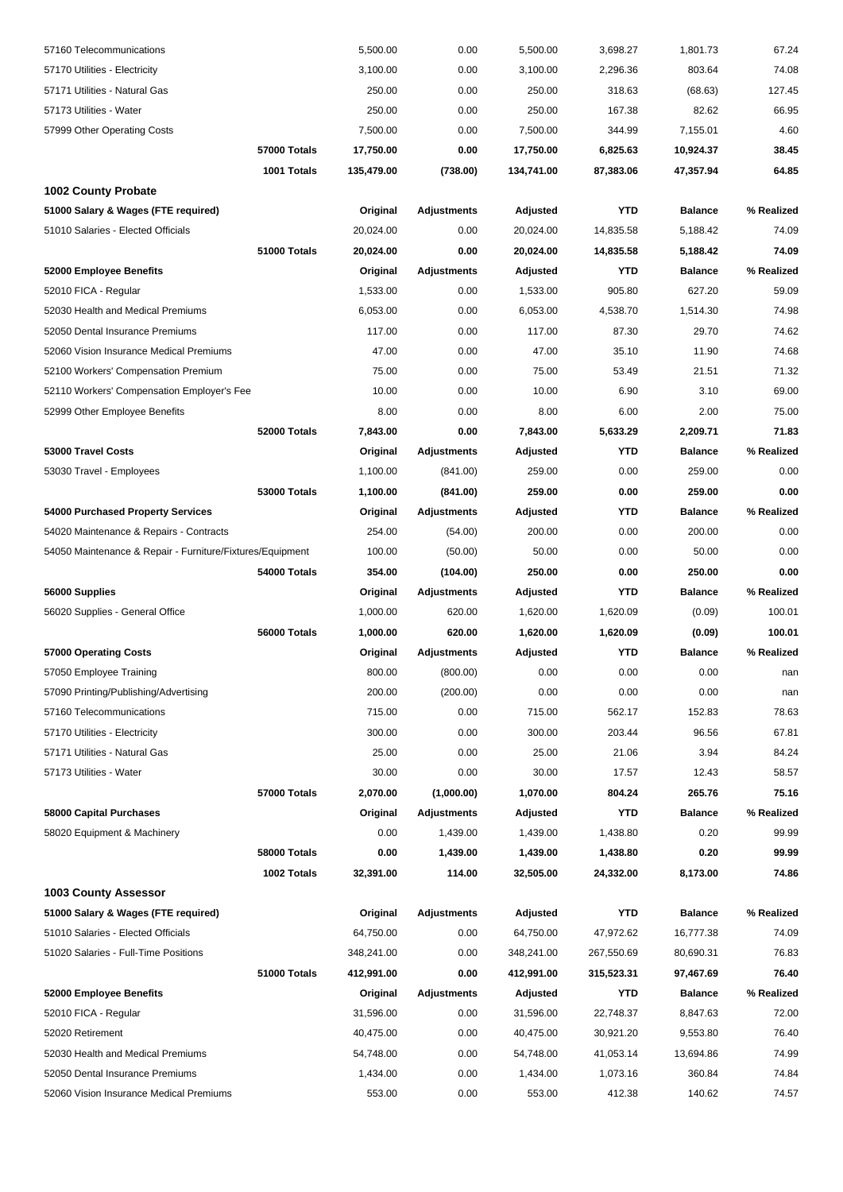| | | | | | | | |
|---|---|---|---|---|---|---|---|
| 57160 Telecommunications | | 5,500.00 | 0.00 | 5,500.00 | 3,698.27 | 1,801.73 | 67.24 |
| 57170 Utilities - Electricity | | 3,100.00 | 0.00 | 3,100.00 | 2,296.36 | 803.64 | 74.08 |
| 57171 Utilities - Natural Gas | | 250.00 | 0.00 | 250.00 | 318.63 | (68.63) | 127.45 |
| 57173 Utilities - Water | | 250.00 | 0.00 | 250.00 | 167.38 | 82.62 | 66.95 |
| 57999 Other Operating Costs | | 7,500.00 | 0.00 | 7,500.00 | 344.99 | 7,155.01 | 4.60 |
| | **57000 Totals** | **17,750.00** | **0.00** | **17,750.00** | **6,825.63** | **10,924.37** | **38.45** |
| | **1001 Totals** | **135,479.00** | **(738.00)** | **134,741.00** | **87,383.06** | **47,357.94** | **64.85** |
| **1002 County Probate** | | | | | | | |
| **51000 Salary & Wages (FTE required)** | | **Original** | **Adjustments** | **Adjusted** | **YTD** | **Balance** | **% Realized** |
| 51010 Salaries - Elected Officials | | 20,024.00 | 0.00 | 20,024.00 | 14,835.58 | 5,188.42 | 74.09 |
| | **51000 Totals** | **20,024.00** | **0.00** | **20,024.00** | **14,835.58** | **5,188.42** | **74.09** |
| **52000 Employee Benefits** | | **Original** | **Adjustments** | **Adjusted** | **YTD** | **Balance** | **% Realized** |
| 52010 FICA - Regular | | 1,533.00 | 0.00 | 1,533.00 | 905.80 | 627.20 | 59.09 |
| 52030 Health and Medical Premiums | | 6,053.00 | 0.00 | 6,053.00 | 4,538.70 | 1,514.30 | 74.98 |
| 52050 Dental Insurance Premiums | | 117.00 | 0.00 | 117.00 | 87.30 | 29.70 | 74.62 |
| 52060 Vision Insurance Medical Premiums | | 47.00 | 0.00 | 47.00 | 35.10 | 11.90 | 74.68 |
| 52100 Workers' Compensation Premium | | 75.00 | 0.00 | 75.00 | 53.49 | 21.51 | 71.32 |
| 52110 Workers' Compensation Employer's Fee | | 10.00 | 0.00 | 10.00 | 6.90 | 3.10 | 69.00 |
| 52999 Other Employee Benefits | | 8.00 | 0.00 | 8.00 | 6.00 | 2.00 | 75.00 |
| | **52000 Totals** | **7,843.00** | **0.00** | **7,843.00** | **5,633.29** | **2,209.71** | **71.83** |
| **53000 Travel Costs** | | **Original** | **Adjustments** | **Adjusted** | **YTD** | **Balance** | **% Realized** |
| 53030 Travel - Employees | | 1,100.00 | (841.00) | 259.00 | 0.00 | 259.00 | 0.00 |
| | **53000 Totals** | **1,100.00** | **(841.00)** | **259.00** | **0.00** | **259.00** | **0.00** |
| **54000 Purchased Property Services** | | **Original** | **Adjustments** | **Adjusted** | **YTD** | **Balance** | **% Realized** |
| 54020 Maintenance & Repairs - Contracts | | 254.00 | (54.00) | 200.00 | 0.00 | 200.00 | 0.00 |
| 54050 Maintenance & Repair - Furniture/Fixtures/Equipment | | 100.00 | (50.00) | 50.00 | 0.00 | 50.00 | 0.00 |
| | **54000 Totals** | **354.00** | **(104.00)** | **250.00** | **0.00** | **250.00** | **0.00** |
| **56000 Supplies** | | **Original** | **Adjustments** | **Adjusted** | **YTD** | **Balance** | **% Realized** |
| 56020 Supplies - General Office | | 1,000.00 | 620.00 | 1,620.00 | 1,620.09 | (0.09) | 100.01 |
| | **56000 Totals** | **1,000.00** | **620.00** | **1,620.00** | **1,620.09** | **(0.09)** | **100.01** |
| **57000 Operating Costs** | | **Original** | **Adjustments** | **Adjusted** | **YTD** | **Balance** | **% Realized** |
| 57050 Employee Training | | 800.00 | (800.00) | 0.00 | 0.00 | 0.00 | nan |
| 57090 Printing/Publishing/Advertising | | 200.00 | (200.00) | 0.00 | 0.00 | 0.00 | nan |
| 57160 Telecommunications | | 715.00 | 0.00 | 715.00 | 562.17 | 152.83 | 78.63 |
| 57170 Utilities - Electricity | | 300.00 | 0.00 | 300.00 | 203.44 | 96.56 | 67.81 |
| 57171 Utilities - Natural Gas | | 25.00 | 0.00 | 25.00 | 21.06 | 3.94 | 84.24 |
| 57173 Utilities - Water | | 30.00 | 0.00 | 30.00 | 17.57 | 12.43 | 58.57 |
| | **57000 Totals** | **2,070.00** | **(1,000.00)** | **1,070.00** | **804.24** | **265.76** | **75.16** |
| **58000 Capital Purchases** | | **Original** | **Adjustments** | **Adjusted** | **YTD** | **Balance** | **% Realized** |
| 58020 Equipment & Machinery | | 0.00 | 1,439.00 | 1,439.00 | 1,438.80 | 0.20 | 99.99 |
| | **58000 Totals** | **0.00** | **1,439.00** | **1,439.00** | **1,438.80** | **0.20** | **99.99** |
| | **1002 Totals** | **32,391.00** | **114.00** | **32,505.00** | **24,332.00** | **8,173.00** | **74.86** |
| **1003 County Assessor** | | | | | | | |
| **51000 Salary & Wages (FTE required)** | | **Original** | **Adjustments** | **Adjusted** | **YTD** | **Balance** | **% Realized** |
| 51010 Salaries - Elected Officials | | 64,750.00 | 0.00 | 64,750.00 | 47,972.62 | 16,777.38 | 74.09 |
| 51020 Salaries - Full-Time Positions | | 348,241.00 | 0.00 | 348,241.00 | 267,550.69 | 80,690.31 | 76.83 |
| | **51000 Totals** | **412,991.00** | **0.00** | **412,991.00** | **315,523.31** | **97,467.69** | **76.40** |
| **52000 Employee Benefits** | | **Original** | **Adjustments** | **Adjusted** | **YTD** | **Balance** | **% Realized** |
| 52010 FICA - Regular | | 31,596.00 | 0.00 | 31,596.00 | 22,748.37 | 8,847.63 | 72.00 |
| 52020 Retirement | | 40,475.00 | 0.00 | 40,475.00 | 30,921.20 | 9,553.80 | 76.40 |
| 52030 Health and Medical Premiums | | 54,748.00 | 0.00 | 54,748.00 | 41,053.14 | 13,694.86 | 74.99 |
| 52050 Dental Insurance Premiums | | 1,434.00 | 0.00 | 1,434.00 | 1,073.16 | 360.84 | 74.84 |
| 52060 Vision Insurance Medical Premiums | | 553.00 | 0.00 | 553.00 | 412.38 | 140.62 | 74.57 |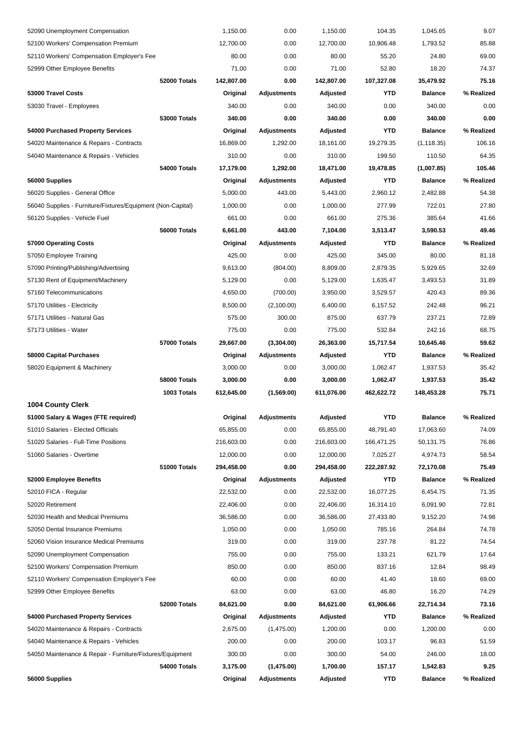| | Original | Adjustments | Adjusted | YTD | Balance | % Realized |
|---|---|---|---|---|---|---|
| 52090 Unemployment Compensation | 1,150.00 | 0.00 | 1,150.00 | 104.35 | 1,045.65 | 9.07 |
| 52100 Workers' Compensation Premium | 12,700.00 | 0.00 | 12,700.00 | 10,906.48 | 1,793.52 | 85.88 |
| 52110 Workers' Compensation Employer's Fee | 80.00 | 0.00 | 80.00 | 55.20 | 24.80 | 69.00 |
| 52999 Other Employee Benefits | 71.00 | 0.00 | 71.00 | 52.80 | 18.20 | 74.37 |
| **52000 Totals** | **142,807.00** | **0.00** | **142,807.00** | **107,327.08** | **35,479.92** | **75.16** |
| **53000 Travel Costs** | **Original** | **Adjustments** | **Adjusted** | **YTD** | **Balance** | **% Realized** |
| 53030 Travel - Employees | 340.00 | 0.00 | 340.00 | 0.00 | 340.00 | 0.00 |
| **53000 Totals** | **340.00** | **0.00** | **340.00** | **0.00** | **340.00** | **0.00** |
| **54000 Purchased Property Services** | **Original** | **Adjustments** | **Adjusted** | **YTD** | **Balance** | **% Realized** |
| 54020 Maintenance & Repairs - Contracts | 16,869.00 | 1,292.00 | 18,161.00 | 19,279.35 | (1,118.35) | 106.16 |
| 54040 Maintenance & Repairs - Vehicles | 310.00 | 0.00 | 310.00 | 199.50 | 110.50 | 64.35 |
| **54000 Totals** | **17,179.00** | **1,292.00** | **18,471.00** | **19,478.85** | **(1,007.85)** | **105.46** |
| **56000 Supplies** | **Original** | **Adjustments** | **Adjusted** | **YTD** | **Balance** | **% Realized** |
| 56020 Supplies - General Office | 5,000.00 | 443.00 | 5,443.00 | 2,960.12 | 2,482.88 | 54.38 |
| 56040 Supplies - Furniture/Fixtures/Equipment (Non-Capital) | 1,000.00 | 0.00 | 1,000.00 | 277.99 | 722.01 | 27.80 |
| 56120 Supplies - Vehicle Fuel | 661.00 | 0.00 | 661.00 | 275.36 | 385.64 | 41.66 |
| **56000 Totals** | **6,661.00** | **443.00** | **7,104.00** | **3,513.47** | **3,590.53** | **49.46** |
| **57000 Operating Costs** | **Original** | **Adjustments** | **Adjusted** | **YTD** | **Balance** | **% Realized** |
| 57050 Employee Training | 425.00 | 0.00 | 425.00 | 345.00 | 80.00 | 81.18 |
| 57090 Printing/Publishing/Advertising | 9,613.00 | (804.00) | 8,809.00 | 2,879.35 | 5,929.65 | 32.69 |
| 57130 Rent of Equipment/Machinery | 5,129.00 | 0.00 | 5,129.00 | 1,635.47 | 3,493.53 | 31.89 |
| 57160 Telecommunications | 4,650.00 | (700.00) | 3,950.00 | 3,529.57 | 420.43 | 89.36 |
| 57170 Utilities - Electricity | 8,500.00 | (2,100.00) | 6,400.00 | 6,157.52 | 242.48 | 96.21 |
| 57171 Utilities - Natural Gas | 575.00 | 300.00 | 875.00 | 637.79 | 237.21 | 72.89 |
| 57173 Utilities - Water | 775.00 | 0.00 | 775.00 | 532.84 | 242.16 | 68.75 |
| **57000 Totals** | **29,667.00** | **(3,304.00)** | **26,363.00** | **15,717.54** | **10,645.46** | **59.62** |
| **58000 Capital Purchases** | **Original** | **Adjustments** | **Adjusted** | **YTD** | **Balance** | **% Realized** |
| 58020 Equipment & Machinery | 3,000.00 | 0.00 | 3,000.00 | 1,062.47 | 1,937.53 | 35.42 |
| **58000 Totals** | **3,000.00** | **0.00** | **3,000.00** | **1,062.47** | **1,937.53** | **35.42** |
| **1003 Totals** | **612,645.00** | **(1,569.00)** | **611,076.00** | **462,622.72** | **148,453.28** | **75.71** |

## 1004 County Clerk

| 51000 Salary & Wages (FTE required) | Original | Adjustments | Adjusted | YTD | Balance | % Realized |
|---|---|---|---|---|---|---|
| 51010 Salaries - Elected Officials | 65,855.00 | 0.00 | 65,855.00 | 48,791.40 | 17,063.60 | 74.09 |
| 51020 Salaries - Full-Time Positions | 216,603.00 | 0.00 | 216,603.00 | 166,471.25 | 50,131.75 | 76.86 |
| 51060 Salaries - Overtime | 12,000.00 | 0.00 | 12,000.00 | 7,025.27 | 4,974.73 | 58.54 |
| **51000 Totals** | **294,458.00** | **0.00** | **294,458.00** | **222,287.92** | **72,170.08** | **75.49** |
| **52000 Employee Benefits** | **Original** | **Adjustments** | **Adjusted** | **YTD** | **Balance** | **% Realized** |
| 52010 FICA - Regular | 22,532.00 | 0.00 | 22,532.00 | 16,077.25 | 6,454.75 | 71.35 |
| 52020 Retirement | 22,406.00 | 0.00 | 22,406.00 | 16,314.10 | 6,091.90 | 72.81 |
| 52030 Health and Medical Premiums | 36,586.00 | 0.00 | 36,586.00 | 27,433.80 | 9,152.20 | 74.98 |
| 52050 Dental Insurance Premiums | 1,050.00 | 0.00 | 1,050.00 | 785.16 | 264.84 | 74.78 |
| 52060 Vision Insurance Medical Premiums | 319.00 | 0.00 | 319.00 | 237.78 | 81.22 | 74.54 |
| 52090 Unemployment Compensation | 755.00 | 0.00 | 755.00 | 133.21 | 621.79 | 17.64 |
| 52100 Workers' Compensation Premium | 850.00 | 0.00 | 850.00 | 837.16 | 12.84 | 98.49 |
| 52110 Workers' Compensation Employer's Fee | 60.00 | 0.00 | 60.00 | 41.40 | 18.60 | 69.00 |
| 52999 Other Employee Benefits | 63.00 | 0.00 | 63.00 | 46.80 | 16.20 | 74.29 |
| **52000 Totals** | **84,621.00** | **0.00** | **84,621.00** | **61,906.66** | **22,714.34** | **73.16** |
| **54000 Purchased Property Services** | **Original** | **Adjustments** | **Adjusted** | **YTD** | **Balance** | **% Realized** |
| 54020 Maintenance & Repairs - Contracts | 2,675.00 | (1,475.00) | 1,200.00 | 0.00 | 1,200.00 | 0.00 |
| 54040 Maintenance & Repairs - Vehicles | 200.00 | 0.00 | 200.00 | 103.17 | 96.83 | 51.59 |
| 54050 Maintenance & Repair - Furniture/Fixtures/Equipment | 300.00 | 0.00 | 300.00 | 54.00 | 246.00 | 18.00 |
| **54000 Totals** | **3,175.00** | **(1,475.00)** | **1,700.00** | **157.17** | **1,542.83** | **9.25** |
| **56000 Supplies** | **Original** | **Adjustments** | **Adjusted** | **YTD** | **Balance** | **% Realized** |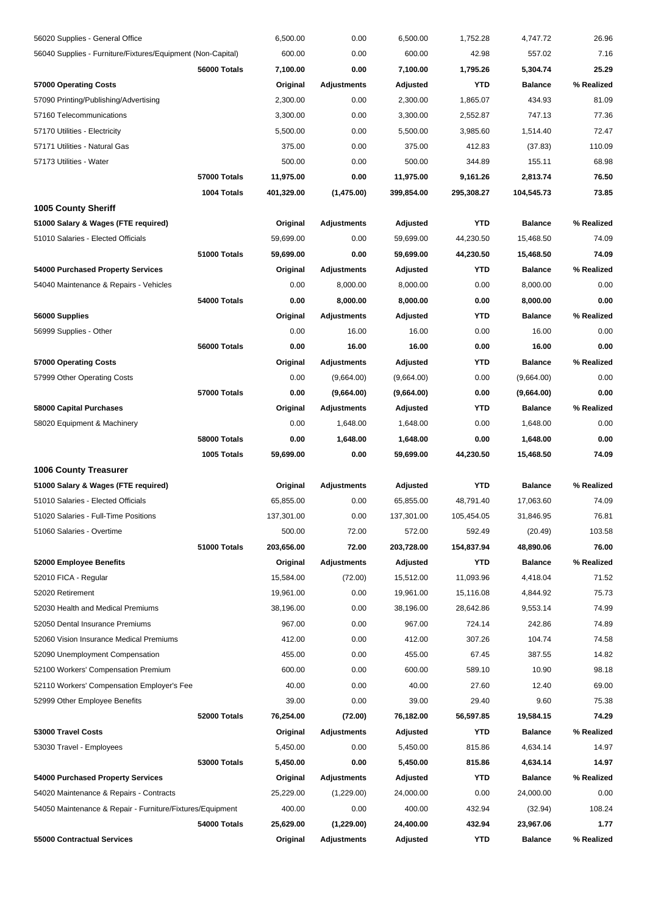| | | | | | | |
|---|---|---|---|---|---|---|
| 56020 Supplies - General Office | | 6,500.00 | 0.00 | 6,500.00 | 1,752.28 | 4,747.72 | 26.96 |
| 56040 Supplies - Furniture/Fixtures/Equipment (Non-Capital) | | 600.00 | 0.00 | 600.00 | 42.98 | 557.02 | 7.16 |
| | **56000 Totals** | **7,100.00** | **0.00** | **7,100.00** | **1,795.26** | **5,304.74** | **25.29** |
| **57000 Operating Costs** | | **Original** | **Adjustments** | **Adjusted** | **YTD** | **Balance** | **% Realized** |
| 57090 Printing/Publishing/Advertising | | 2,300.00 | 0.00 | 2,300.00 | 1,865.07 | 434.93 | 81.09 |
| 57160 Telecommunications | | 3,300.00 | 0.00 | 3,300.00 | 2,552.87 | 747.13 | 77.36 |
| 57170 Utilities - Electricity | | 5,500.00 | 0.00 | 5,500.00 | 3,985.60 | 1,514.40 | 72.47 |
| 57171 Utilities - Natural Gas | | 375.00 | 0.00 | 375.00 | 412.83 | (37.83) | 110.09 |
| 57173 Utilities - Water | | 500.00 | 0.00 | 500.00 | 344.89 | 155.11 | 68.98 |
| | **57000 Totals** | **11,975.00** | **0.00** | **11,975.00** | **9,161.26** | **2,813.74** | **76.50** |
| | **1004 Totals** | **401,329.00** | **(1,475.00)** | **399,854.00** | **295,308.27** | **104,545.73** | **73.85** |
| **1005 County Sheriff** | | | | | | | |
| **51000 Salary & Wages (FTE required)** | | **Original** | **Adjustments** | **Adjusted** | **YTD** | **Balance** | **% Realized** |
| 51010 Salaries - Elected Officials | | 59,699.00 | 0.00 | 59,699.00 | 44,230.50 | 15,468.50 | 74.09 |
| | **51000 Totals** | **59,699.00** | **0.00** | **59,699.00** | **44,230.50** | **15,468.50** | **74.09** |
| **54000 Purchased Property Services** | | **Original** | **Adjustments** | **Adjusted** | **YTD** | **Balance** | **% Realized** |
| 54040 Maintenance & Repairs - Vehicles | | 0.00 | 8,000.00 | 8,000.00 | 0.00 | 8,000.00 | 0.00 |
| | **54000 Totals** | **0.00** | **8,000.00** | **8,000.00** | **0.00** | **8,000.00** | **0.00** |
| **56000 Supplies** | | **Original** | **Adjustments** | **Adjusted** | **YTD** | **Balance** | **% Realized** |
| 56999 Supplies - Other | | 0.00 | 16.00 | 16.00 | 0.00 | 16.00 | 0.00 |
| | **56000 Totals** | **0.00** | **16.00** | **16.00** | **0.00** | **16.00** | **0.00** |
| **57000 Operating Costs** | | **Original** | **Adjustments** | **Adjusted** | **YTD** | **Balance** | **% Realized** |
| 57999 Other Operating Costs | | 0.00 | (9,664.00) | (9,664.00) | 0.00 | (9,664.00) | 0.00 |
| | **57000 Totals** | **0.00** | **(9,664.00)** | **(9,664.00)** | **0.00** | **(9,664.00)** | **0.00** |
| **58000 Capital Purchases** | | **Original** | **Adjustments** | **Adjusted** | **YTD** | **Balance** | **% Realized** |
| 58020 Equipment & Machinery | | 0.00 | 1,648.00 | 1,648.00 | 0.00 | 1,648.00 | 0.00 |
| | **58000 Totals** | **0.00** | **1,648.00** | **1,648.00** | **0.00** | **1,648.00** | **0.00** |
| | **1005 Totals** | **59,699.00** | **0.00** | **59,699.00** | **44,230.50** | **15,468.50** | **74.09** |
| **1006 County Treasurer** | | | | | | | |
| **51000 Salary & Wages (FTE required)** | | **Original** | **Adjustments** | **Adjusted** | **YTD** | **Balance** | **% Realized** |
| 51010 Salaries - Elected Officials | | 65,855.00 | 0.00 | 65,855.00 | 48,791.40 | 17,063.60 | 74.09 |
| 51020 Salaries - Full-Time Positions | | 137,301.00 | 0.00 | 137,301.00 | 105,454.05 | 31,846.95 | 76.81 |
| 51060 Salaries - Overtime | | 500.00 | 72.00 | 572.00 | 592.49 | (20.49) | 103.58 |
| | **51000 Totals** | **203,656.00** | **72.00** | **203,728.00** | **154,837.94** | **48,890.06** | **76.00** |
| **52000 Employee Benefits** | | **Original** | **Adjustments** | **Adjusted** | **YTD** | **Balance** | **% Realized** |
| 52010 FICA - Regular | | 15,584.00 | (72.00) | 15,512.00 | 11,093.96 | 4,418.04 | 71.52 |
| 52020 Retirement | | 19,961.00 | 0.00 | 19,961.00 | 15,116.08 | 4,844.92 | 75.73 |
| 52030 Health and Medical Premiums | | 38,196.00 | 0.00 | 38,196.00 | 28,642.86 | 9,553.14 | 74.99 |
| 52050 Dental Insurance Premiums | | 967.00 | 0.00 | 967.00 | 724.14 | 242.86 | 74.89 |
| 52060 Vision Insurance Medical Premiums | | 412.00 | 0.00 | 412.00 | 307.26 | 104.74 | 74.58 |
| 52090 Unemployment Compensation | | 455.00 | 0.00 | 455.00 | 67.45 | 387.55 | 14.82 |
| 52100 Workers' Compensation Premium | | 600.00 | 0.00 | 600.00 | 589.10 | 10.90 | 98.18 |
| 52110 Workers' Compensation Employer's Fee | | 40.00 | 0.00 | 40.00 | 27.60 | 12.40 | 69.00 |
| 52999 Other Employee Benefits | | 39.00 | 0.00 | 39.00 | 29.40 | 9.60 | 75.38 |
| | **52000 Totals** | **76,254.00** | **(72.00)** | **76,182.00** | **56,597.85** | **19,584.15** | **74.29** |
| **53000 Travel Costs** | | **Original** | **Adjustments** | **Adjusted** | **YTD** | **Balance** | **% Realized** |
| 53030 Travel - Employees | | 5,450.00 | 0.00 | 5,450.00 | 815.86 | 4,634.14 | 14.97 |
| | **53000 Totals** | **5,450.00** | **0.00** | **5,450.00** | **815.86** | **4,634.14** | **14.97** |
| **54000 Purchased Property Services** | | **Original** | **Adjustments** | **Adjusted** | **YTD** | **Balance** | **% Realized** |
| 54020 Maintenance & Repairs - Contracts | | 25,229.00 | (1,229.00) | 24,000.00 | 0.00 | 24,000.00 | 0.00 |
| 54050 Maintenance & Repair - Furniture/Fixtures/Equipment | | 400.00 | 0.00 | 400.00 | 432.94 | (32.94) | 108.24 |
| | **54000 Totals** | **25,629.00** | **(1,229.00)** | **24,400.00** | **432.94** | **23,967.06** | **1.77** |
| **55000 Contractual Services** | | **Original** | **Adjustments** | **Adjusted** | **YTD** | **Balance** | **% Realized** |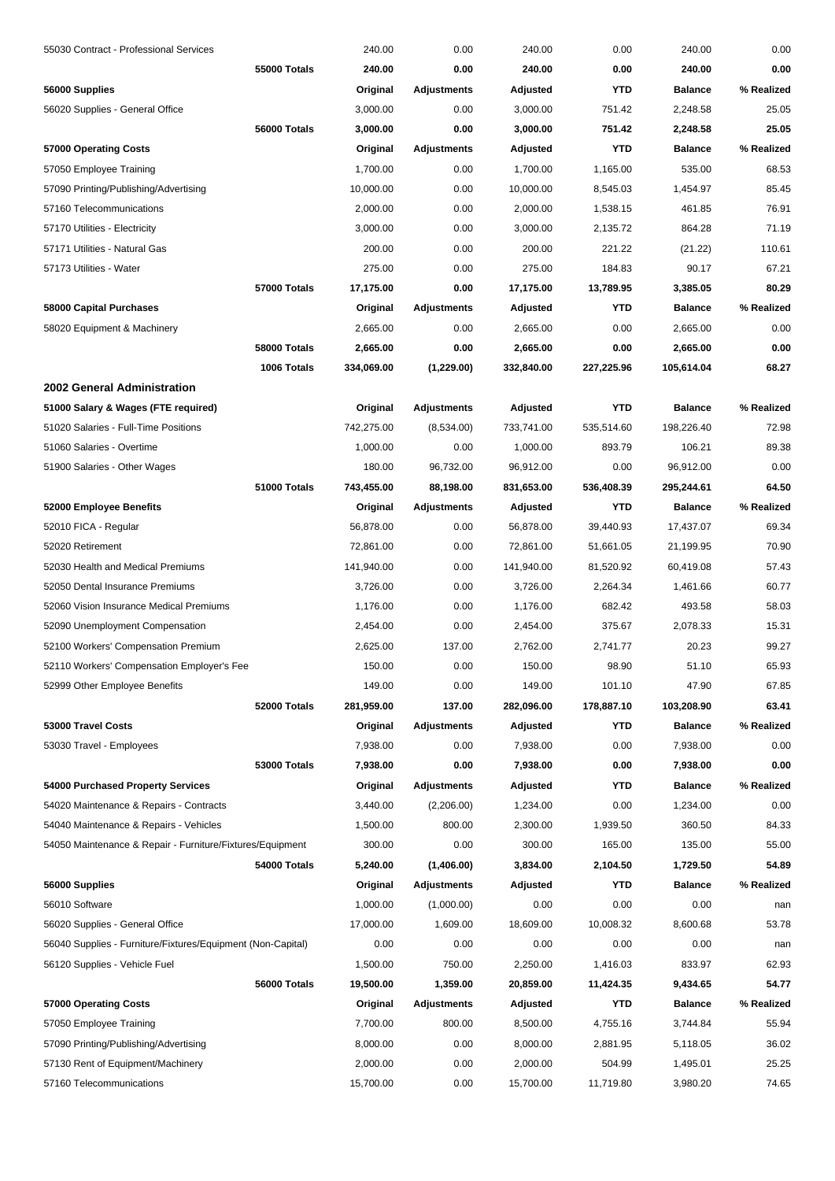| | | | | | | | |
|---|---|---|---|---|---|---|---|
| 55030 Contract - Professional Services | | 240.00 | 0.00 | 240.00 | 0.00 | 240.00 | 0.00 |
| | **55000 Totals** | **240.00** | **0.00** | **240.00** | **0.00** | **240.00** | **0.00** |
| **56000 Supplies** | | **Original** | **Adjustments** | **Adjusted** | **YTD** | **Balance** | **% Realized** |
| 56020 Supplies - General Office | | 3,000.00 | 0.00 | 3,000.00 | 751.42 | 2,248.58 | 25.05 |
| | **56000 Totals** | **3,000.00** | **0.00** | **3,000.00** | **751.42** | **2,248.58** | **25.05** |
| **57000 Operating Costs** | | **Original** | **Adjustments** | **Adjusted** | **YTD** | **Balance** | **% Realized** |
| 57050 Employee Training | | 1,700.00 | 0.00 | 1,700.00 | 1,165.00 | 535.00 | 68.53 |
| 57090 Printing/Publishing/Advertising | | 10,000.00 | 0.00 | 10,000.00 | 8,545.03 | 1,454.97 | 85.45 |
| 57160 Telecommunications | | 2,000.00 | 0.00 | 2,000.00 | 1,538.15 | 461.85 | 76.91 |
| 57170 Utilities - Electricity | | 3,000.00 | 0.00 | 3,000.00 | 2,135.72 | 864.28 | 71.19 |
| 57171 Utilities - Natural Gas | | 200.00 | 0.00 | 200.00 | 221.22 | (21.22) | 110.61 |
| 57173 Utilities - Water | | 275.00 | 0.00 | 275.00 | 184.83 | 90.17 | 67.21 |
| | **57000 Totals** | **17,175.00** | **0.00** | **17,175.00** | **13,789.95** | **3,385.05** | **80.29** |
| **58000 Capital Purchases** | | **Original** | **Adjustments** | **Adjusted** | **YTD** | **Balance** | **% Realized** |
| 58020 Equipment & Machinery | | 2,665.00 | 0.00 | 2,665.00 | 0.00 | 2,665.00 | 0.00 |
| | **58000 Totals** | **2,665.00** | **0.00** | **2,665.00** | **0.00** | **2,665.00** | **0.00** |
| | **1006 Totals** | **334,069.00** | **(1,229.00)** | **332,840.00** | **227,225.96** | **105,614.04** | **68.27** |
| **2002 General Administration** | | | | | | | |
| **51000 Salary & Wages (FTE required)** | | **Original** | **Adjustments** | **Adjusted** | **YTD** | **Balance** | **% Realized** |
| 51020 Salaries - Full-Time Positions | | 742,275.00 | (8,534.00) | 733,741.00 | 535,514.60 | 198,226.40 | 72.98 |
| 51060 Salaries - Overtime | | 1,000.00 | 0.00 | 1,000.00 | 893.79 | 106.21 | 89.38 |
| 51900 Salaries - Other Wages | | 180.00 | 96,732.00 | 96,912.00 | 0.00 | 96,912.00 | 0.00 |
| | **51000 Totals** | **743,455.00** | **88,198.00** | **831,653.00** | **536,408.39** | **295,244.61** | **64.50** |
| **52000 Employee Benefits** | | **Original** | **Adjustments** | **Adjusted** | **YTD** | **Balance** | **% Realized** |
| 52010 FICA - Regular | | 56,878.00 | 0.00 | 56,878.00 | 39,440.93 | 17,437.07 | 69.34 |
| 52020 Retirement | | 72,861.00 | 0.00 | 72,861.00 | 51,661.05 | 21,199.95 | 70.90 |
| 52030 Health and Medical Premiums | | 141,940.00 | 0.00 | 141,940.00 | 81,520.92 | 60,419.08 | 57.43 |
| 52050 Dental Insurance Premiums | | 3,726.00 | 0.00 | 3,726.00 | 2,264.34 | 1,461.66 | 60.77 |
| 52060 Vision Insurance Medical Premiums | | 1,176.00 | 0.00 | 1,176.00 | 682.42 | 493.58 | 58.03 |
| 52090 Unemployment Compensation | | 2,454.00 | 0.00 | 2,454.00 | 375.67 | 2,078.33 | 15.31 |
| 52100 Workers' Compensation Premium | | 2,625.00 | 137.00 | 2,762.00 | 2,741.77 | 20.23 | 99.27 |
| 52110 Workers' Compensation Employer's Fee | | 150.00 | 0.00 | 150.00 | 98.90 | 51.10 | 65.93 |
| 52999 Other Employee Benefits | | 149.00 | 0.00 | 149.00 | 101.10 | 47.90 | 67.85 |
| | **52000 Totals** | **281,959.00** | **137.00** | **282,096.00** | **178,887.10** | **103,208.90** | **63.41** |
| **53000 Travel Costs** | | **Original** | **Adjustments** | **Adjusted** | **YTD** | **Balance** | **% Realized** |
| 53030 Travel - Employees | | 7,938.00 | 0.00 | 7,938.00 | 0.00 | 7,938.00 | 0.00 |
| | **53000 Totals** | **7,938.00** | **0.00** | **7,938.00** | **0.00** | **7,938.00** | **0.00** |
| **54000 Purchased Property Services** | | **Original** | **Adjustments** | **Adjusted** | **YTD** | **Balance** | **% Realized** |
| 54020 Maintenance & Repairs - Contracts | | 3,440.00 | (2,206.00) | 1,234.00 | 0.00 | 1,234.00 | 0.00 |
| 54040 Maintenance & Repairs - Vehicles | | 1,500.00 | 800.00 | 2,300.00 | 1,939.50 | 360.50 | 84.33 |
| 54050 Maintenance & Repair - Furniture/Fixtures/Equipment | | 300.00 | 0.00 | 300.00 | 165.00 | 135.00 | 55.00 |
| | **54000 Totals** | **5,240.00** | **(1,406.00)** | **3,834.00** | **2,104.50** | **1,729.50** | **54.89** |
| **56000 Supplies** | | **Original** | **Adjustments** | **Adjusted** | **YTD** | **Balance** | **% Realized** |
| 56010 Software | | 1,000.00 | (1,000.00) | 0.00 | 0.00 | 0.00 | nan |
| 56020 Supplies - General Office | | 17,000.00 | 1,609.00 | 18,609.00 | 10,008.32 | 8,600.68 | 53.78 |
| 56040 Supplies - Furniture/Fixtures/Equipment (Non-Capital) | | 0.00 | 0.00 | 0.00 | 0.00 | 0.00 | nan |
| 56120 Supplies - Vehicle Fuel | | 1,500.00 | 750.00 | 2,250.00 | 1,416.03 | 833.97 | 62.93 |
| | **56000 Totals** | **19,500.00** | **1,359.00** | **20,859.00** | **11,424.35** | **9,434.65** | **54.77** |
| **57000 Operating Costs** | | **Original** | **Adjustments** | **Adjusted** | **YTD** | **Balance** | **% Realized** |
| 57050 Employee Training | | 7,700.00 | 800.00 | 8,500.00 | 4,755.16 | 3,744.84 | 55.94 |
| 57090 Printing/Publishing/Advertising | | 8,000.00 | 0.00 | 8,000.00 | 2,881.95 | 5,118.05 | 36.02 |
| 57130 Rent of Equipment/Machinery | | 2,000.00 | 0.00 | 2,000.00 | 504.99 | 1,495.01 | 25.25 |
| 57160 Telecommunications | | 15,700.00 | 0.00 | 15,700.00 | 11,719.80 | 3,980.20 | 74.65 |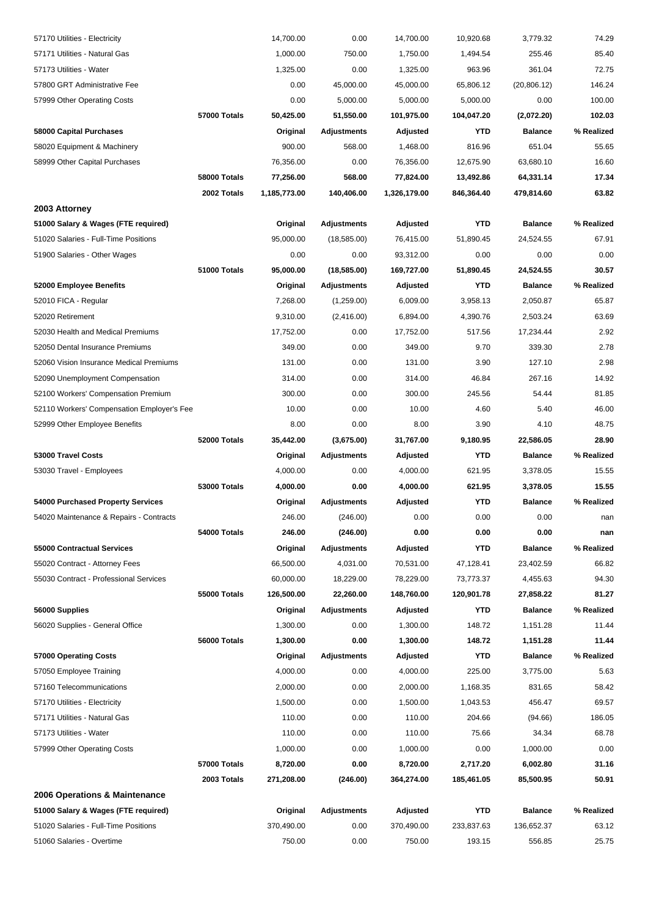| | | | | | | | |
|---|---|---|---|---|---|---|---|
| 57170 Utilities - Electricity | | 14,700.00 | 0.00 | 14,700.00 | 10,920.68 | 3,779.32 | 74.29 |
| 57171 Utilities - Natural Gas | | 1,000.00 | 750.00 | 1,750.00 | 1,494.54 | 255.46 | 85.40 |
| 57173 Utilities - Water | | 1,325.00 | 0.00 | 1,325.00 | 963.96 | 361.04 | 72.75 |
| 57800 GRT Administrative Fee | | 0.00 | 45,000.00 | 45,000.00 | 65,806.12 | (20,806.12) | 146.24 |
| 57999 Other Operating Costs | | 0.00 | 5,000.00 | 5,000.00 | 5,000.00 | 0.00 | 100.00 |
| | **57000 Totals** | **50,425.00** | **51,550.00** | **101,975.00** | **104,047.20** | **(2,072.20)** | **102.03** |
| **58000 Capital Purchases** | | **Original** | **Adjustments** | **Adjusted** | **YTD** | **Balance** | **% Realized** |
| 58020 Equipment & Machinery | | 900.00 | 568.00 | 1,468.00 | 816.96 | 651.04 | 55.65 |
| 58999 Other Capital Purchases | | 76,356.00 | 0.00 | 76,356.00 | 12,675.90 | 63,680.10 | 16.60 |
| | **58000 Totals** | **77,256.00** | **568.00** | **77,824.00** | **13,492.86** | **64,331.14** | **17.34** |
| | **2002 Totals** | **1,185,773.00** | **140,406.00** | **1,326,179.00** | **846,364.40** | **479,814.60** | **63.82** |
| **2003 Attorney** | | | | | | | |
| **51000 Salary & Wages (FTE required)** | | **Original** | **Adjustments** | **Adjusted** | **YTD** | **Balance** | **% Realized** |
| 51020 Salaries - Full-Time Positions | | 95,000.00 | (18,585.00) | 76,415.00 | 51,890.45 | 24,524.55 | 67.91 |
| 51900 Salaries - Other Wages | | 0.00 | 0.00 | 93,312.00 | 0.00 | 0.00 | 0.00 |
| | **51000 Totals** | **95,000.00** | **(18,585.00)** | **169,727.00** | **51,890.45** | **24,524.55** | **30.57** |
| **52000 Employee Benefits** | | **Original** | **Adjustments** | **Adjusted** | **YTD** | **Balance** | **% Realized** |
| 52010 FICA - Regular | | 7,268.00 | (1,259.00) | 6,009.00 | 3,958.13 | 2,050.87 | 65.87 |
| 52020 Retirement | | 9,310.00 | (2,416.00) | 6,894.00 | 4,390.76 | 2,503.24 | 63.69 |
| 52030 Health and Medical Premiums | | 17,752.00 | 0.00 | 17,752.00 | 517.56 | 17,234.44 | 2.92 |
| 52050 Dental Insurance Premiums | | 349.00 | 0.00 | 349.00 | 9.70 | 339.30 | 2.78 |
| 52060 Vision Insurance Medical Premiums | | 131.00 | 0.00 | 131.00 | 3.90 | 127.10 | 2.98 |
| 52090 Unemployment Compensation | | 314.00 | 0.00 | 314.00 | 46.84 | 267.16 | 14.92 |
| 52100 Workers' Compensation Premium | | 300.00 | 0.00 | 300.00 | 245.56 | 54.44 | 81.85 |
| 52110 Workers' Compensation Employer's Fee | | 10.00 | 0.00 | 10.00 | 4.60 | 5.40 | 46.00 |
| 52999 Other Employee Benefits | | 8.00 | 0.00 | 8.00 | 3.90 | 4.10 | 48.75 |
| | **52000 Totals** | **35,442.00** | **(3,675.00)** | **31,767.00** | **9,180.95** | **22,586.05** | **28.90** |
| **53000 Travel Costs** | | **Original** | **Adjustments** | **Adjusted** | **YTD** | **Balance** | **% Realized** |
| 53030 Travel - Employees | | 4,000.00 | 0.00 | 4,000.00 | 621.95 | 3,378.05 | 15.55 |
| | **53000 Totals** | **4,000.00** | **0.00** | **4,000.00** | **621.95** | **3,378.05** | **15.55** |
| **54000 Purchased Property Services** | | **Original** | **Adjustments** | **Adjusted** | **YTD** | **Balance** | **% Realized** |
| 54020 Maintenance & Repairs - Contracts | | 246.00 | (246.00) | 0.00 | 0.00 | 0.00 | nan |
| | **54000 Totals** | **246.00** | **(246.00)** | **0.00** | **0.00** | **0.00** | **nan** |
| **55000 Contractual Services** | | **Original** | **Adjustments** | **Adjusted** | **YTD** | **Balance** | **% Realized** |
| 55020 Contract - Attorney Fees | | 66,500.00 | 4,031.00 | 70,531.00 | 47,128.41 | 23,402.59 | 66.82 |
| 55030 Contract - Professional Services | | 60,000.00 | 18,229.00 | 78,229.00 | 73,773.37 | 4,455.63 | 94.30 |
| | **55000 Totals** | **126,500.00** | **22,260.00** | **148,760.00** | **120,901.78** | **27,858.22** | **81.27** |
| **56000 Supplies** | | **Original** | **Adjustments** | **Adjusted** | **YTD** | **Balance** | **% Realized** |
| 56020 Supplies - General Office | | 1,300.00 | 0.00 | 1,300.00 | 148.72 | 1,151.28 | 11.44 |
| | **56000 Totals** | **1,300.00** | **0.00** | **1,300.00** | **148.72** | **1,151.28** | **11.44** |
| **57000 Operating Costs** | | **Original** | **Adjustments** | **Adjusted** | **YTD** | **Balance** | **% Realized** |
| 57050 Employee Training | | 4,000.00 | 0.00 | 4,000.00 | 225.00 | 3,775.00 | 5.63 |
| 57160 Telecommunications | | 2,000.00 | 0.00 | 2,000.00 | 1,168.35 | 831.65 | 58.42 |
| 57170 Utilities - Electricity | | 1,500.00 | 0.00 | 1,500.00 | 1,043.53 | 456.47 | 69.57 |
| 57171 Utilities - Natural Gas | | 110.00 | 0.00 | 110.00 | 204.66 | (94.66) | 186.05 |
| 57173 Utilities - Water | | 110.00 | 0.00 | 110.00 | 75.66 | 34.34 | 68.78 |
| 57999 Other Operating Costs | | 1,000.00 | 0.00 | 1,000.00 | 0.00 | 1,000.00 | 0.00 |
| | **57000 Totals** | **8,720.00** | **0.00** | **8,720.00** | **2,717.20** | **6,002.80** | **31.16** |
| | **2003 Totals** | **271,208.00** | **(246.00)** | **364,274.00** | **185,461.05** | **85,500.95** | **50.91** |
| **2006 Operations & Maintenance** | | | | | | | |
| **51000 Salary & Wages (FTE required)** | | **Original** | **Adjustments** | **Adjusted** | **YTD** | **Balance** | **% Realized** |
| 51020 Salaries - Full-Time Positions | | 370,490.00 | 0.00 | 370,490.00 | 233,837.63 | 136,652.37 | 63.12 |
| 51060 Salaries - Overtime | | 750.00 | 0.00 | 750.00 | 193.15 | 556.85 | 25.75 |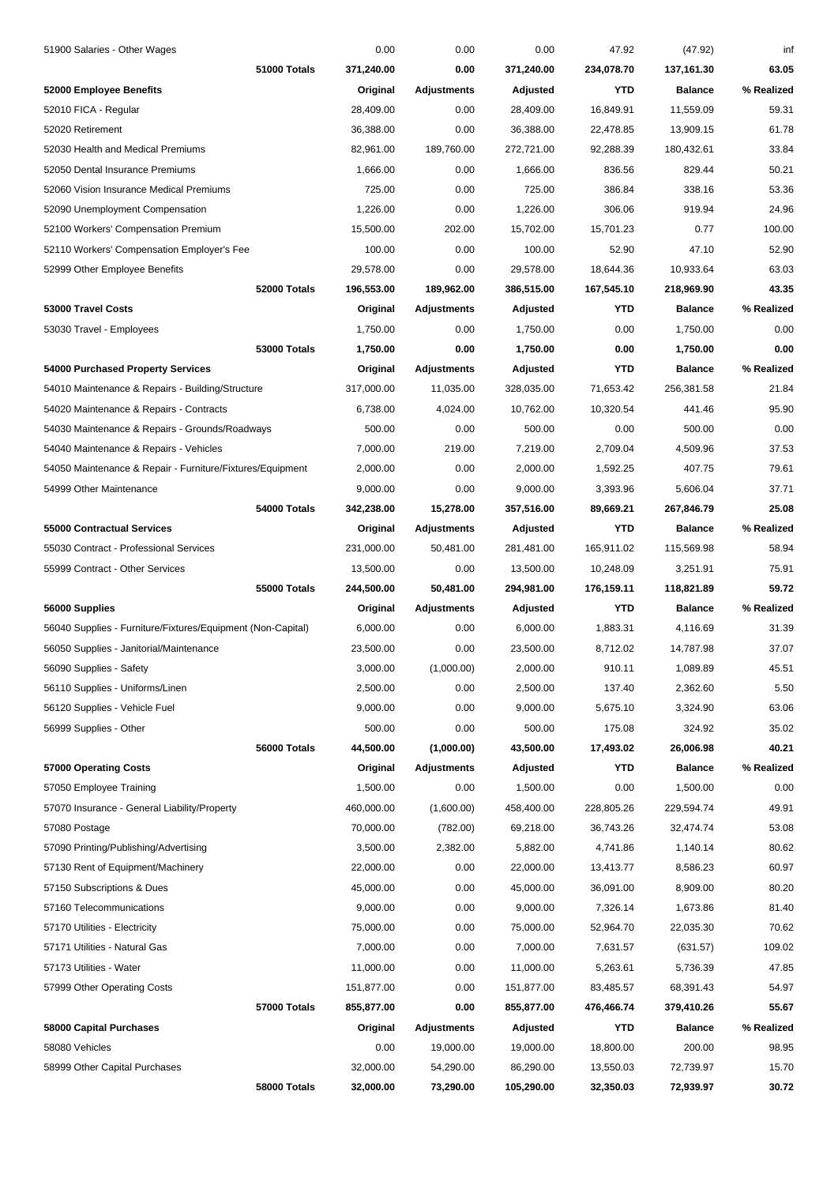| | Original | Adjustments | Adjusted | YTD | Balance | % Realized |
|---|---|---|---|---|---|---|
| 51900 Salaries - Other Wages | 0.00 | 0.00 | 0.00 | 47.92 | (47.92) | inf |
| **51000 Totals** | **371,240.00** | **0.00** | **371,240.00** | **234,078.70** | **137,161.30** | **63.05** |
| **52000 Employee Benefits** | **Original** | **Adjustments** | **Adjusted** | **YTD** | **Balance** | **% Realized** |
| 52010 FICA - Regular | 28,409.00 | 0.00 | 28,409.00 | 16,849.91 | 11,559.09 | 59.31 |
| 52020 Retirement | 36,388.00 | 0.00 | 36,388.00 | 22,478.85 | 13,909.15 | 61.78 |
| 52030 Health and Medical Premiums | 82,961.00 | 189,760.00 | 272,721.00 | 92,288.39 | 180,432.61 | 33.84 |
| 52050 Dental Insurance Premiums | 1,666.00 | 0.00 | 1,666.00 | 836.56 | 829.44 | 50.21 |
| 52060 Vision Insurance Medical Premiums | 725.00 | 0.00 | 725.00 | 386.84 | 338.16 | 53.36 |
| 52090 Unemployment Compensation | 1,226.00 | 0.00 | 1,226.00 | 306.06 | 919.94 | 24.96 |
| 52100 Workers' Compensation Premium | 15,500.00 | 202.00 | 15,702.00 | 15,701.23 | 0.77 | 100.00 |
| 52110 Workers' Compensation Employer's Fee | 100.00 | 0.00 | 100.00 | 52.90 | 47.10 | 52.90 |
| 52999 Other Employee Benefits | 29,578.00 | 0.00 | 29,578.00 | 18,644.36 | 10,933.64 | 63.03 |
| **52000 Totals** | **196,553.00** | **189,962.00** | **386,515.00** | **167,545.10** | **218,969.90** | **43.35** |
| **53000 Travel Costs** | **Original** | **Adjustments** | **Adjusted** | **YTD** | **Balance** | **% Realized** |
| 53030 Travel - Employees | 1,750.00 | 0.00 | 1,750.00 | 0.00 | 1,750.00 | 0.00 |
| **53000 Totals** | **1,750.00** | **0.00** | **1,750.00** | **0.00** | **1,750.00** | **0.00** |
| **54000 Purchased Property Services** | **Original** | **Adjustments** | **Adjusted** | **YTD** | **Balance** | **% Realized** |
| 54010 Maintenance & Repairs - Building/Structure | 317,000.00 | 11,035.00 | 328,035.00 | 71,653.42 | 256,381.58 | 21.84 |
| 54020 Maintenance & Repairs - Contracts | 6,738.00 | 4,024.00 | 10,762.00 | 10,320.54 | 441.46 | 95.90 |
| 54030 Maintenance & Repairs - Grounds/Roadways | 500.00 | 0.00 | 500.00 | 0.00 | 500.00 | 0.00 |
| 54040 Maintenance & Repairs - Vehicles | 7,000.00 | 219.00 | 7,219.00 | 2,709.04 | 4,509.96 | 37.53 |
| 54050 Maintenance & Repair - Furniture/Fixtures/Equipment | 2,000.00 | 0.00 | 2,000.00 | 1,592.25 | 407.75 | 79.61 |
| 54999 Other Maintenance | 9,000.00 | 0.00 | 9,000.00 | 3,393.96 | 5,606.04 | 37.71 |
| **54000 Totals** | **342,238.00** | **15,278.00** | **357,516.00** | **89,669.21** | **267,846.79** | **25.08** |
| **55000 Contractual Services** | **Original** | **Adjustments** | **Adjusted** | **YTD** | **Balance** | **% Realized** |
| 55030 Contract - Professional Services | 231,000.00 | 50,481.00 | 281,481.00 | 165,911.02 | 115,569.98 | 58.94 |
| 55999 Contract - Other Services | 13,500.00 | 0.00 | 13,500.00 | 10,248.09 | 3,251.91 | 75.91 |
| **55000 Totals** | **244,500.00** | **50,481.00** | **294,981.00** | **176,159.11** | **118,821.89** | **59.72** |
| **56000 Supplies** | **Original** | **Adjustments** | **Adjusted** | **YTD** | **Balance** | **% Realized** |
| 56040 Supplies - Furniture/Fixtures/Equipment (Non-Capital) | 6,000.00 | 0.00 | 6,000.00 | 1,883.31 | 4,116.69 | 31.39 |
| 56050 Supplies - Janitorial/Maintenance | 23,500.00 | 0.00 | 23,500.00 | 8,712.02 | 14,787.98 | 37.07 |
| 56090 Supplies - Safety | 3,000.00 | (1,000.00) | 2,000.00 | 910.11 | 1,089.89 | 45.51 |
| 56110 Supplies - Uniforms/Linen | 2,500.00 | 0.00 | 2,500.00 | 137.40 | 2,362.60 | 5.50 |
| 56120 Supplies - Vehicle Fuel | 9,000.00 | 0.00 | 9,000.00 | 5,675.10 | 3,324.90 | 63.06 |
| 56999 Supplies - Other | 500.00 | 0.00 | 500.00 | 175.08 | 324.92 | 35.02 |
| **56000 Totals** | **44,500.00** | **(1,000.00)** | **43,500.00** | **17,493.02** | **26,006.98** | **40.21** |
| **57000 Operating Costs** | **Original** | **Adjustments** | **Adjusted** | **YTD** | **Balance** | **% Realized** |
| 57050 Employee Training | 1,500.00 | 0.00 | 1,500.00 | 0.00 | 1,500.00 | 0.00 |
| 57070 Insurance - General Liability/Property | 460,000.00 | (1,600.00) | 458,400.00 | 228,805.26 | 229,594.74 | 49.91 |
| 57080 Postage | 70,000.00 | (782.00) | 69,218.00 | 36,743.26 | 32,474.74 | 53.08 |
| 57090 Printing/Publishing/Advertising | 3,500.00 | 2,382.00 | 5,882.00 | 4,741.86 | 1,140.14 | 80.62 |
| 57130 Rent of Equipment/Machinery | 22,000.00 | 0.00 | 22,000.00 | 13,413.77 | 8,586.23 | 60.97 |
| 57150 Subscriptions & Dues | 45,000.00 | 0.00 | 45,000.00 | 36,091.00 | 8,909.00 | 80.20 |
| 57160 Telecommunications | 9,000.00 | 0.00 | 9,000.00 | 7,326.14 | 1,673.86 | 81.40 |
| 57170 Utilities - Electricity | 75,000.00 | 0.00 | 75,000.00 | 52,964.70 | 22,035.30 | 70.62 |
| 57171 Utilities - Natural Gas | 7,000.00 | 0.00 | 7,000.00 | 7,631.57 | (631.57) | 109.02 |
| 57173 Utilities - Water | 11,000.00 | 0.00 | 11,000.00 | 5,263.61 | 5,736.39 | 47.85 |
| 57999 Other Operating Costs | 151,877.00 | 0.00 | 151,877.00 | 83,485.57 | 68,391.43 | 54.97 |
| **57000 Totals** | **855,877.00** | **0.00** | **855,877.00** | **476,466.74** | **379,410.26** | **55.67** |
| **58000 Capital Purchases** | **Original** | **Adjustments** | **Adjusted** | **YTD** | **Balance** | **% Realized** |
| 58080 Vehicles | 0.00 | 19,000.00 | 19,000.00 | 18,800.00 | 200.00 | 98.95 |
| 58999 Other Capital Purchases | 32,000.00 | 54,290.00 | 86,290.00 | 13,550.03 | 72,739.97 | 15.70 |
| **58000 Totals** | **32,000.00** | **73,290.00** | **105,290.00** | **32,350.03** | **72,939.97** | **30.72** |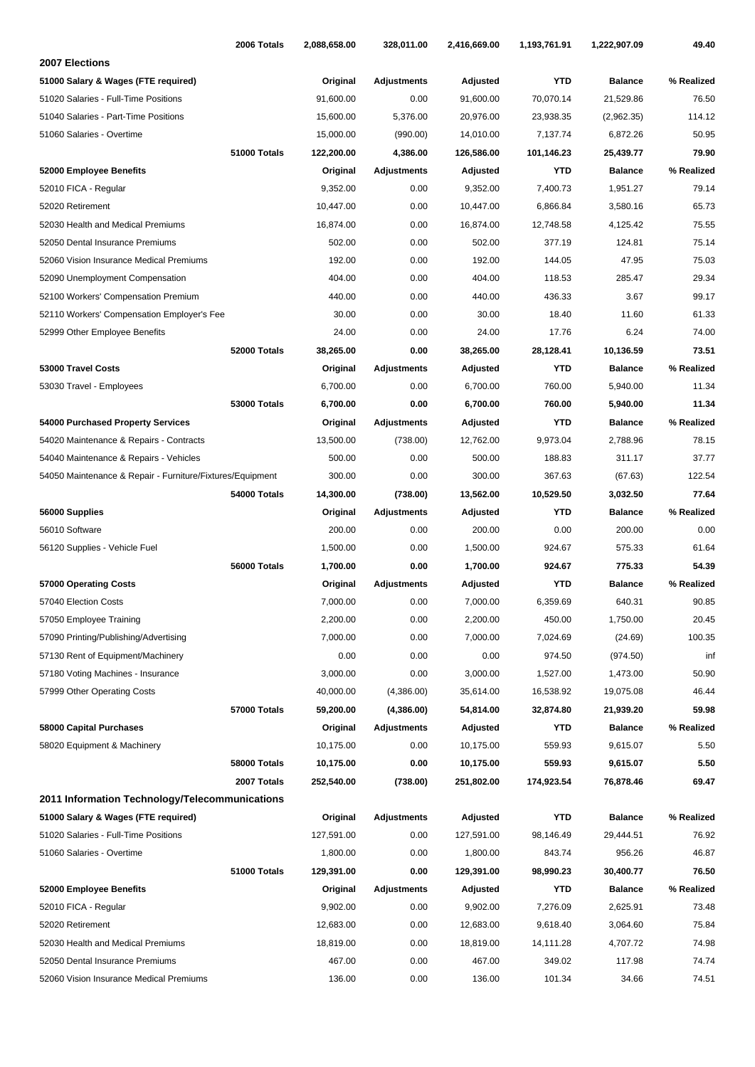| | 2006 Totals | 2,088,658.00 | 328,011.00 | 2,416,669.00 | 1,193,761.91 | 1,222,907.09 | 49.40 |
|---|---|---|---|---|---|---|---|

## 2007 Elections

| 51000 Salary & Wages (FTE required) | | Original | Adjustments | Adjusted | YTD | Balance | % Realized |
|---|---|---|---|---|---|---|---|
| 51020 Salaries - Full-Time Positions | | 91,600.00 | 0.00 | 91,600.00 | 70,070.14 | 21,529.86 | 76.50 |
| 51040 Salaries - Part-Time Positions | | 15,600.00 | 5,376.00 | 20,976.00 | 23,938.35 | (2,962.35) | 114.12 |
| 51060 Salaries - Overtime | | 15,000.00 | (990.00) | 14,010.00 | 7,137.74 | 6,872.26 | 50.95 |
| | **51000 Totals** | **122,200.00** | **4,386.00** | **126,586.00** | **101,146.23** | **25,439.77** | **79.90** |
| **52000 Employee Benefits** | | **Original** | **Adjustments** | **Adjusted** | **YTD** | **Balance** | **% Realized** |
| 52010 FICA - Regular | | 9,352.00 | 0.00 | 9,352.00 | 7,400.73 | 1,951.27 | 79.14 |
| 52020 Retirement | | 10,447.00 | 0.00 | 10,447.00 | 6,866.84 | 3,580.16 | 65.73 |
| 52030 Health and Medical Premiums | | 16,874.00 | 0.00 | 16,874.00 | 12,748.58 | 4,125.42 | 75.55 |
| 52050 Dental Insurance Premiums | | 502.00 | 0.00 | 502.00 | 377.19 | 124.81 | 75.14 |
| 52060 Vision Insurance Medical Premiums | | 192.00 | 0.00 | 192.00 | 144.05 | 47.95 | 75.03 |
| 52090 Unemployment Compensation | | 404.00 | 0.00 | 404.00 | 118.53 | 285.47 | 29.34 |
| 52100 Workers' Compensation Premium | | 440.00 | 0.00 | 440.00 | 436.33 | 3.67 | 99.17 |
| 52110 Workers' Compensation Employer's Fee | | 30.00 | 0.00 | 30.00 | 18.40 | 11.60 | 61.33 |
| 52999 Other Employee Benefits | | 24.00 | 0.00 | 24.00 | 17.76 | 6.24 | 74.00 |
| | **52000 Totals** | **38,265.00** | **0.00** | **38,265.00** | **28,128.41** | **10,136.59** | **73.51** |
| **53000 Travel Costs** | | **Original** | **Adjustments** | **Adjusted** | **YTD** | **Balance** | **% Realized** |
| 53030 Travel - Employees | | 6,700.00 | 0.00 | 6,700.00 | 760.00 | 5,940.00 | 11.34 |
| | **53000 Totals** | **6,700.00** | **0.00** | **6,700.00** | **760.00** | **5,940.00** | **11.34** |
| **54000 Purchased Property Services** | | **Original** | **Adjustments** | **Adjusted** | **YTD** | **Balance** | **% Realized** |
| 54020 Maintenance & Repairs - Contracts | | 13,500.00 | (738.00) | 12,762.00 | 9,973.04 | 2,788.96 | 78.15 |
| 54040 Maintenance & Repairs - Vehicles | | 500.00 | 0.00 | 500.00 | 188.83 | 311.17 | 37.77 |
| 54050 Maintenance & Repair - Furniture/Fixtures/Equipment | | 300.00 | 0.00 | 300.00 | 367.63 | (67.63) | 122.54 |
| | **54000 Totals** | **14,300.00** | **(738.00)** | **13,562.00** | **10,529.50** | **3,032.50** | **77.64** |
| **56000 Supplies** | | **Original** | **Adjustments** | **Adjusted** | **YTD** | **Balance** | **% Realized** |
| 56010 Software | | 200.00 | 0.00 | 200.00 | 0.00 | 200.00 | 0.00 |
| 56120 Supplies - Vehicle Fuel | | 1,500.00 | 0.00 | 1,500.00 | 924.67 | 575.33 | 61.64 |
| | **56000 Totals** | **1,700.00** | **0.00** | **1,700.00** | **924.67** | **775.33** | **54.39** |
| **57000 Operating Costs** | | **Original** | **Adjustments** | **Adjusted** | **YTD** | **Balance** | **% Realized** |
| 57040 Election Costs | | 7,000.00 | 0.00 | 7,000.00 | 6,359.69 | 640.31 | 90.85 |
| 57050 Employee Training | | 2,200.00 | 0.00 | 2,200.00 | 450.00 | 1,750.00 | 20.45 |
| 57090 Printing/Publishing/Advertising | | 7,000.00 | 0.00 | 7,000.00 | 7,024.69 | (24.69) | 100.35 |
| 57130 Rent of Equipment/Machinery | | 0.00 | 0.00 | 0.00 | 974.50 | (974.50) | inf |
| 57180 Voting Machines - Insurance | | 3,000.00 | 0.00 | 3,000.00 | 1,527.00 | 1,473.00 | 50.90 |
| 57999 Other Operating Costs | | 40,000.00 | (4,386.00) | 35,614.00 | 16,538.92 | 19,075.08 | 46.44 |
| | **57000 Totals** | **59,200.00** | **(4,386.00)** | **54,814.00** | **32,874.80** | **21,939.20** | **59.98** |
| **58000 Capital Purchases** | | **Original** | **Adjustments** | **Adjusted** | **YTD** | **Balance** | **% Realized** |
| 58020 Equipment & Machinery | | 10,175.00 | 0.00 | 10,175.00 | 559.93 | 9,615.07 | 5.50 |
| | **58000 Totals** | **10,175.00** | **0.00** | **10,175.00** | **559.93** | **9,615.07** | **5.50** |
| | **2007 Totals** | **252,540.00** | **(738.00)** | **251,802.00** | **174,923.54** | **76,878.46** | **69.47** |

## 2011 Information Technology/Telecommunications

| 51000 Salary & Wages (FTE required) | | Original | Adjustments | Adjusted | YTD | Balance | % Realized |
|---|---|---|---|---|---|---|---|
| 51020 Salaries - Full-Time Positions | | 127,591.00 | 0.00 | 127,591.00 | 98,146.49 | 29,444.51 | 76.92 |
| 51060 Salaries - Overtime | | 1,800.00 | 0.00 | 1,800.00 | 843.74 | 956.26 | 46.87 |
| | **51000 Totals** | **129,391.00** | **0.00** | **129,391.00** | **98,990.23** | **30,400.77** | **76.50** |
| **52000 Employee Benefits** | | **Original** | **Adjustments** | **Adjusted** | **YTD** | **Balance** | **% Realized** |
| 52010 FICA - Regular | | 9,902.00 | 0.00 | 9,902.00 | 7,276.09 | 2,625.91 | 73.48 |
| 52020 Retirement | | 12,683.00 | 0.00 | 12,683.00 | 9,618.40 | 3,064.60 | 75.84 |
| 52030 Health and Medical Premiums | | 18,819.00 | 0.00 | 18,819.00 | 14,111.28 | 4,707.72 | 74.98 |
| 52050 Dental Insurance Premiums | | 467.00 | 0.00 | 467.00 | 349.02 | 117.98 | 74.74 |
| 52060 Vision Insurance Medical Premiums | | 136.00 | 0.00 | 136.00 | 101.34 | 34.66 | 74.51 |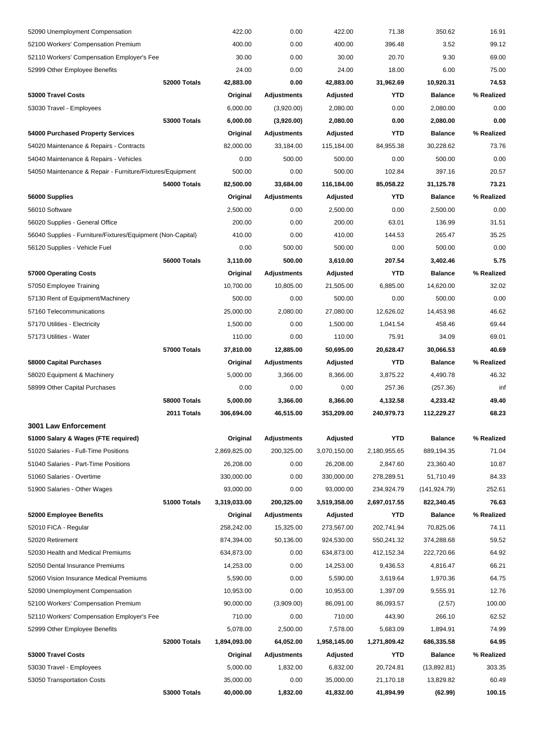| | | | | | | |
|---|---|---|---|---|---|---|
| 52090 Unemployment Compensation | | 422.00 | 0.00 | 422.00 | 71.38 | 350.62 | 16.91 |
| 52100 Workers' Compensation Premium | | 400.00 | 0.00 | 400.00 | 396.48 | 3.52 | 99.12 |
| 52110 Workers' Compensation Employer's Fee | | 30.00 | 0.00 | 30.00 | 20.70 | 9.30 | 69.00 |
| 52999 Other Employee Benefits | | 24.00 | 0.00 | 24.00 | 18.00 | 6.00 | 75.00 |
| | **52000 Totals** | **42,883.00** | **0.00** | **42,883.00** | **31,962.69** | **10,920.31** | **74.53** |
| **53000 Travel Costs** | | **Original** | **Adjustments** | **Adjusted** | **YTD** | **Balance** | **% Realized** |
| 53030 Travel - Employees | | 6,000.00 | (3,920.00) | 2,080.00 | 0.00 | 2,080.00 | 0.00 |
| | **53000 Totals** | **6,000.00** | **(3,920.00)** | **2,080.00** | **0.00** | **2,080.00** | **0.00** |
| **54000 Purchased Property Services** | | **Original** | **Adjustments** | **Adjusted** | **YTD** | **Balance** | **% Realized** |
| 54020 Maintenance & Repairs - Contracts | | 82,000.00 | 33,184.00 | 115,184.00 | 84,955.38 | 30,228.62 | 73.76 |
| 54040 Maintenance & Repairs - Vehicles | | 0.00 | 500.00 | 500.00 | 0.00 | 500.00 | 0.00 |
| 54050 Maintenance & Repair - Furniture/Fixtures/Equipment | | 500.00 | 0.00 | 500.00 | 102.84 | 397.16 | 20.57 |
| | **54000 Totals** | **82,500.00** | **33,684.00** | **116,184.00** | **85,058.22** | **31,125.78** | **73.21** |
| **56000 Supplies** | | **Original** | **Adjustments** | **Adjusted** | **YTD** | **Balance** | **% Realized** |
| 56010 Software | | 2,500.00 | 0.00 | 2,500.00 | 0.00 | 2,500.00 | 0.00 |
| 56020 Supplies - General Office | | 200.00 | 0.00 | 200.00 | 63.01 | 136.99 | 31.51 |
| 56040 Supplies - Furniture/Fixtures/Equipment (Non-Capital) | | 410.00 | 0.00 | 410.00 | 144.53 | 265.47 | 35.25 |
| 56120 Supplies - Vehicle Fuel | | 0.00 | 500.00 | 500.00 | 0.00 | 500.00 | 0.00 |
| | **56000 Totals** | **3,110.00** | **500.00** | **3,610.00** | **207.54** | **3,402.46** | **5.75** |
| **57000 Operating Costs** | | **Original** | **Adjustments** | **Adjusted** | **YTD** | **Balance** | **% Realized** |
| 57050 Employee Training | | 10,700.00 | 10,805.00 | 21,505.00 | 6,885.00 | 14,620.00 | 32.02 |
| 57130 Rent of Equipment/Machinery | | 500.00 | 0.00 | 500.00 | 0.00 | 500.00 | 0.00 |
| 57160 Telecommunications | | 25,000.00 | 2,080.00 | 27,080.00 | 12,626.02 | 14,453.98 | 46.62 |
| 57170 Utilities - Electricity | | 1,500.00 | 0.00 | 1,500.00 | 1,041.54 | 458.46 | 69.44 |
| 57173 Utilities - Water | | 110.00 | 0.00 | 110.00 | 75.91 | 34.09 | 69.01 |
| | **57000 Totals** | **37,810.00** | **12,885.00** | **50,695.00** | **20,628.47** | **30,066.53** | **40.69** |
| **58000 Capital Purchases** | | **Original** | **Adjustments** | **Adjusted** | **YTD** | **Balance** | **% Realized** |
| 58020 Equipment & Machinery | | 5,000.00 | 3,366.00 | 8,366.00 | 3,875.22 | 4,490.78 | 46.32 |
| 58999 Other Capital Purchases | | 0.00 | 0.00 | 0.00 | 257.36 | (257.36) | inf |
| | **58000 Totals** | **5,000.00** | **3,366.00** | **8,366.00** | **4,132.58** | **4,233.42** | **49.40** |
| | **2011 Totals** | **306,694.00** | **46,515.00** | **353,209.00** | **240,979.73** | **112,229.27** | **68.23** |

## 3001 Law Enforcement

| | | | | | | | |
|---|---|---|---|---|---|---|---|
| **51000 Salary & Wages (FTE required)** | | **Original** | **Adjustments** | **Adjusted** | **YTD** | **Balance** | **% Realized** |
| 51020 Salaries - Full-Time Positions | | 2,869,825.00 | 200,325.00 | 3,070,150.00 | 2,180,955.65 | 889,194.35 | 71.04 |
| 51040 Salaries - Part-Time Positions | | 26,208.00 | 0.00 | 26,208.00 | 2,847.60 | 23,360.40 | 10.87 |
| 51060 Salaries - Overtime | | 330,000.00 | 0.00 | 330,000.00 | 278,289.51 | 51,710.49 | 84.33 |
| 51900 Salaries - Other Wages | | 93,000.00 | 0.00 | 93,000.00 | 234,924.79 | (141,924.79) | 252.61 |
| | **51000 Totals** | **3,319,033.00** | **200,325.00** | **3,519,358.00** | **2,697,017.55** | **822,340.45** | **76.63** |
| **52000 Employee Benefits** | | **Original** | **Adjustments** | **Adjusted** | **YTD** | **Balance** | **% Realized** |
| 52010 FICA - Regular | | 258,242.00 | 15,325.00 | 273,567.00 | 202,741.94 | 70,825.06 | 74.11 |
| 52020 Retirement | | 874,394.00 | 50,136.00 | 924,530.00 | 550,241.32 | 374,288.68 | 59.52 |
| 52030 Health and Medical Premiums | | 634,873.00 | 0.00 | 634,873.00 | 412,152.34 | 222,720.66 | 64.92 |
| 52050 Dental Insurance Premiums | | 14,253.00 | 0.00 | 14,253.00 | 9,436.53 | 4,816.47 | 66.21 |
| 52060 Vision Insurance Medical Premiums | | 5,590.00 | 0.00 | 5,590.00 | 3,619.64 | 1,970.36 | 64.75 |
| 52090 Unemployment Compensation | | 10,953.00 | 0.00 | 10,953.00 | 1,397.09 | 9,555.91 | 12.76 |
| 52100 Workers' Compensation Premium | | 90,000.00 | (3,909.00) | 86,091.00 | 86,093.57 | (2.57) | 100.00 |
| 52110 Workers' Compensation Employer's Fee | | 710.00 | 0.00 | 710.00 | 443.90 | 266.10 | 62.52 |
| 52999 Other Employee Benefits | | 5,078.00 | 2,500.00 | 7,578.00 | 5,683.09 | 1,894.91 | 74.99 |
| | **52000 Totals** | **1,894,093.00** | **64,052.00** | **1,958,145.00** | **1,271,809.42** | **686,335.58** | **64.95** |
| **53000 Travel Costs** | | **Original** | **Adjustments** | **Adjusted** | **YTD** | **Balance** | **% Realized** |
| 53030 Travel - Employees | | 5,000.00 | 1,832.00 | 6,832.00 | 20,724.81 | (13,892.81) | 303.35 |
| 53050 Transportation Costs | | 35,000.00 | 0.00 | 35,000.00 | 21,170.18 | 13,829.82 | 60.49 |
| | **53000 Totals** | **40,000.00** | **1,832.00** | **41,832.00** | **41,894.99** | **(62.99)** | **100.15** |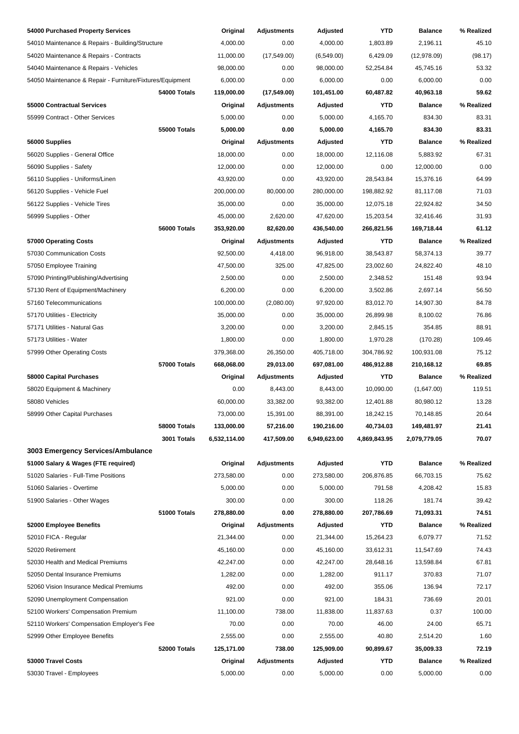| 54000 Purchased Property Services | | Original | Adjustments | Adjusted | YTD | Balance | % Realized |
|---|---|---|---|---|---|---|---|
| 54010 Maintenance & Repairs - Building/Structure | | 4,000.00 | 0.00 | 4,000.00 | 1,803.89 | 2,196.11 | 45.10 |
| 54020 Maintenance & Repairs - Contracts | | 11,000.00 | (17,549.00) | (6,549.00) | 6,429.09 | (12,978.09) | (98.17) |
| 54040 Maintenance & Repairs - Vehicles | | 98,000.00 | 0.00 | 98,000.00 | 52,254.84 | 45,745.16 | 53.32 |
| 54050 Maintenance & Repair - Furniture/Fixtures/Equipment | | 6,000.00 | 0.00 | 6,000.00 | 0.00 | 6,000.00 | 0.00 |
| | **54000 Totals** | **119,000.00** | **(17,549.00)** | **101,451.00** | **60,487.82** | **40,963.18** | **59.62** |
| **55000 Contractual Services** | | **Original** | **Adjustments** | **Adjusted** | **YTD** | **Balance** | **% Realized** |
| 55999 Contract - Other Services | | 5,000.00 | 0.00 | 5,000.00 | 4,165.70 | 834.30 | 83.31 |
| | **55000 Totals** | **5,000.00** | **0.00** | **5,000.00** | **4,165.70** | **834.30** | **83.31** |
| **56000 Supplies** | | **Original** | **Adjustments** | **Adjusted** | **YTD** | **Balance** | **% Realized** |
| 56020 Supplies - General Office | | 18,000.00 | 0.00 | 18,000.00 | 12,116.08 | 5,883.92 | 67.31 |
| 56090 Supplies - Safety | | 12,000.00 | 0.00 | 12,000.00 | 0.00 | 12,000.00 | 0.00 |
| 56110 Supplies - Uniforms/Linen | | 43,920.00 | 0.00 | 43,920.00 | 28,543.84 | 15,376.16 | 64.99 |
| 56120 Supplies - Vehicle Fuel | | 200,000.00 | 80,000.00 | 280,000.00 | 198,882.92 | 81,117.08 | 71.03 |
| 56122 Supplies - Vehicle Tires | | 35,000.00 | 0.00 | 35,000.00 | 12,075.18 | 22,924.82 | 34.50 |
| 56999 Supplies - Other | | 45,000.00 | 2,620.00 | 47,620.00 | 15,203.54 | 32,416.46 | 31.93 |
| | **56000 Totals** | **353,920.00** | **82,620.00** | **436,540.00** | **266,821.56** | **169,718.44** | **61.12** |
| **57000 Operating Costs** | | **Original** | **Adjustments** | **Adjusted** | **YTD** | **Balance** | **% Realized** |
| 57030 Communication Costs | | 92,500.00 | 4,418.00 | 96,918.00 | 38,543.87 | 58,374.13 | 39.77 |
| 57050 Employee Training | | 47,500.00 | 325.00 | 47,825.00 | 23,002.60 | 24,822.40 | 48.10 |
| 57090 Printing/Publishing/Advertising | | 2,500.00 | 0.00 | 2,500.00 | 2,348.52 | 151.48 | 93.94 |
| 57130 Rent of Equipment/Machinery | | 6,200.00 | 0.00 | 6,200.00 | 3,502.86 | 2,697.14 | 56.50 |
| 57160 Telecommunications | | 100,000.00 | (2,080.00) | 97,920.00 | 83,012.70 | 14,907.30 | 84.78 |
| 57170 Utilities - Electricity | | 35,000.00 | 0.00 | 35,000.00 | 26,899.98 | 8,100.02 | 76.86 |
| 57171 Utilities - Natural Gas | | 3,200.00 | 0.00 | 3,200.00 | 2,845.15 | 354.85 | 88.91 |
| 57173 Utilities - Water | | 1,800.00 | 0.00 | 1,800.00 | 1,970.28 | (170.28) | 109.46 |
| 57999 Other Operating Costs | | 379,368.00 | 26,350.00 | 405,718.00 | 304,786.92 | 100,931.08 | 75.12 |
| | **57000 Totals** | **668,068.00** | **29,013.00** | **697,081.00** | **486,912.88** | **210,168.12** | **69.85** |
| **58000 Capital Purchases** | | **Original** | **Adjustments** | **Adjusted** | **YTD** | **Balance** | **% Realized** |
| 58020 Equipment & Machinery | | 0.00 | 8,443.00 | 8,443.00 | 10,090.00 | (1,647.00) | 119.51 |
| 58080 Vehicles | | 60,000.00 | 33,382.00 | 93,382.00 | 12,401.88 | 80,980.12 | 13.28 |
| 58999 Other Capital Purchases | | 73,000.00 | 15,391.00 | 88,391.00 | 18,242.15 | 70,148.85 | 20.64 |
| | **58000 Totals** | **133,000.00** | **57,216.00** | **190,216.00** | **40,734.03** | **149,481.97** | **21.41** |
| | **3001 Totals** | **6,532,114.00** | **417,509.00** | **6,949,623.00** | **4,869,843.95** | **2,079,779.05** | **70.07** |

### 3003 Emergency Services/Ambulance

| 51000 Salary & Wages (FTE required) | | Original | Adjustments | Adjusted | YTD | Balance | % Realized |
|---|---|---|---|---|---|---|---|
| 51020 Salaries - Full-Time Positions | | 273,580.00 | 0.00 | 273,580.00 | 206,876.85 | 66,703.15 | 75.62 |
| 51060 Salaries - Overtime | | 5,000.00 | 0.00 | 5,000.00 | 791.58 | 4,208.42 | 15.83 |
| 51900 Salaries - Other Wages | | 300.00 | 0.00 | 300.00 | 118.26 | 181.74 | 39.42 |
| | **51000 Totals** | **278,880.00** | **0.00** | **278,880.00** | **207,786.69** | **71,093.31** | **74.51** |
| **52000 Employee Benefits** | | **Original** | **Adjustments** | **Adjusted** | **YTD** | **Balance** | **% Realized** |
| 52010 FICA - Regular | | 21,344.00 | 0.00 | 21,344.00 | 15,264.23 | 6,079.77 | 71.52 |
| 52020 Retirement | | 45,160.00 | 0.00 | 45,160.00 | 33,612.31 | 11,547.69 | 74.43 |
| 52030 Health and Medical Premiums | | 42,247.00 | 0.00 | 42,247.00 | 28,648.16 | 13,598.84 | 67.81 |
| 52050 Dental Insurance Premiums | | 1,282.00 | 0.00 | 1,282.00 | 911.17 | 370.83 | 71.07 |
| 52060 Vision Insurance Medical Premiums | | 492.00 | 0.00 | 492.00 | 355.06 | 136.94 | 72.17 |
| 52090 Unemployment Compensation | | 921.00 | 0.00 | 921.00 | 184.31 | 736.69 | 20.01 |
| 52100 Workers' Compensation Premium | | 11,100.00 | 738.00 | 11,838.00 | 11,837.63 | 0.37 | 100.00 |
| 52110 Workers' Compensation Employer's Fee | | 70.00 | 0.00 | 70.00 | 46.00 | 24.00 | 65.71 |
| 52999 Other Employee Benefits | | 2,555.00 | 0.00 | 2,555.00 | 40.80 | 2,514.20 | 1.60 |
| | **52000 Totals** | **125,171.00** | **738.00** | **125,909.00** | **90,899.67** | **35,009.33** | **72.19** |
| **53000 Travel Costs** | | **Original** | **Adjustments** | **Adjusted** | **YTD** | **Balance** | **% Realized** |
| 53030 Travel - Employees | | 5,000.00 | 0.00 | 5,000.00 | 0.00 | 5,000.00 | 0.00 |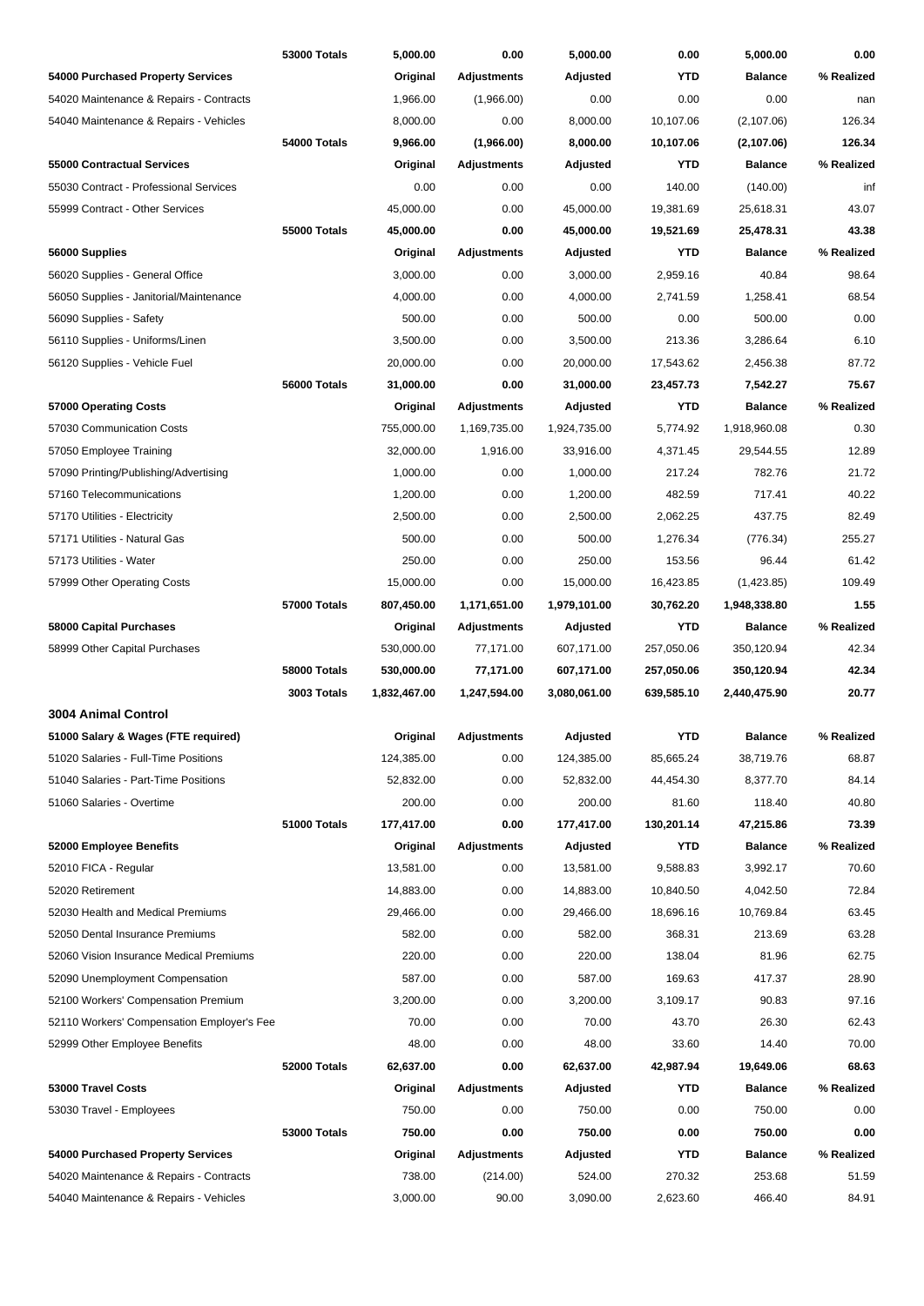| | | | | | | | |
|---|---|---|---|---|---|---|---|
| | **53000 Totals** | **5,000.00** | **0.00** | **5,000.00** | **0.00** | **5,000.00** | **0.00** |
| **54000 Purchased Property Services** | | **Original** | **Adjustments** | **Adjusted** | **YTD** | **Balance** | **% Realized** |
| 54020 Maintenance & Repairs - Contracts | | 1,966.00 | (1,966.00) | 0.00 | 0.00 | 0.00 | nan |
| 54040 Maintenance & Repairs - Vehicles | | 8,000.00 | 0.00 | 8,000.00 | 10,107.06 | (2,107.06) | 126.34 |
| | **54000 Totals** | **9,966.00** | **(1,966.00)** | **8,000.00** | **10,107.06** | **(2,107.06)** | **126.34** |
| **55000 Contractual Services** | | **Original** | **Adjustments** | **Adjusted** | **YTD** | **Balance** | **% Realized** |
| 55030 Contract - Professional Services | | 0.00 | 0.00 | 0.00 | 140.00 | (140.00) | inf |
| 55999 Contract - Other Services | | 45,000.00 | 0.00 | 45,000.00 | 19,381.69 | 25,618.31 | 43.07 |
| | **55000 Totals** | **45,000.00** | **0.00** | **45,000.00** | **19,521.69** | **25,478.31** | **43.38** |
| **56000 Supplies** | | **Original** | **Adjustments** | **Adjusted** | **YTD** | **Balance** | **% Realized** |
| 56020 Supplies - General Office | | 3,000.00 | 0.00 | 3,000.00 | 2,959.16 | 40.84 | 98.64 |
| 56050 Supplies - Janitorial/Maintenance | | 4,000.00 | 0.00 | 4,000.00 | 2,741.59 | 1,258.41 | 68.54 |
| 56090 Supplies - Safety | | 500.00 | 0.00 | 500.00 | 0.00 | 500.00 | 0.00 |
| 56110 Supplies - Uniforms/Linen | | 3,500.00 | 0.00 | 3,500.00 | 213.36 | 3,286.64 | 6.10 |
| 56120 Supplies - Vehicle Fuel | | 20,000.00 | 0.00 | 20,000.00 | 17,543.62 | 2,456.38 | 87.72 |
| | **56000 Totals** | **31,000.00** | **0.00** | **31,000.00** | **23,457.73** | **7,542.27** | **75.67** |
| **57000 Operating Costs** | | **Original** | **Adjustments** | **Adjusted** | **YTD** | **Balance** | **% Realized** |
| 57030 Communication Costs | | 755,000.00 | 1,169,735.00 | 1,924,735.00 | 5,774.92 | 1,918,960.08 | 0.30 |
| 57050 Employee Training | | 32,000.00 | 1,916.00 | 33,916.00 | 4,371.45 | 29,544.55 | 12.89 |
| 57090 Printing/Publishing/Advertising | | 1,000.00 | 0.00 | 1,000.00 | 217.24 | 782.76 | 21.72 |
| 57160 Telecommunications | | 1,200.00 | 0.00 | 1,200.00 | 482.59 | 717.41 | 40.22 |
| 57170 Utilities - Electricity | | 2,500.00 | 0.00 | 2,500.00 | 2,062.25 | 437.75 | 82.49 |
| 57171 Utilities - Natural Gas | | 500.00 | 0.00 | 500.00 | 1,276.34 | (776.34) | 255.27 |
| 57173 Utilities - Water | | 250.00 | 0.00 | 250.00 | 153.56 | 96.44 | 61.42 |
| 57999 Other Operating Costs | | 15,000.00 | 0.00 | 15,000.00 | 16,423.85 | (1,423.85) | 109.49 |
| | **57000 Totals** | **807,450.00** | **1,171,651.00** | **1,979,101.00** | **30,762.20** | **1,948,338.80** | **1.55** |
| **58000 Capital Purchases** | | **Original** | **Adjustments** | **Adjusted** | **YTD** | **Balance** | **% Realized** |
| 58999 Other Capital Purchases | | 530,000.00 | 77,171.00 | 607,171.00 | 257,050.06 | 350,120.94 | 42.34 |
| | **58000 Totals** | **530,000.00** | **77,171.00** | **607,171.00** | **257,050.06** | **350,120.94** | **42.34** |
| | **3003 Totals** | **1,832,467.00** | **1,247,594.00** | **3,080,061.00** | **639,585.10** | **2,440,475.90** | **20.77** |

### 3004 Animal Control

| | | | | | | | |
|---|---|---|---|---|---|---|---|
| **51000 Salary & Wages (FTE required)** | | **Original** | **Adjustments** | **Adjusted** | **YTD** | **Balance** | **% Realized** |
| 51020 Salaries - Full-Time Positions | | 124,385.00 | 0.00 | 124,385.00 | 85,665.24 | 38,719.76 | 68.87 |
| 51040 Salaries - Part-Time Positions | | 52,832.00 | 0.00 | 52,832.00 | 44,454.30 | 8,377.70 | 84.14 |
| 51060 Salaries - Overtime | | 200.00 | 0.00 | 200.00 | 81.60 | 118.40 | 40.80 |
| | **51000 Totals** | **177,417.00** | **0.00** | **177,417.00** | **130,201.14** | **47,215.86** | **73.39** |
| **52000 Employee Benefits** | | **Original** | **Adjustments** | **Adjusted** | **YTD** | **Balance** | **% Realized** |
| 52010 FICA - Regular | | 13,581.00 | 0.00 | 13,581.00 | 9,588.83 | 3,992.17 | 70.60 |
| 52020 Retirement | | 14,883.00 | 0.00 | 14,883.00 | 10,840.50 | 4,042.50 | 72.84 |
| 52030 Health and Medical Premiums | | 29,466.00 | 0.00 | 29,466.00 | 18,696.16 | 10,769.84 | 63.45 |
| 52050 Dental Insurance Premiums | | 582.00 | 0.00 | 582.00 | 368.31 | 213.69 | 63.28 |
| 52060 Vision Insurance Medical Premiums | | 220.00 | 0.00 | 220.00 | 138.04 | 81.96 | 62.75 |
| 52090 Unemployment Compensation | | 587.00 | 0.00 | 587.00 | 169.63 | 417.37 | 28.90 |
| 52100 Workers' Compensation Premium | | 3,200.00 | 0.00 | 3,200.00 | 3,109.17 | 90.83 | 97.16 |
| 52110 Workers' Compensation Employer's Fee | | 70.00 | 0.00 | 70.00 | 43.70 | 26.30 | 62.43 |
| 52999 Other Employee Benefits | | 48.00 | 0.00 | 48.00 | 33.60 | 14.40 | 70.00 |
| | **52000 Totals** | **62,637.00** | **0.00** | **62,637.00** | **42,987.94** | **19,649.06** | **68.63** |
| **53000 Travel Costs** | | **Original** | **Adjustments** | **Adjusted** | **YTD** | **Balance** | **% Realized** |
| 53030 Travel - Employees | | 750.00 | 0.00 | 750.00 | 0.00 | 750.00 | 0.00 |
| | **53000 Totals** | **750.00** | **0.00** | **750.00** | **0.00** | **750.00** | **0.00** |
| **54000 Purchased Property Services** | | **Original** | **Adjustments** | **Adjusted** | **YTD** | **Balance** | **% Realized** |
| 54020 Maintenance & Repairs - Contracts | | 738.00 | (214.00) | 524.00 | 270.32 | 253.68 | 51.59 |
| 54040 Maintenance & Repairs - Vehicles | | 3,000.00 | 90.00 | 3,090.00 | 2,623.60 | 466.40 | 84.91 |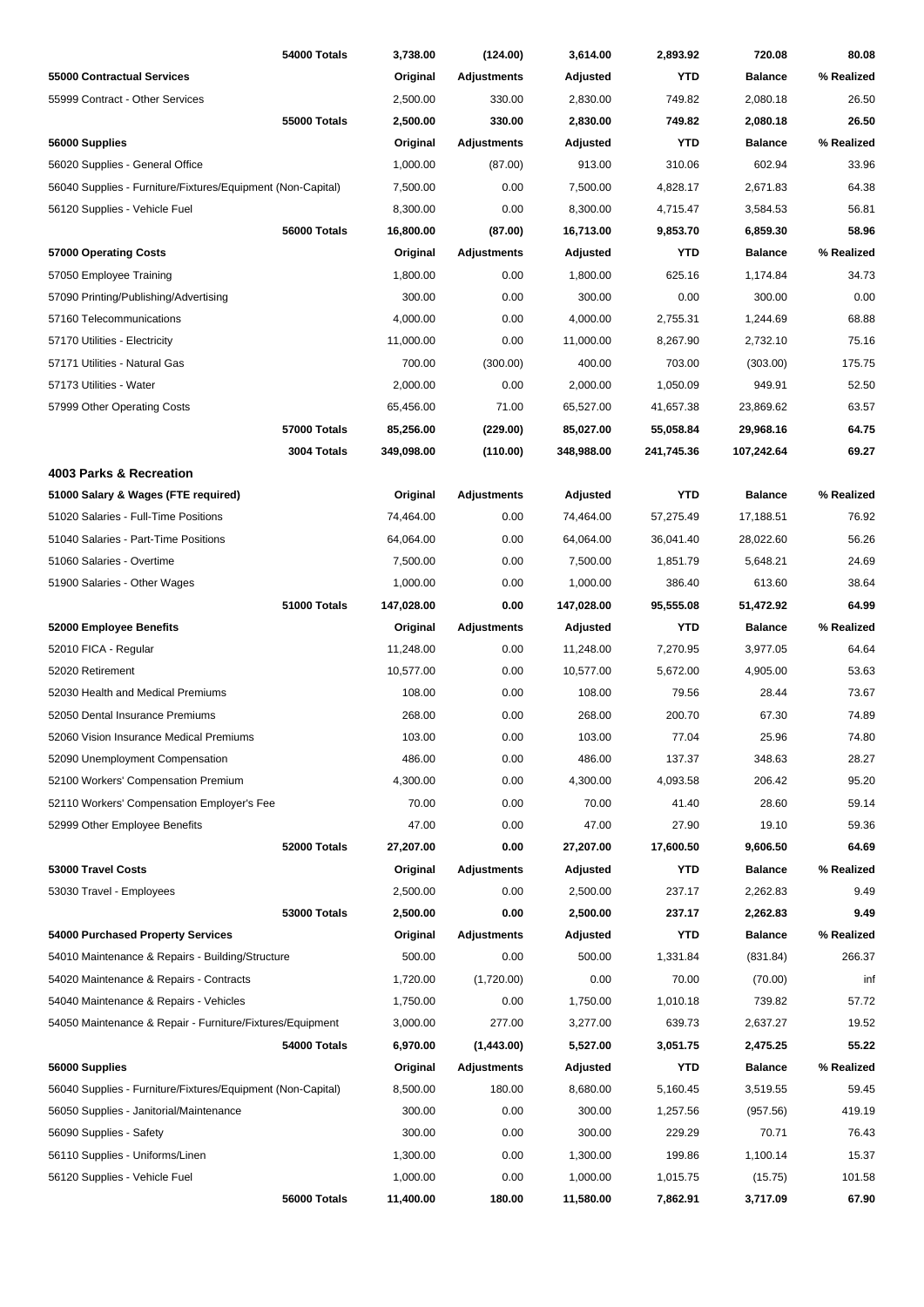| | Original | Adjustments | Adjusted | YTD | Balance | % Realized |
|---|---|---|---|---|---|---|
| **54000 Totals** | **3,738.00** | **(124.00)** | **3,614.00** | **2,893.92** | **720.08** | **80.08** |
| **55000 Contractual Services** | **Original** | **Adjustments** | **Adjusted** | **YTD** | **Balance** | **% Realized** |
| 55999 Contract - Other Services | 2,500.00 | 330.00 | 2,830.00 | 749.82 | 2,080.18 | 26.50 |
| **55000 Totals** | **2,500.00** | **330.00** | **2,830.00** | **749.82** | **2,080.18** | **26.50** |
| **56000 Supplies** | **Original** | **Adjustments** | **Adjusted** | **YTD** | **Balance** | **% Realized** |
| 56020 Supplies - General Office | 1,000.00 | (87.00) | 913.00 | 310.06 | 602.94 | 33.96 |
| 56040 Supplies - Furniture/Fixtures/Equipment (Non-Capital) | 7,500.00 | 0.00 | 7,500.00 | 4,828.17 | 2,671.83 | 64.38 |
| 56120 Supplies - Vehicle Fuel | 8,300.00 | 0.00 | 8,300.00 | 4,715.47 | 3,584.53 | 56.81 |
| **56000 Totals** | **16,800.00** | **(87.00)** | **16,713.00** | **9,853.70** | **6,859.30** | **58.96** |
| **57000 Operating Costs** | **Original** | **Adjustments** | **Adjusted** | **YTD** | **Balance** | **% Realized** |
| 57050 Employee Training | 1,800.00 | 0.00 | 1,800.00 | 625.16 | 1,174.84 | 34.73 |
| 57090 Printing/Publishing/Advertising | 300.00 | 0.00 | 300.00 | 0.00 | 300.00 | 0.00 |
| 57160 Telecommunications | 4,000.00 | 0.00 | 4,000.00 | 2,755.31 | 1,244.69 | 68.88 |
| 57170 Utilities - Electricity | 11,000.00 | 0.00 | 11,000.00 | 8,267.90 | 2,732.10 | 75.16 |
| 57171 Utilities - Natural Gas | 700.00 | (300.00) | 400.00 | 703.00 | (303.00) | 175.75 |
| 57173 Utilities - Water | 2,000.00 | 0.00 | 2,000.00 | 1,050.09 | 949.91 | 52.50 |
| 57999 Other Operating Costs | 65,456.00 | 71.00 | 65,527.00 | 41,657.38 | 23,869.62 | 63.57 |
| **57000 Totals** | **85,256.00** | **(229.00)** | **85,027.00** | **55,058.84** | **29,968.16** | **64.75** |
| **3004 Totals** | **349,098.00** | **(110.00)** | **348,988.00** | **241,745.36** | **107,242.64** | **69.27** |
| **4003 Parks & Recreation** | | | | | | |
| **51000 Salary & Wages (FTE required)** | **Original** | **Adjustments** | **Adjusted** | **YTD** | **Balance** | **% Realized** |
| 51020 Salaries - Full-Time Positions | 74,464.00 | 0.00 | 74,464.00 | 57,275.49 | 17,188.51 | 76.92 |
| 51040 Salaries - Part-Time Positions | 64,064.00 | 0.00 | 64,064.00 | 36,041.40 | 28,022.60 | 56.26 |
| 51060 Salaries - Overtime | 7,500.00 | 0.00 | 7,500.00 | 1,851.79 | 5,648.21 | 24.69 |
| 51900 Salaries - Other Wages | 1,000.00 | 0.00 | 1,000.00 | 386.40 | 613.60 | 38.64 |
| **51000 Totals** | **147,028.00** | **0.00** | **147,028.00** | **95,555.08** | **51,472.92** | **64.99** |
| **52000 Employee Benefits** | **Original** | **Adjustments** | **Adjusted** | **YTD** | **Balance** | **% Realized** |
| 52010 FICA - Regular | 11,248.00 | 0.00 | 11,248.00 | 7,270.95 | 3,977.05 | 64.64 |
| 52020 Retirement | 10,577.00 | 0.00 | 10,577.00 | 5,672.00 | 4,905.00 | 53.63 |
| 52030 Health and Medical Premiums | 108.00 | 0.00 | 108.00 | 79.56 | 28.44 | 73.67 |
| 52050 Dental Insurance Premiums | 268.00 | 0.00 | 268.00 | 200.70 | 67.30 | 74.89 |
| 52060 Vision Insurance Medical Premiums | 103.00 | 0.00 | 103.00 | 77.04 | 25.96 | 74.80 |
| 52090 Unemployment Compensation | 486.00 | 0.00 | 486.00 | 137.37 | 348.63 | 28.27 |
| 52100 Workers' Compensation Premium | 4,300.00 | 0.00 | 4,300.00 | 4,093.58 | 206.42 | 95.20 |
| 52110 Workers' Compensation Employer's Fee | 70.00 | 0.00 | 70.00 | 41.40 | 28.60 | 59.14 |
| 52999 Other Employee Benefits | 47.00 | 0.00 | 47.00 | 27.90 | 19.10 | 59.36 |
| **52000 Totals** | **27,207.00** | **0.00** | **27,207.00** | **17,600.50** | **9,606.50** | **64.69** |
| **53000 Travel Costs** | **Original** | **Adjustments** | **Adjusted** | **YTD** | **Balance** | **% Realized** |
| 53030 Travel - Employees | 2,500.00 | 0.00 | 2,500.00 | 237.17 | 2,262.83 | 9.49 |
| **53000 Totals** | **2,500.00** | **0.00** | **2,500.00** | **237.17** | **2,262.83** | **9.49** |
| **54000 Purchased Property Services** | **Original** | **Adjustments** | **Adjusted** | **YTD** | **Balance** | **% Realized** |
| 54010 Maintenance & Repairs - Building/Structure | 500.00 | 0.00 | 500.00 | 1,331.84 | (831.84) | 266.37 |
| 54020 Maintenance & Repairs - Contracts | 1,720.00 | (1,720.00) | 0.00 | 70.00 | (70.00) | inf |
| 54040 Maintenance & Repairs - Vehicles | 1,750.00 | 0.00 | 1,750.00 | 1,010.18 | 739.82 | 57.72 |
| 54050 Maintenance & Repair - Furniture/Fixtures/Equipment | 3,000.00 | 277.00 | 3,277.00 | 639.73 | 2,637.27 | 19.52 |
| **54000 Totals** | **6,970.00** | **(1,443.00)** | **5,527.00** | **3,051.75** | **2,475.25** | **55.22** |
| **56000 Supplies** | **Original** | **Adjustments** | **Adjusted** | **YTD** | **Balance** | **% Realized** |
| 56040 Supplies - Furniture/Fixtures/Equipment (Non-Capital) | 8,500.00 | 180.00 | 8,680.00 | 5,160.45 | 3,519.55 | 59.45 |
| 56050 Supplies - Janitorial/Maintenance | 300.00 | 0.00 | 300.00 | 1,257.56 | (957.56) | 419.19 |
| 56090 Supplies - Safety | 300.00 | 0.00 | 300.00 | 229.29 | 70.71 | 76.43 |
| 56110 Supplies - Uniforms/Linen | 1,300.00 | 0.00 | 1,300.00 | 199.86 | 1,100.14 | 15.37 |
| 56120 Supplies - Vehicle Fuel | 1,000.00 | 0.00 | 1,000.00 | 1,015.75 | (15.75) | 101.58 |
| **56000 Totals** | **11,400.00** | **180.00** | **11,580.00** | **7,862.91** | **3,717.09** | **67.90** |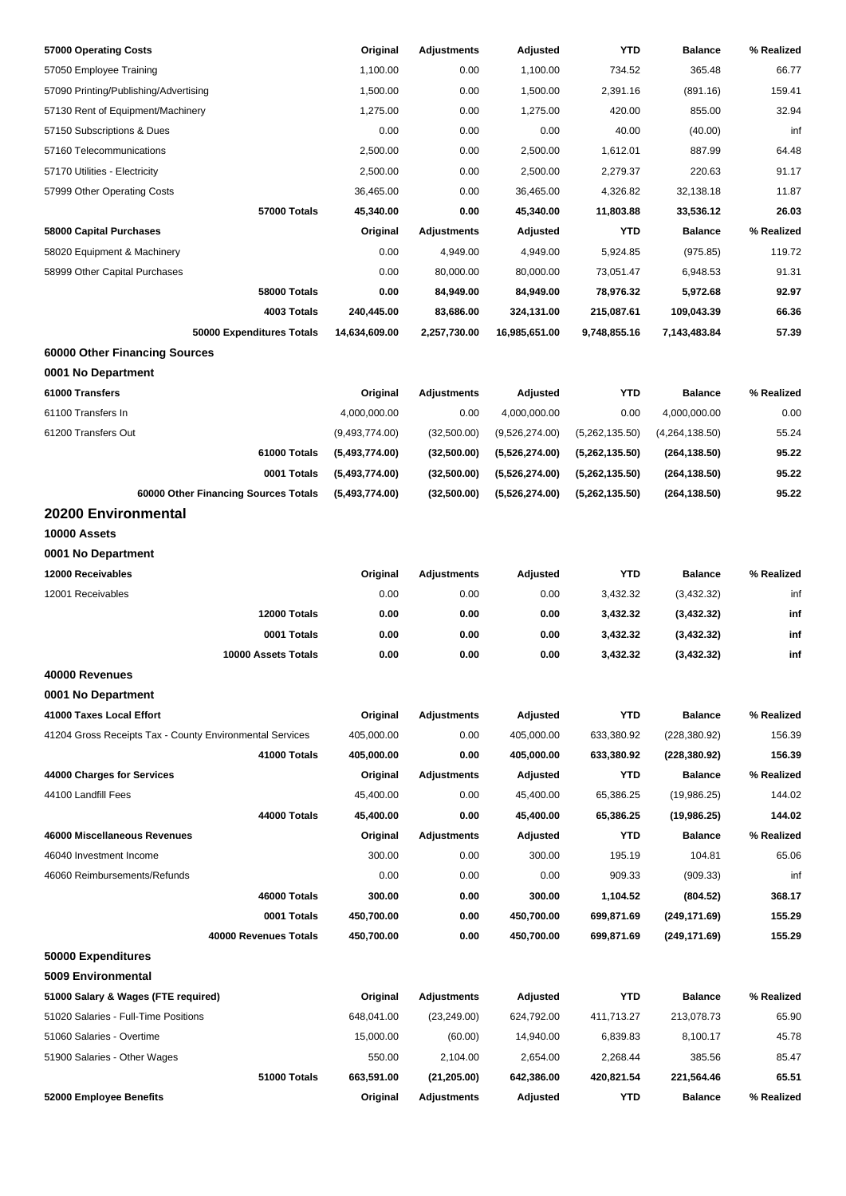| 57000 Operating Costs | Original | Adjustments | Adjusted | YTD | Balance | % Realized |
|---|---|---|---|---|---|---|
| 57050 Employee Training | 1,100.00 | 0.00 | 1,100.00 | 734.52 | 365.48 | 66.77 |
| 57090 Printing/Publishing/Advertising | 1,500.00 | 0.00 | 1,500.00 | 2,391.16 | (891.16) | 159.41 |
| 57130 Rent of Equipment/Machinery | 1,275.00 | 0.00 | 1,275.00 | 420.00 | 855.00 | 32.94 |
| 57150 Subscriptions & Dues | 0.00 | 0.00 | 0.00 | 40.00 | (40.00) | inf |
| 57160 Telecommunications | 2,500.00 | 0.00 | 2,500.00 | 1,612.01 | 887.99 | 64.48 |
| 57170 Utilities - Electricity | 2,500.00 | 0.00 | 2,500.00 | 2,279.37 | 220.63 | 91.17 |
| 57999 Other Operating Costs | 36,465.00 | 0.00 | 36,465.00 | 4,326.82 | 32,138.18 | 11.87 |
| **57000 Totals** | **45,340.00** | **0.00** | **45,340.00** | **11,803.88** | **33,536.12** | **26.03** |
| **58000 Capital Purchases** | **Original** | **Adjustments** | **Adjusted** | **YTD** | **Balance** | **% Realized** |
| 58020 Equipment & Machinery | 0.00 | 4,949.00 | 4,949.00 | 5,924.85 | (975.85) | 119.72 |
| 58999 Other Capital Purchases | 0.00 | 80,000.00 | 80,000.00 | 73,051.47 | 6,948.53 | 91.31 |
| **58000 Totals** | **0.00** | **84,949.00** | **84,949.00** | **78,976.32** | **5,972.68** | **92.97** |
| **4003 Totals** | **240,445.00** | **83,686.00** | **324,131.00** | **215,087.61** | **109,043.39** | **66.36** |
| **50000 Expenditures Totals** | **14,634,609.00** | **2,257,730.00** | **16,985,651.00** | **9,748,855.16** | **7,143,483.84** | **57.39** |

## 60000 Other Financing Sources

### 0001 No Department

| 61000 Transfers | Original | Adjustments | Adjusted | YTD | Balance | % Realized |
|---|---|---|---|---|---|---|
| 61100 Transfers In | 4,000,000.00 | 0.00 | 4,000,000.00 | 0.00 | 4,000,000.00 | 0.00 |
| 61200 Transfers Out | (9,493,774.00) | (32,500.00) | (9,526,274.00) | (5,262,135.50) | (4,264,138.50) | 55.24 |
| **61000 Totals** | **(5,493,774.00)** | **(32,500.00)** | **(5,526,274.00)** | **(5,262,135.50)** | **(264,138.50)** | **95.22** |
| **0001 Totals** | **(5,493,774.00)** | **(32,500.00)** | **(5,526,274.00)** | **(5,262,135.50)** | **(264,138.50)** | **95.22** |
| **60000 Other Financing Sources Totals** | **(5,493,774.00)** | **(32,500.00)** | **(5,526,274.00)** | **(5,262,135.50)** | **(264,138.50)** | **95.22** |

# 20200 Environmental

## 10000 Assets

### 0001 No Department

| 12000 Receivables | Original | Adjustments | Adjusted | YTD | Balance | % Realized |
|---|---|---|---|---|---|---|
| 12001 Receivables | 0.00 | 0.00 | 0.00 | 3,432.32 | (3,432.32) | inf |
| **12000 Totals** | **0.00** | **0.00** | **0.00** | **3,432.32** | **(3,432.32)** | **inf** |
| **0001 Totals** | **0.00** | **0.00** | **0.00** | **3,432.32** | **(3,432.32)** | **inf** |
| **10000 Assets Totals** | **0.00** | **0.00** | **0.00** | **3,432.32** | **(3,432.32)** | **inf** |

## 40000 Revenues

### 0001 No Department

| 41000 Taxes Local Effort | Original | Adjustments | Adjusted | YTD | Balance | % Realized |
|---|---|---|---|---|---|---|
| 41204 Gross Receipts Tax - County Environmental Services | 405,000.00 | 0.00 | 405,000.00 | 633,380.92 | (228,380.92) | 156.39 |
| **41000 Totals** | **405,000.00** | **0.00** | **405,000.00** | **633,380.92** | **(228,380.92)** | **156.39** |
| **44000 Charges for Services** | **Original** | **Adjustments** | **Adjusted** | **YTD** | **Balance** | **% Realized** |
| 44100 Landfill Fees | 45,400.00 | 0.00 | 45,400.00 | 65,386.25 | (19,986.25) | 144.02 |
| **44000 Totals** | **45,400.00** | **0.00** | **45,400.00** | **65,386.25** | **(19,986.25)** | **144.02** |
| **46000 Miscellaneous Revenues** | **Original** | **Adjustments** | **Adjusted** | **YTD** | **Balance** | **% Realized** |
| 46040 Investment Income | 300.00 | 0.00 | 300.00 | 195.19 | 104.81 | 65.06 |
| 46060 Reimbursements/Refunds | 0.00 | 0.00 | 0.00 | 909.33 | (909.33) | inf |
| **46000 Totals** | **300.00** | **0.00** | **300.00** | **1,104.52** | **(804.52)** | **368.17** |
| **0001 Totals** | **450,700.00** | **0.00** | **450,700.00** | **699,871.69** | **(249,171.69)** | **155.29** |
| **40000 Revenues Totals** | **450,700.00** | **0.00** | **450,700.00** | **699,871.69** | **(249,171.69)** | **155.29** |

## 50000 Expenditures

### 5009 Environmental

| 51000 Salary & Wages (FTE required) | Original | Adjustments | Adjusted | YTD | Balance | % Realized |
|---|---|---|---|---|---|---|
| 51020 Salaries - Full-Time Positions | 648,041.00 | (23,249.00) | 624,792.00 | 411,713.27 | 213,078.73 | 65.90 |
| 51060 Salaries - Overtime | 15,000.00 | (60.00) | 14,940.00 | 6,839.83 | 8,100.17 | 45.78 |
| 51900 Salaries - Other Wages | 550.00 | 2,104.00 | 2,654.00 | 2,268.44 | 385.56 | 85.47 |
| **51000 Totals** | **663,591.00** | **(21,205.00)** | **642,386.00** | **420,821.54** | **221,564.46** | **65.51** |
| **52000 Employee Benefits** | **Original** | **Adjustments** | **Adjusted** | **YTD** | **Balance** | **% Realized** |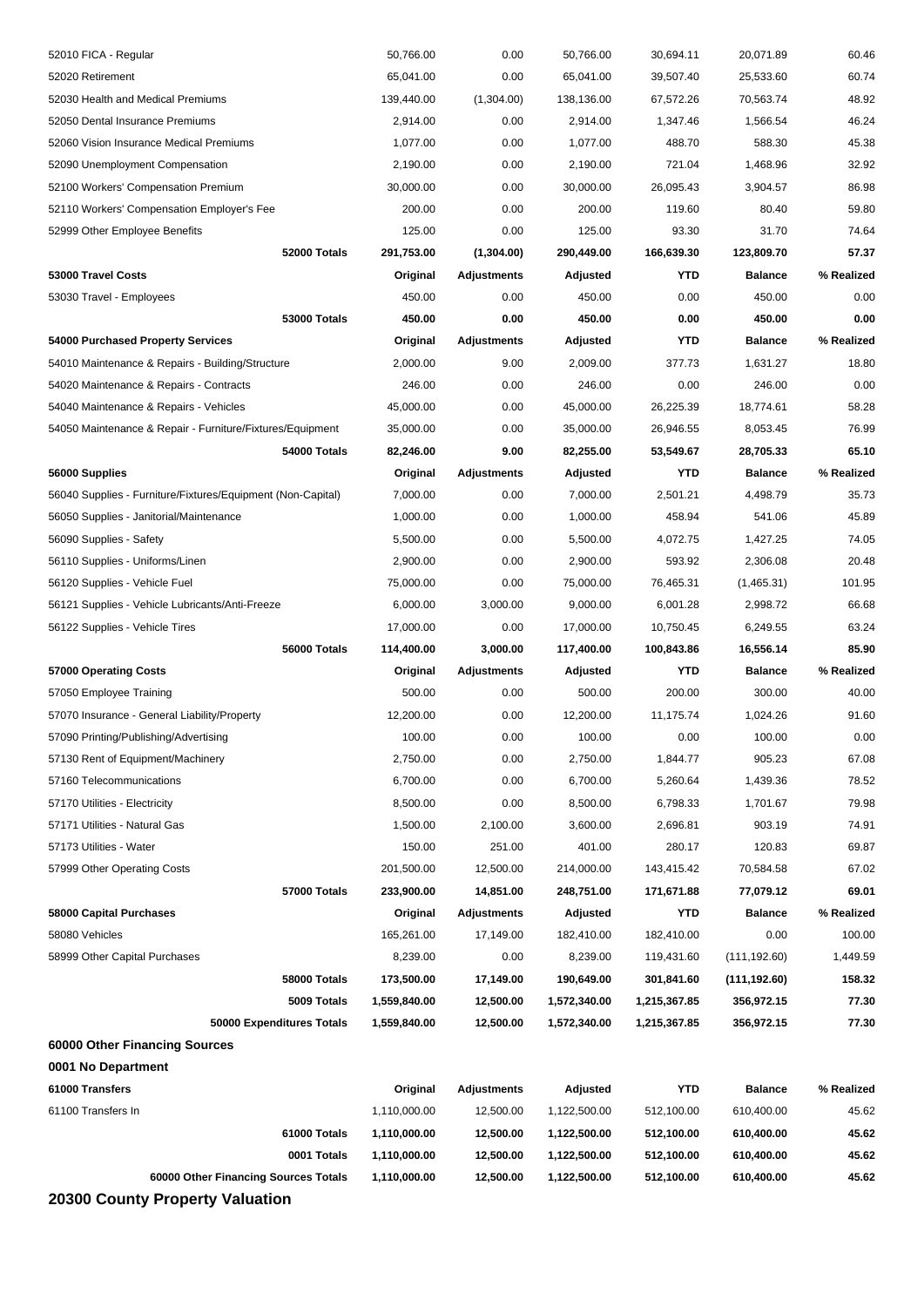| | Original | Adjustments | Adjusted | YTD | Balance | % Realized |
|---|---|---|---|---|---|---|
| 52010 FICA - Regular | 50,766.00 | 0.00 | 50,766.00 | 30,694.11 | 20,071.89 | 60.46 |
| 52020 Retirement | 65,041.00 | 0.00 | 65,041.00 | 39,507.40 | 25,533.60 | 60.74 |
| 52030 Health and Medical Premiums | 139,440.00 | (1,304.00) | 138,136.00 | 67,572.26 | 70,563.74 | 48.92 |
| 52050 Dental Insurance Premiums | 2,914.00 | 0.00 | 2,914.00 | 1,347.46 | 1,566.54 | 46.24 |
| 52060 Vision Insurance Medical Premiums | 1,077.00 | 0.00 | 1,077.00 | 488.70 | 588.30 | 45.38 |
| 52090 Unemployment Compensation | 2,190.00 | 0.00 | 2,190.00 | 721.04 | 1,468.96 | 32.92 |
| 52100 Workers' Compensation Premium | 30,000.00 | 0.00 | 30,000.00 | 26,095.43 | 3,904.57 | 86.98 |
| 52110 Workers' Compensation Employer's Fee | 200.00 | 0.00 | 200.00 | 119.60 | 80.40 | 59.80 |
| 52999 Other Employee Benefits | 125.00 | 0.00 | 125.00 | 93.30 | 31.70 | 74.64 |
| **52000 Totals** | **291,753.00** | **(1,304.00)** | **290,449.00** | **166,639.30** | **123,809.70** | **57.37** |
| **53000 Travel Costs** | **Original** | **Adjustments** | **Adjusted** | **YTD** | **Balance** | **% Realized** |
| 53030 Travel - Employees | 450.00 | 0.00 | 450.00 | 0.00 | 450.00 | 0.00 |
| **53000 Totals** | **450.00** | **0.00** | **450.00** | **0.00** | **450.00** | **0.00** |
| **54000 Purchased Property Services** | **Original** | **Adjustments** | **Adjusted** | **YTD** | **Balance** | **% Realized** |
| 54010 Maintenance & Repairs - Building/Structure | 2,000.00 | 9.00 | 2,009.00 | 377.73 | 1,631.27 | 18.80 |
| 54020 Maintenance & Repairs - Contracts | 246.00 | 0.00 | 246.00 | 0.00 | 246.00 | 0.00 |
| 54040 Maintenance & Repairs - Vehicles | 45,000.00 | 0.00 | 45,000.00 | 26,225.39 | 18,774.61 | 58.28 |
| 54050 Maintenance & Repair - Furniture/Fixtures/Equipment | 35,000.00 | 0.00 | 35,000.00 | 26,946.55 | 8,053.45 | 76.99 |
| **54000 Totals** | **82,246.00** | **9.00** | **82,255.00** | **53,549.67** | **28,705.33** | **65.10** |
| **56000 Supplies** | **Original** | **Adjustments** | **Adjusted** | **YTD** | **Balance** | **% Realized** |
| 56040 Supplies - Furniture/Fixtures/Equipment (Non-Capital) | 7,000.00 | 0.00 | 7,000.00 | 2,501.21 | 4,498.79 | 35.73 |
| 56050 Supplies - Janitorial/Maintenance | 1,000.00 | 0.00 | 1,000.00 | 458.94 | 541.06 | 45.89 |
| 56090 Supplies - Safety | 5,500.00 | 0.00 | 5,500.00 | 4,072.75 | 1,427.25 | 74.05 |
| 56110 Supplies - Uniforms/Linen | 2,900.00 | 0.00 | 2,900.00 | 593.92 | 2,306.08 | 20.48 |
| 56120 Supplies - Vehicle Fuel | 75,000.00 | 0.00 | 75,000.00 | 76,465.31 | (1,465.31) | 101.95 |
| 56121 Supplies - Vehicle Lubricants/Anti-Freeze | 6,000.00 | 3,000.00 | 9,000.00 | 6,001.28 | 2,998.72 | 66.68 |
| 56122 Supplies - Vehicle Tires | 17,000.00 | 0.00 | 17,000.00 | 10,750.45 | 6,249.55 | 63.24 |
| **56000 Totals** | **114,400.00** | **3,000.00** | **117,400.00** | **100,843.86** | **16,556.14** | **85.90** |
| **57000 Operating Costs** | **Original** | **Adjustments** | **Adjusted** | **YTD** | **Balance** | **% Realized** |
| 57050 Employee Training | 500.00 | 0.00 | 500.00 | 200.00 | 300.00 | 40.00 |
| 57070 Insurance - General Liability/Property | 12,200.00 | 0.00 | 12,200.00 | 11,175.74 | 1,024.26 | 91.60 |
| 57090 Printing/Publishing/Advertising | 100.00 | 0.00 | 100.00 | 0.00 | 100.00 | 0.00 |
| 57130 Rent of Equipment/Machinery | 2,750.00 | 0.00 | 2,750.00 | 1,844.77 | 905.23 | 67.08 |
| 57160 Telecommunications | 6,700.00 | 0.00 | 6,700.00 | 5,260.64 | 1,439.36 | 78.52 |
| 57170 Utilities - Electricity | 8,500.00 | 0.00 | 8,500.00 | 6,798.33 | 1,701.67 | 79.98 |
| 57171 Utilities - Natural Gas | 1,500.00 | 2,100.00 | 3,600.00 | 2,696.81 | 903.19 | 74.91 |
| 57173 Utilities - Water | 150.00 | 251.00 | 401.00 | 280.17 | 120.83 | 69.87 |
| 57999 Other Operating Costs | 201,500.00 | 12,500.00 | 214,000.00 | 143,415.42 | 70,584.58 | 67.02 |
| **57000 Totals** | **233,900.00** | **14,851.00** | **248,751.00** | **171,671.88** | **77,079.12** | **69.01** |
| **58000 Capital Purchases** | **Original** | **Adjustments** | **Adjusted** | **YTD** | **Balance** | **% Realized** |
| 58080 Vehicles | 165,261.00 | 17,149.00 | 182,410.00 | 182,410.00 | 0.00 | 100.00 |
| 58999 Other Capital Purchases | 8,239.00 | 0.00 | 8,239.00 | 119,431.60 | (111,192.60) | 1,449.59 |
| **58000 Totals** | **173,500.00** | **17,149.00** | **190,649.00** | **301,841.60** | **(111,192.60)** | **158.32** |
| **5009 Totals** | **1,559,840.00** | **12,500.00** | **1,572,340.00** | **1,215,367.85** | **356,972.15** | **77.30** |
| **50000 Expenditures Totals** | **1,559,840.00** | **12,500.00** | **1,572,340.00** | **1,215,367.85** | **356,972.15** | **77.30** |

**60000 Other Financing Sources**

**0001 No Department**

| 61000 Transfers | Original | Adjustments | Adjusted | YTD | Balance | % Realized |
|---|---|---|---|---|---|---|
| 61100 Transfers In | 1,110,000.00 | 12,500.00 | 1,122,500.00 | 512,100.00 | 610,400.00 | 45.62 |
| **61000 Totals** | **1,110,000.00** | **12,500.00** | **1,122,500.00** | **512,100.00** | **610,400.00** | **45.62** |
| **0001 Totals** | **1,110,000.00** | **12,500.00** | **1,122,500.00** | **512,100.00** | **610,400.00** | **45.62** |
| **60000 Other Financing Sources Totals** | **1,110,000.00** | **12,500.00** | **1,122,500.00** | **512,100.00** | **610,400.00** | **45.62** |

## 20300 County Property Valuation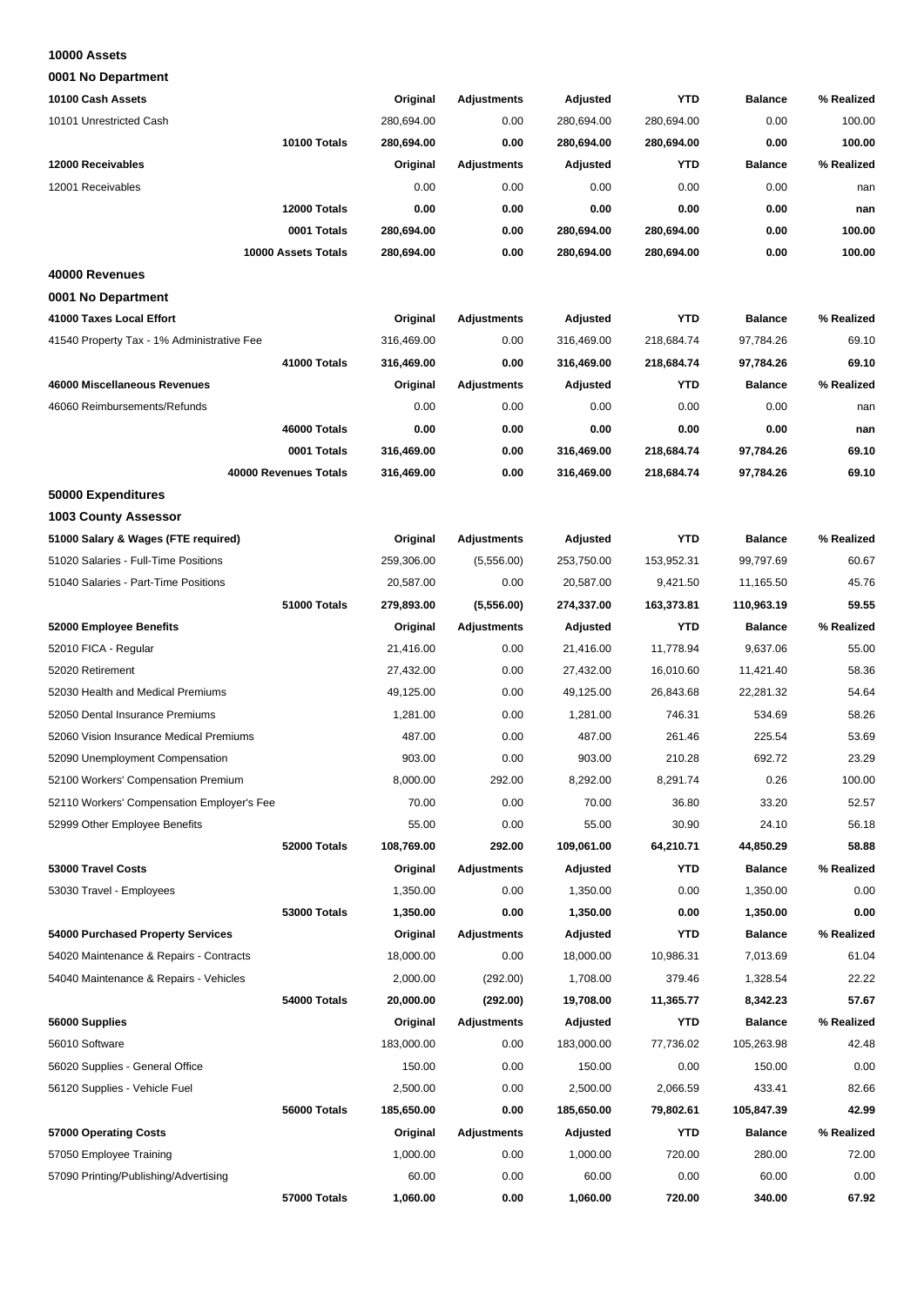## 10000 Assets

### 0001 No Department

| 10100 Cash Assets | Original | Adjustments | Adjusted | YTD | Balance | % Realized |
|---|---|---|---|---|---|---|
| 10101 Unrestricted Cash | 280,694.00 | 0.00 | 280,694.00 | 280,694.00 | 0.00 | 100.00 |
| **10100 Totals** | **280,694.00** | **0.00** | **280,694.00** | **280,694.00** | **0.00** | **100.00** |
| **12000 Receivables** | **Original** | **Adjustments** | **Adjusted** | **YTD** | **Balance** | **% Realized** |
| 12001 Receivables | 0.00 | 0.00 | 0.00 | 0.00 | 0.00 | nan |
| **12000 Totals** | **0.00** | **0.00** | **0.00** | **0.00** | **0.00** | **nan** |
| **0001 Totals** | **280,694.00** | **0.00** | **280,694.00** | **280,694.00** | **0.00** | **100.00** |
| **10000 Assets Totals** | **280,694.00** | **0.00** | **280,694.00** | **280,694.00** | **0.00** | **100.00** |

## 40000 Revenues

### 0001 No Department

| 41000 Taxes Local Effort | Original | Adjustments | Adjusted | YTD | Balance | % Realized |
|---|---|---|---|---|---|---|
| 41540 Property Tax - 1% Administrative Fee | 316,469.00 | 0.00 | 316,469.00 | 218,684.74 | 97,784.26 | 69.10 |
| **41000 Totals** | **316,469.00** | **0.00** | **316,469.00** | **218,684.74** | **97,784.26** | **69.10** |
| **46000 Miscellaneous Revenues** | **Original** | **Adjustments** | **Adjusted** | **YTD** | **Balance** | **% Realized** |
| 46060 Reimbursements/Refunds | 0.00 | 0.00 | 0.00 | 0.00 | 0.00 | nan |
| **46000 Totals** | **0.00** | **0.00** | **0.00** | **0.00** | **0.00** | **nan** |
| **0001 Totals** | **316,469.00** | **0.00** | **316,469.00** | **218,684.74** | **97,784.26** | **69.10** |
| **40000 Revenues Totals** | **316,469.00** | **0.00** | **316,469.00** | **218,684.74** | **97,784.26** | **69.10** |

## 50000 Expenditures

### 1003 County Assessor

| 51000 Salary & Wages (FTE required) | Original | Adjustments | Adjusted | YTD | Balance | % Realized |
|---|---|---|---|---|---|---|
| 51020 Salaries - Full-Time Positions | 259,306.00 | (5,556.00) | 253,750.00 | 153,952.31 | 99,797.69 | 60.67 |
| 51040 Salaries - Part-Time Positions | 20,587.00 | 0.00 | 20,587.00 | 9,421.50 | 11,165.50 | 45.76 |
| **51000 Totals** | **279,893.00** | **(5,556.00)** | **274,337.00** | **163,373.81** | **110,963.19** | **59.55** |
| **52000 Employee Benefits** | **Original** | **Adjustments** | **Adjusted** | **YTD** | **Balance** | **% Realized** |
| 52010 FICA - Regular | 21,416.00 | 0.00 | 21,416.00 | 11,778.94 | 9,637.06 | 55.00 |
| 52020 Retirement | 27,432.00 | 0.00 | 27,432.00 | 16,010.60 | 11,421.40 | 58.36 |
| 52030 Health and Medical Premiums | 49,125.00 | 0.00 | 49,125.00 | 26,843.68 | 22,281.32 | 54.64 |
| 52050 Dental Insurance Premiums | 1,281.00 | 0.00 | 1,281.00 | 746.31 | 534.69 | 58.26 |
| 52060 Vision Insurance Medical Premiums | 487.00 | 0.00 | 487.00 | 261.46 | 225.54 | 53.69 |
| 52090 Unemployment Compensation | 903.00 | 0.00 | 903.00 | 210.28 | 692.72 | 23.29 |
| 52100 Workers' Compensation Premium | 8,000.00 | 292.00 | 8,292.00 | 8,291.74 | 0.26 | 100.00 |
| 52110 Workers' Compensation Employer's Fee | 70.00 | 0.00 | 70.00 | 36.80 | 33.20 | 52.57 |
| 52999 Other Employee Benefits | 55.00 | 0.00 | 55.00 | 30.90 | 24.10 | 56.18 |
| **52000 Totals** | **108,769.00** | **292.00** | **109,061.00** | **64,210.71** | **44,850.29** | **58.88** |
| **53000 Travel Costs** | **Original** | **Adjustments** | **Adjusted** | **YTD** | **Balance** | **% Realized** |
| 53030 Travel - Employees | 1,350.00 | 0.00 | 1,350.00 | 0.00 | 1,350.00 | 0.00 |
| **53000 Totals** | **1,350.00** | **0.00** | **1,350.00** | **0.00** | **1,350.00** | **0.00** |
| **54000 Purchased Property Services** | **Original** | **Adjustments** | **Adjusted** | **YTD** | **Balance** | **% Realized** |
| 54020 Maintenance & Repairs - Contracts | 18,000.00 | 0.00 | 18,000.00 | 10,986.31 | 7,013.69 | 61.04 |
| 54040 Maintenance & Repairs - Vehicles | 2,000.00 | (292.00) | 1,708.00 | 379.46 | 1,328.54 | 22.22 |
| **54000 Totals** | **20,000.00** | **(292.00)** | **19,708.00** | **11,365.77** | **8,342.23** | **57.67** |
| **56000 Supplies** | **Original** | **Adjustments** | **Adjusted** | **YTD** | **Balance** | **% Realized** |
| 56010 Software | 183,000.00 | 0.00 | 183,000.00 | 77,736.02 | 105,263.98 | 42.48 |
| 56020 Supplies - General Office | 150.00 | 0.00 | 150.00 | 0.00 | 150.00 | 0.00 |
| 56120 Supplies - Vehicle Fuel | 2,500.00 | 0.00 | 2,500.00 | 2,066.59 | 433.41 | 82.66 |
| **56000 Totals** | **185,650.00** | **0.00** | **185,650.00** | **79,802.61** | **105,847.39** | **42.99** |
| **57000 Operating Costs** | **Original** | **Adjustments** | **Adjusted** | **YTD** | **Balance** | **% Realized** |
| 57050 Employee Training | 1,000.00 | 0.00 | 1,000.00 | 720.00 | 280.00 | 72.00 |
| 57090 Printing/Publishing/Advertising | 60.00 | 0.00 | 60.00 | 0.00 | 60.00 | 0.00 |
| **57000 Totals** | **1,060.00** | **0.00** | **1,060.00** | **720.00** | **340.00** | **67.92** |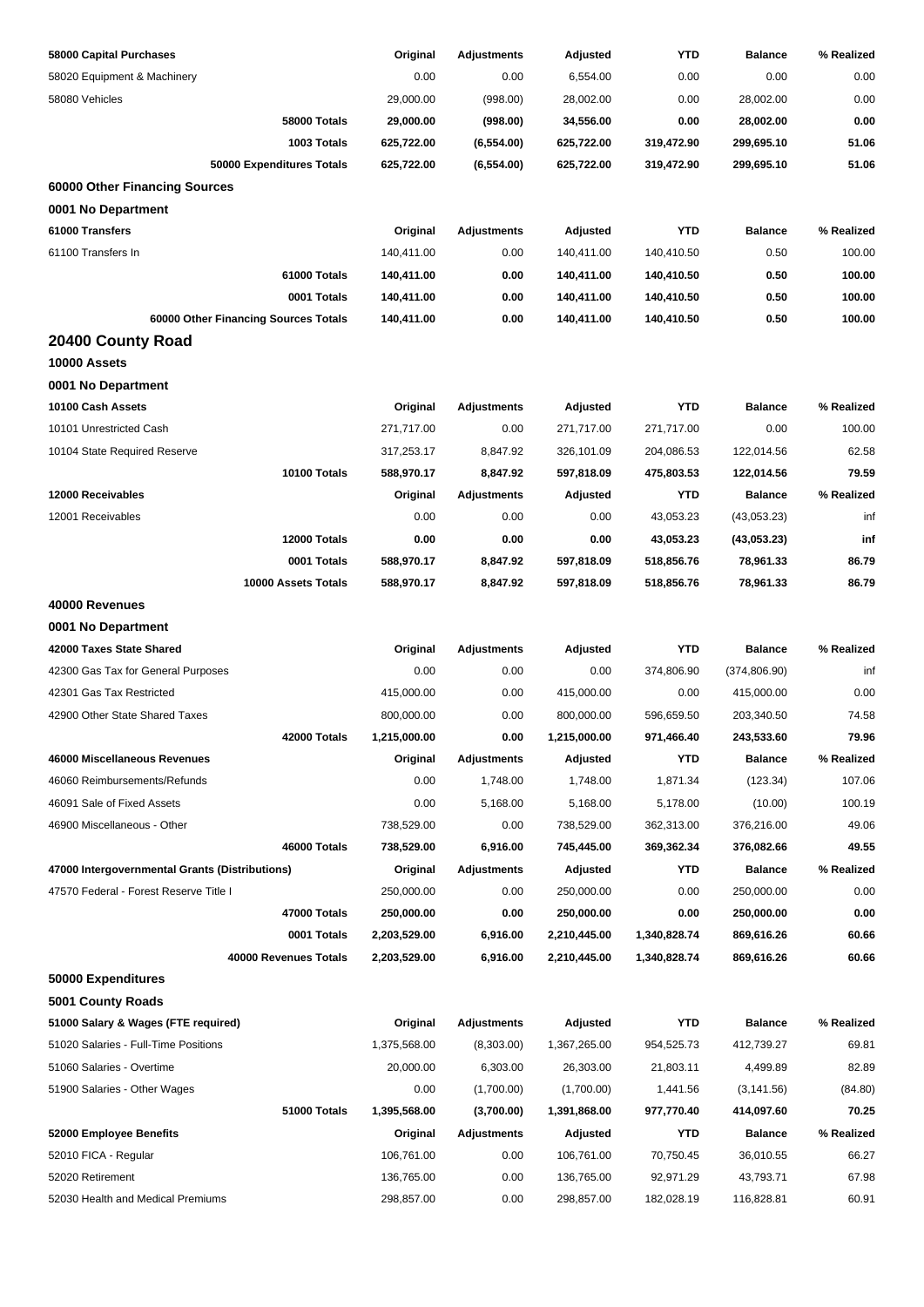| 58000 Capital Purchases | Original | Adjustments | Adjusted | YTD | Balance | % Realized |
|---|---|---|---|---|---|---|
| 58020 Equipment & Machinery | 0.00 | 0.00 | 6,554.00 | 0.00 | 0.00 | 0.00 |
| 58080 Vehicles | 29,000.00 | (998.00) | 28,002.00 | 0.00 | 28,002.00 | 0.00 |
| **58000 Totals** | **29,000.00** | **(998.00)** | **34,556.00** | **0.00** | **28,002.00** | **0.00** |
| **1003 Totals** | **625,722.00** | **(6,554.00)** | **625,722.00** | **319,472.90** | **299,695.10** | **51.06** |
| **50000 Expenditures Totals** | **625,722.00** | **(6,554.00)** | **625,722.00** | **319,472.90** | **299,695.10** | **51.06** |

### 60000 Other Financing Sources

**0001 No Department**

| 61000 Transfers | Original | Adjustments | Adjusted | YTD | Balance | % Realized |
|---|---|---|---|---|---|---|
| 61100 Transfers In | 140,411.00 | 0.00 | 140,411.00 | 140,410.50 | 0.50 | 100.00 |
| **61000 Totals** | **140,411.00** | **0.00** | **140,411.00** | **140,410.50** | **0.50** | **100.00** |
| **0001 Totals** | **140,411.00** | **0.00** | **140,411.00** | **140,410.50** | **0.50** | **100.00** |
| **60000 Other Financing Sources Totals** | **140,411.00** | **0.00** | **140,411.00** | **140,410.50** | **0.50** | **100.00** |

## 20400 County Road

### 10000 Assets

**0001 No Department**

| 10100 Cash Assets | Original | Adjustments | Adjusted | YTD | Balance | % Realized |
|---|---|---|---|---|---|---|
| 10101 Unrestricted Cash | 271,717.00 | 0.00 | 271,717.00 | 271,717.00 | 0.00 | 100.00 |
| 10104 State Required Reserve | 317,253.17 | 8,847.92 | 326,101.09 | 204,086.53 | 122,014.56 | 62.58 |
| **10100 Totals** | **588,970.17** | **8,847.92** | **597,818.09** | **475,803.53** | **122,014.56** | **79.59** |
| **12000 Receivables** | **Original** | **Adjustments** | **Adjusted** | **YTD** | **Balance** | **% Realized** |
| 12001 Receivables | 0.00 | 0.00 | 0.00 | 43,053.23 | (43,053.23) | inf |
| **12000 Totals** | **0.00** | **0.00** | **0.00** | **43,053.23** | **(43,053.23)** | **inf** |
| **0001 Totals** | **588,970.17** | **8,847.92** | **597,818.09** | **518,856.76** | **78,961.33** | **86.79** |
| **10000 Assets Totals** | **588,970.17** | **8,847.92** | **597,818.09** | **518,856.76** | **78,961.33** | **86.79** |

### 40000 Revenues

**0001 No Department**

| 42000 Taxes State Shared | Original | Adjustments | Adjusted | YTD | Balance | % Realized |
|---|---|---|---|---|---|---|
| 42300 Gas Tax for General Purposes | 0.00 | 0.00 | 0.00 | 374,806.90 | (374,806.90) | inf |
| 42301 Gas Tax Restricted | 415,000.00 | 0.00 | 415,000.00 | 0.00 | 415,000.00 | 0.00 |
| 42900 Other State Shared Taxes | 800,000.00 | 0.00 | 800,000.00 | 596,659.50 | 203,340.50 | 74.58 |
| **42000 Totals** | **1,215,000.00** | **0.00** | **1,215,000.00** | **971,466.40** | **243,533.60** | **79.96** |
| **46000 Miscellaneous Revenues** | **Original** | **Adjustments** | **Adjusted** | **YTD** | **Balance** | **% Realized** |
| 46060 Reimbursements/Refunds | 0.00 | 1,748.00 | 1,748.00 | 1,871.34 | (123.34) | 107.06 |
| 46091 Sale of Fixed Assets | 0.00 | 5,168.00 | 5,168.00 | 5,178.00 | (10.00) | 100.19 |
| 46900 Miscellaneous - Other | 738,529.00 | 0.00 | 738,529.00 | 362,313.00 | 376,216.00 | 49.06 |
| **46000 Totals** | **738,529.00** | **6,916.00** | **745,445.00** | **369,362.34** | **376,082.66** | **49.55** |
| **47000 Intergovernmental Grants (Distributions)** | **Original** | **Adjustments** | **Adjusted** | **YTD** | **Balance** | **% Realized** |
| 47570 Federal - Forest Reserve Title I | 250,000.00 | 0.00 | 250,000.00 | 0.00 | 250,000.00 | 0.00 |
| **47000 Totals** | **250,000.00** | **0.00** | **250,000.00** | **0.00** | **250,000.00** | **0.00** |
| **0001 Totals** | **2,203,529.00** | **6,916.00** | **2,210,445.00** | **1,340,828.74** | **869,616.26** | **60.66** |
| **40000 Revenues Totals** | **2,203,529.00** | **6,916.00** | **2,210,445.00** | **1,340,828.74** | **869,616.26** | **60.66** |

### 50000 Expenditures

**5001 County Roads**

| 51000 Salary & Wages (FTE required) | Original | Adjustments | Adjusted | YTD | Balance | % Realized |
|---|---|---|---|---|---|---|
| 51020 Salaries - Full-Time Positions | 1,375,568.00 | (8,303.00) | 1,367,265.00 | 954,525.73 | 412,739.27 | 69.81 |
| 51060 Salaries - Overtime | 20,000.00 | 6,303.00 | 26,303.00 | 21,803.11 | 4,499.89 | 82.89 |
| 51900 Salaries - Other Wages | 0.00 | (1,700.00) | (1,700.00) | 1,441.56 | (3,141.56) | (84.80) |
| **51000 Totals** | **1,395,568.00** | **(3,700.00)** | **1,391,868.00** | **977,770.40** | **414,097.60** | **70.25** |
| **52000 Employee Benefits** | **Original** | **Adjustments** | **Adjusted** | **YTD** | **Balance** | **% Realized** |
| 52010 FICA - Regular | 106,761.00 | 0.00 | 106,761.00 | 70,750.45 | 36,010.55 | 66.27 |
| 52020 Retirement | 136,765.00 | 0.00 | 136,765.00 | 92,971.29 | 43,793.71 | 67.98 |
| 52030 Health and Medical Premiums | 298,857.00 | 0.00 | 298,857.00 | 182,028.19 | 116,828.81 | 60.91 |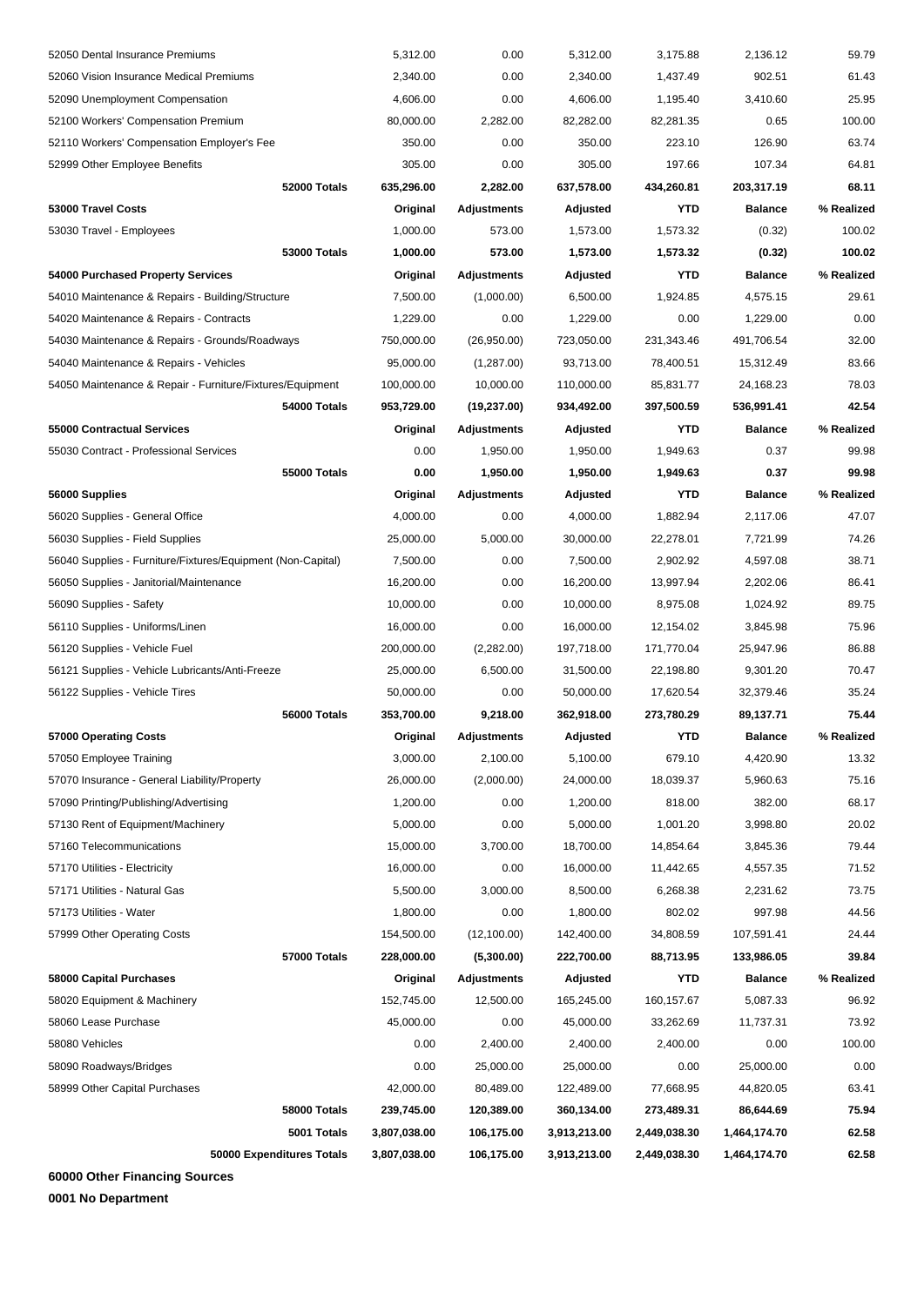| | | | | | | |
|---|---|---|---|---|---|---|
| 52050 Dental Insurance Premiums | 5,312.00 | 0.00 | 5,312.00 | 3,175.88 | 2,136.12 | 59.79 |
| 52060 Vision Insurance Medical Premiums | 2,340.00 | 0.00 | 2,340.00 | 1,437.49 | 902.51 | 61.43 |
| 52090 Unemployment Compensation | 4,606.00 | 0.00 | 4,606.00 | 1,195.40 | 3,410.60 | 25.95 |
| 52100 Workers' Compensation Premium | 80,000.00 | 2,282.00 | 82,282.00 | 82,281.35 | 0.65 | 100.00 |
| 52110 Workers' Compensation Employer's Fee | 350.00 | 0.00 | 350.00 | 223.10 | 126.90 | 63.74 |
| 52999 Other Employee Benefits | 305.00 | 0.00 | 305.00 | 197.66 | 107.34 | 64.81 |
| **52000 Totals** | **635,296.00** | **2,282.00** | **637,578.00** | **434,260.81** | **203,317.19** | **68.11** |
| **53000 Travel Costs** | **Original** | **Adjustments** | **Adjusted** | **YTD** | **Balance** | **% Realized** |
| 53030 Travel - Employees | 1,000.00 | 573.00 | 1,573.00 | 1,573.32 | (0.32) | 100.02 |
| **53000 Totals** | **1,000.00** | **573.00** | **1,573.00** | **1,573.32** | **(0.32)** | **100.02** |
| **54000 Purchased Property Services** | **Original** | **Adjustments** | **Adjusted** | **YTD** | **Balance** | **% Realized** |
| 54010 Maintenance & Repairs - Building/Structure | 7,500.00 | (1,000.00) | 6,500.00 | 1,924.85 | 4,575.15 | 29.61 |
| 54020 Maintenance & Repairs - Contracts | 1,229.00 | 0.00 | 1,229.00 | 0.00 | 1,229.00 | 0.00 |
| 54030 Maintenance & Repairs - Grounds/Roadways | 750,000.00 | (26,950.00) | 723,050.00 | 231,343.46 | 491,706.54 | 32.00 |
| 54040 Maintenance & Repairs - Vehicles | 95,000.00 | (1,287.00) | 93,713.00 | 78,400.51 | 15,312.49 | 83.66 |
| 54050 Maintenance & Repair - Furniture/Fixtures/Equipment | 100,000.00 | 10,000.00 | 110,000.00 | 85,831.77 | 24,168.23 | 78.03 |
| **54000 Totals** | **953,729.00** | **(19,237.00)** | **934,492.00** | **397,500.59** | **536,991.41** | **42.54** |
| **55000 Contractual Services** | **Original** | **Adjustments** | **Adjusted** | **YTD** | **Balance** | **% Realized** |
| 55030 Contract - Professional Services | 0.00 | 1,950.00 | 1,950.00 | 1,949.63 | 0.37 | 99.98 |
| **55000 Totals** | **0.00** | **1,950.00** | **1,950.00** | **1,949.63** | **0.37** | **99.98** |
| **56000 Supplies** | **Original** | **Adjustments** | **Adjusted** | **YTD** | **Balance** | **% Realized** |
| 56020 Supplies - General Office | 4,000.00 | 0.00 | 4,000.00 | 1,882.94 | 2,117.06 | 47.07 |
| 56030 Supplies - Field Supplies | 25,000.00 | 5,000.00 | 30,000.00 | 22,278.01 | 7,721.99 | 74.26 |
| 56040 Supplies - Furniture/Fixtures/Equipment (Non-Capital) | 7,500.00 | 0.00 | 7,500.00 | 2,902.92 | 4,597.08 | 38.71 |
| 56050 Supplies - Janitorial/Maintenance | 16,200.00 | 0.00 | 16,200.00 | 13,997.94 | 2,202.06 | 86.41 |
| 56090 Supplies - Safety | 10,000.00 | 0.00 | 10,000.00 | 8,975.08 | 1,024.92 | 89.75 |
| 56110 Supplies - Uniforms/Linen | 16,000.00 | 0.00 | 16,000.00 | 12,154.02 | 3,845.98 | 75.96 |
| 56120 Supplies - Vehicle Fuel | 200,000.00 | (2,282.00) | 197,718.00 | 171,770.04 | 25,947.96 | 86.88 |
| 56121 Supplies - Vehicle Lubricants/Anti-Freeze | 25,000.00 | 6,500.00 | 31,500.00 | 22,198.80 | 9,301.20 | 70.47 |
| 56122 Supplies - Vehicle Tires | 50,000.00 | 0.00 | 50,000.00 | 17,620.54 | 32,379.46 | 35.24 |
| **56000 Totals** | **353,700.00** | **9,218.00** | **362,918.00** | **273,780.29** | **89,137.71** | **75.44** |
| **57000 Operating Costs** | **Original** | **Adjustments** | **Adjusted** | **YTD** | **Balance** | **% Realized** |
| 57050 Employee Training | 3,000.00 | 2,100.00 | 5,100.00 | 679.10 | 4,420.90 | 13.32 |
| 57070 Insurance - General Liability/Property | 26,000.00 | (2,000.00) | 24,000.00 | 18,039.37 | 5,960.63 | 75.16 |
| 57090 Printing/Publishing/Advertising | 1,200.00 | 0.00 | 1,200.00 | 818.00 | 382.00 | 68.17 |
| 57130 Rent of Equipment/Machinery | 5,000.00 | 0.00 | 5,000.00 | 1,001.20 | 3,998.80 | 20.02 |
| 57160 Telecommunications | 15,000.00 | 3,700.00 | 18,700.00 | 14,854.64 | 3,845.36 | 79.44 |
| 57170 Utilities - Electricity | 16,000.00 | 0.00 | 16,000.00 | 11,442.65 | 4,557.35 | 71.52 |
| 57171 Utilities - Natural Gas | 5,500.00 | 3,000.00 | 8,500.00 | 6,268.38 | 2,231.62 | 73.75 |
| 57173 Utilities - Water | 1,800.00 | 0.00 | 1,800.00 | 802.02 | 997.98 | 44.56 |
| 57999 Other Operating Costs | 154,500.00 | (12,100.00) | 142,400.00 | 34,808.59 | 107,591.41 | 24.44 |
| **57000 Totals** | **228,000.00** | **(5,300.00)** | **222,700.00** | **88,713.95** | **133,986.05** | **39.84** |
| **58000 Capital Purchases** | **Original** | **Adjustments** | **Adjusted** | **YTD** | **Balance** | **% Realized** |
| 58020 Equipment & Machinery | 152,745.00 | 12,500.00 | 165,245.00 | 160,157.67 | 5,087.33 | 96.92 |
| 58060 Lease Purchase | 45,000.00 | 0.00 | 45,000.00 | 33,262.69 | 11,737.31 | 73.92 |
| 58080 Vehicles | 0.00 | 2,400.00 | 2,400.00 | 2,400.00 | 0.00 | 100.00 |
| 58090 Roadways/Bridges | 0.00 | 25,000.00 | 25,000.00 | 0.00 | 25,000.00 | 0.00 |
| 58999 Other Capital Purchases | 42,000.00 | 80,489.00 | 122,489.00 | 77,668.95 | 44,820.05 | 63.41 |
| **58000 Totals** | **239,745.00** | **120,389.00** | **360,134.00** | **273,489.31** | **86,644.69** | **75.94** |
| **5001 Totals** | **3,807,038.00** | **106,175.00** | **3,913,213.00** | **2,449,038.30** | **1,464,174.70** | **62.58** |
| **50000 Expenditures Totals** | **3,807,038.00** | **106,175.00** | **3,913,213.00** | **2,449,038.30** | **1,464,174.70** | **62.58** |

**60000 Other Financing Sources**

**0001 No Department**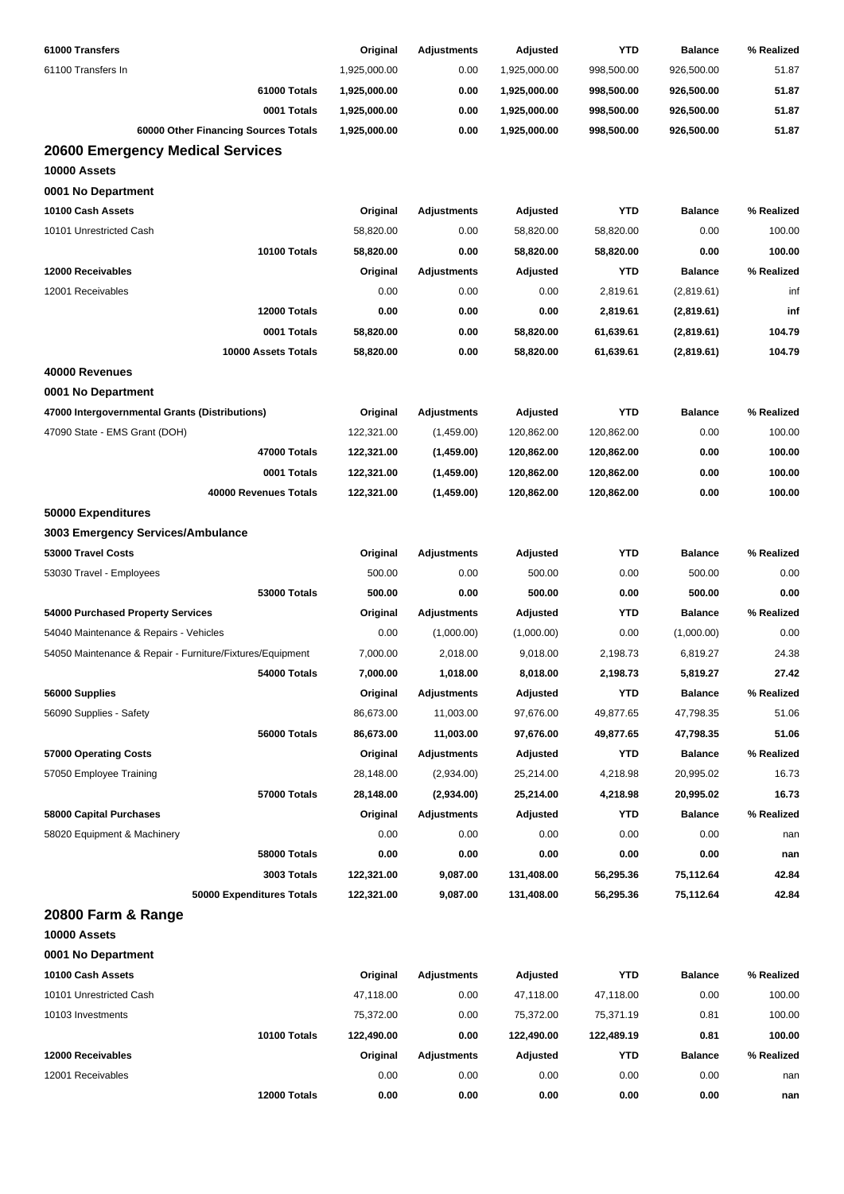| 61000 Transfers | Original | Adjustments | Adjusted | YTD | Balance | % Realized |
|---|---|---|---|---|---|---|
| 61100 Transfers In | 1,925,000.00 | 0.00 | 1,925,000.00 | 998,500.00 | 926,500.00 | 51.87 |
| **61000 Totals** | **1,925,000.00** | **0.00** | **1,925,000.00** | **998,500.00** | **926,500.00** | **51.87** |
| **0001 Totals** | **1,925,000.00** | **0.00** | **1,925,000.00** | **998,500.00** | **926,500.00** | **51.87** |
| **60000 Other Financing Sources Totals** | **1,925,000.00** | **0.00** | **1,925,000.00** | **998,500.00** | **926,500.00** | **51.87** |

## 20600 Emergency Medical Services

**10000 Assets**

**0001 No Department**

| 10100 Cash Assets | Original | Adjustments | Adjusted | YTD | Balance | % Realized |
|---|---|---|---|---|---|---|
| 10101 Unrestricted Cash | 58,820.00 | 0.00 | 58,820.00 | 58,820.00 | 0.00 | 100.00 |
| **10100 Totals** | **58,820.00** | **0.00** | **58,820.00** | **58,820.00** | **0.00** | **100.00** |
| **12000 Receivables** | **Original** | **Adjustments** | **Adjusted** | **YTD** | **Balance** | **% Realized** |
| 12001 Receivables | 0.00 | 0.00 | 0.00 | 2,819.61 | (2,819.61) | inf |
| **12000 Totals** | **0.00** | **0.00** | **0.00** | **2,819.61** | **(2,819.61)** | **inf** |
| **0001 Totals** | **58,820.00** | **0.00** | **58,820.00** | **61,639.61** | **(2,819.61)** | **104.79** |
| **10000 Assets Totals** | **58,820.00** | **0.00** | **58,820.00** | **61,639.61** | **(2,819.61)** | **104.79** |

**40000 Revenues**

**0001 No Department**

| 47000 Intergovernmental Grants (Distributions) | Original | Adjustments | Adjusted | YTD | Balance | % Realized |
|---|---|---|---|---|---|---|
| 47090 State - EMS Grant (DOH) | 122,321.00 | (1,459.00) | 120,862.00 | 120,862.00 | 0.00 | 100.00 |
| **47000 Totals** | **122,321.00** | **(1,459.00)** | **120,862.00** | **120,862.00** | **0.00** | **100.00** |
| **0001 Totals** | **122,321.00** | **(1,459.00)** | **120,862.00** | **120,862.00** | **0.00** | **100.00** |
| **40000 Revenues Totals** | **122,321.00** | **(1,459.00)** | **120,862.00** | **120,862.00** | **0.00** | **100.00** |

**50000 Expenditures**

**3003 Emergency Services/Ambulance**

| 53000 Travel Costs | Original | Adjustments | Adjusted | YTD | Balance | % Realized |
|---|---|---|---|---|---|---|
| 53030 Travel - Employees | 500.00 | 0.00 | 500.00 | 0.00 | 500.00 | 0.00 |
| **53000 Totals** | **500.00** | **0.00** | **500.00** | **0.00** | **500.00** | **0.00** |
| **54000 Purchased Property Services** | **Original** | **Adjustments** | **Adjusted** | **YTD** | **Balance** | **% Realized** |
| 54040 Maintenance & Repairs - Vehicles | 0.00 | (1,000.00) | (1,000.00) | 0.00 | (1,000.00) | 0.00 |
| 54050 Maintenance & Repair - Furniture/Fixtures/Equipment | 7,000.00 | 2,018.00 | 9,018.00 | 2,198.73 | 6,819.27 | 24.38 |
| **54000 Totals** | **7,000.00** | **1,018.00** | **8,018.00** | **2,198.73** | **5,819.27** | **27.42** |
| **56000 Supplies** | **Original** | **Adjustments** | **Adjusted** | **YTD** | **Balance** | **% Realized** |
| 56090 Supplies - Safety | 86,673.00 | 11,003.00 | 97,676.00 | 49,877.65 | 47,798.35 | 51.06 |
| **56000 Totals** | **86,673.00** | **11,003.00** | **97,676.00** | **49,877.65** | **47,798.35** | **51.06** |
| **57000 Operating Costs** | **Original** | **Adjustments** | **Adjusted** | **YTD** | **Balance** | **% Realized** |
| 57050 Employee Training | 28,148.00 | (2,934.00) | 25,214.00 | 4,218.98 | 20,995.02 | 16.73 |
| **57000 Totals** | **28,148.00** | **(2,934.00)** | **25,214.00** | **4,218.98** | **20,995.02** | **16.73** |
| **58000 Capital Purchases** | **Original** | **Adjustments** | **Adjusted** | **YTD** | **Balance** | **% Realized** |
| 58020 Equipment & Machinery | 0.00 | 0.00 | 0.00 | 0.00 | 0.00 | nan |
| **58000 Totals** | **0.00** | **0.00** | **0.00** | **0.00** | **0.00** | **nan** |
| **3003 Totals** | **122,321.00** | **9,087.00** | **131,408.00** | **56,295.36** | **75,112.64** | **42.84** |
| **50000 Expenditures Totals** | **122,321.00** | **9,087.00** | **131,408.00** | **56,295.36** | **75,112.64** | **42.84** |

## 20800 Farm & Range

**10000 Assets**

**0001 No Department**

| 10100 Cash Assets | Original | Adjustments | Adjusted | YTD | Balance | % Realized |
|---|---|---|---|---|---|---|
| 10101 Unrestricted Cash | 47,118.00 | 0.00 | 47,118.00 | 47,118.00 | 0.00 | 100.00 |
| 10103 Investments | 75,372.00 | 0.00 | 75,372.00 | 75,371.19 | 0.81 | 100.00 |
| **10100 Totals** | **122,490.00** | **0.00** | **122,490.00** | **122,489.19** | **0.81** | **100.00** |
| **12000 Receivables** | **Original** | **Adjustments** | **Adjusted** | **YTD** | **Balance** | **% Realized** |
| 12001 Receivables | 0.00 | 0.00 | 0.00 | 0.00 | 0.00 | nan |
| **12000 Totals** | **0.00** | **0.00** | **0.00** | **0.00** | **0.00** | **nan** |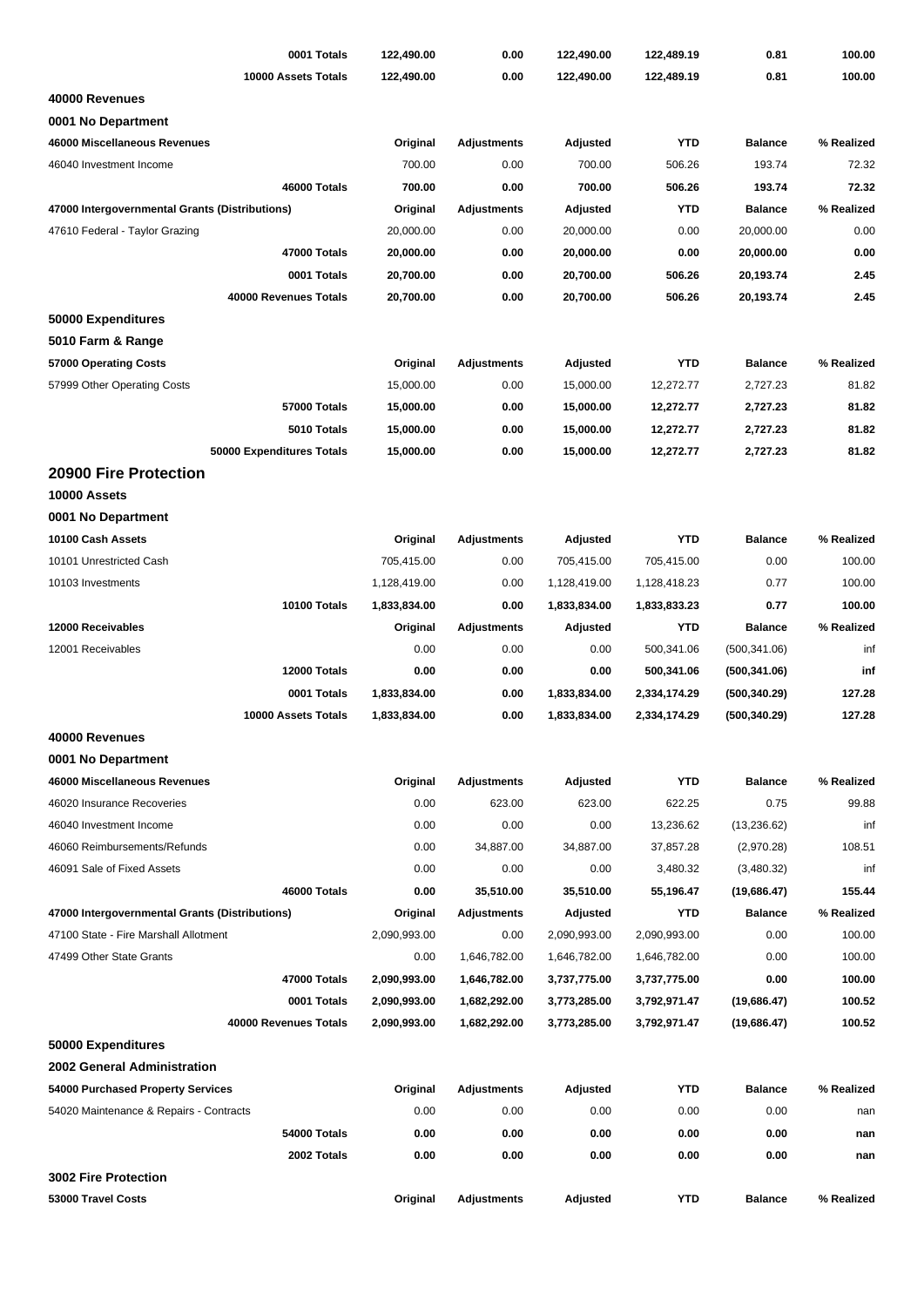| | | | | | |
|---|---|---|---|---|---|
| **0001 Totals** | **122,490.00** | **0.00** | **122,490.00** | **122,489.19** | **0.81** | **100.00** |
| **10000 Assets Totals** | **122,490.00** | **0.00** | **122,490.00** | **122,489.19** | **0.81** | **100.00** |

**40000 Revenues**

**0001 No Department**

| **46000 Miscellaneous Revenues** | **Original** | **Adjustments** | **Adjusted** | **YTD** | **Balance** | **% Realized** |
|---|---|---|---|---|---|---|
| 46040 Investment Income | 700.00 | 0.00 | 700.00 | 506.26 | 193.74 | 72.32 |
| **46000 Totals** | **700.00** | **0.00** | **700.00** | **506.26** | **193.74** | **72.32** |

| **47000 Intergovernmental Grants (Distributions)** | **Original** | **Adjustments** | **Adjusted** | **YTD** | **Balance** | **% Realized** |
|---|---|---|---|---|---|---|
| 47610 Federal - Taylor Grazing | 20,000.00 | 0.00 | 20,000.00 | 0.00 | 20,000.00 | 0.00 |
| **47000 Totals** | **20,000.00** | **0.00** | **20,000.00** | **0.00** | **20,000.00** | **0.00** |
| **0001 Totals** | **20,700.00** | **0.00** | **20,700.00** | **506.26** | **20,193.74** | **2.45** |
| **40000 Revenues Totals** | **20,700.00** | **0.00** | **20,700.00** | **506.26** | **20,193.74** | **2.45** |

**50000 Expenditures**

**5010 Farm & Range**

| **57000 Operating Costs** | **Original** | **Adjustments** | **Adjusted** | **YTD** | **Balance** | **% Realized** |
|---|---|---|---|---|---|---|
| 57999 Other Operating Costs | 15,000.00 | 0.00 | 15,000.00 | 12,272.77 | 2,727.23 | 81.82 |
| **57000 Totals** | **15,000.00** | **0.00** | **15,000.00** | **12,272.77** | **2,727.23** | **81.82** |
| **5010 Totals** | **15,000.00** | **0.00** | **15,000.00** | **12,272.77** | **2,727.23** | **81.82** |
| **50000 Expenditures Totals** | **15,000.00** | **0.00** | **15,000.00** | **12,272.77** | **2,727.23** | **81.82** |

## 20900 Fire Protection

**10000 Assets**

**0001 No Department**

| **10100 Cash Assets** | **Original** | **Adjustments** | **Adjusted** | **YTD** | **Balance** | **% Realized** |
|---|---|---|---|---|---|---|
| 10101 Unrestricted Cash | 705,415.00 | 0.00 | 705,415.00 | 705,415.00 | 0.00 | 100.00 |
| 10103 Investments | 1,128,419.00 | 0.00 | 1,128,419.00 | 1,128,418.23 | 0.77 | 100.00 |
| **10100 Totals** | **1,833,834.00** | **0.00** | **1,833,834.00** | **1,833,833.23** | **0.77** | **100.00** |

| **12000 Receivables** | **Original** | **Adjustments** | **Adjusted** | **YTD** | **Balance** | **% Realized** |
|---|---|---|---|---|---|---|
| 12001 Receivables | 0.00 | 0.00 | 0.00 | 500,341.06 | (500,341.06) | inf |
| **12000 Totals** | **0.00** | **0.00** | **0.00** | **500,341.06** | **(500,341.06)** | **inf** |
| **0001 Totals** | **1,833,834.00** | **0.00** | **1,833,834.00** | **2,334,174.29** | **(500,340.29)** | **127.28** |
| **10000 Assets Totals** | **1,833,834.00** | **0.00** | **1,833,834.00** | **2,334,174.29** | **(500,340.29)** | **127.28** |

**40000 Revenues**

**0001 No Department**

| **46000 Miscellaneous Revenues** | **Original** | **Adjustments** | **Adjusted** | **YTD** | **Balance** | **% Realized** |
|---|---|---|---|---|---|---|
| 46020 Insurance Recoveries | 0.00 | 623.00 | 623.00 | 622.25 | 0.75 | 99.88 |
| 46040 Investment Income | 0.00 | 0.00 | 0.00 | 13,236.62 | (13,236.62) | inf |
| 46060 Reimbursements/Refunds | 0.00 | 34,887.00 | 34,887.00 | 37,857.28 | (2,970.28) | 108.51 |
| 46091 Sale of Fixed Assets | 0.00 | 0.00 | 0.00 | 3,480.32 | (3,480.32) | inf |
| **46000 Totals** | **0.00** | **35,510.00** | **35,510.00** | **55,196.47** | **(19,686.47)** | **155.44** |

| **47000 Intergovernmental Grants (Distributions)** | **Original** | **Adjustments** | **Adjusted** | **YTD** | **Balance** | **% Realized** |
|---|---|---|---|---|---|---|
| 47100 State - Fire Marshall Allotment | 2,090,993.00 | 0.00 | 2,090,993.00 | 2,090,993.00 | 0.00 | 100.00 |
| 47499 Other State Grants | 0.00 | 1,646,782.00 | 1,646,782.00 | 1,646,782.00 | 0.00 | 100.00 |
| **47000 Totals** | **2,090,993.00** | **1,646,782.00** | **3,737,775.00** | **3,737,775.00** | **0.00** | **100.00** |
| **0001 Totals** | **2,090,993.00** | **1,682,292.00** | **3,773,285.00** | **3,792,971.47** | **(19,686.47)** | **100.52** |
| **40000 Revenues Totals** | **2,090,993.00** | **1,682,292.00** | **3,773,285.00** | **3,792,971.47** | **(19,686.47)** | **100.52** |

**50000 Expenditures**

**2002 General Administration**

| **54000 Purchased Property Services** | **Original** | **Adjustments** | **Adjusted** | **YTD** | **Balance** | **% Realized** |
|---|---|---|---|---|---|---|
| 54020 Maintenance & Repairs - Contracts | 0.00 | 0.00 | 0.00 | 0.00 | 0.00 | nan |
| **54000 Totals** | **0.00** | **0.00** | **0.00** | **0.00** | **0.00** | **nan** |
| **2002 Totals** | **0.00** | **0.00** | **0.00** | **0.00** | **0.00** | **nan** |

**3002 Fire Protection**

| **53000 Travel Costs** | **Original** | **Adjustments** | **Adjusted** | **YTD** | **Balance** | **% Realized** |
|---|---|---|---|---|---|---|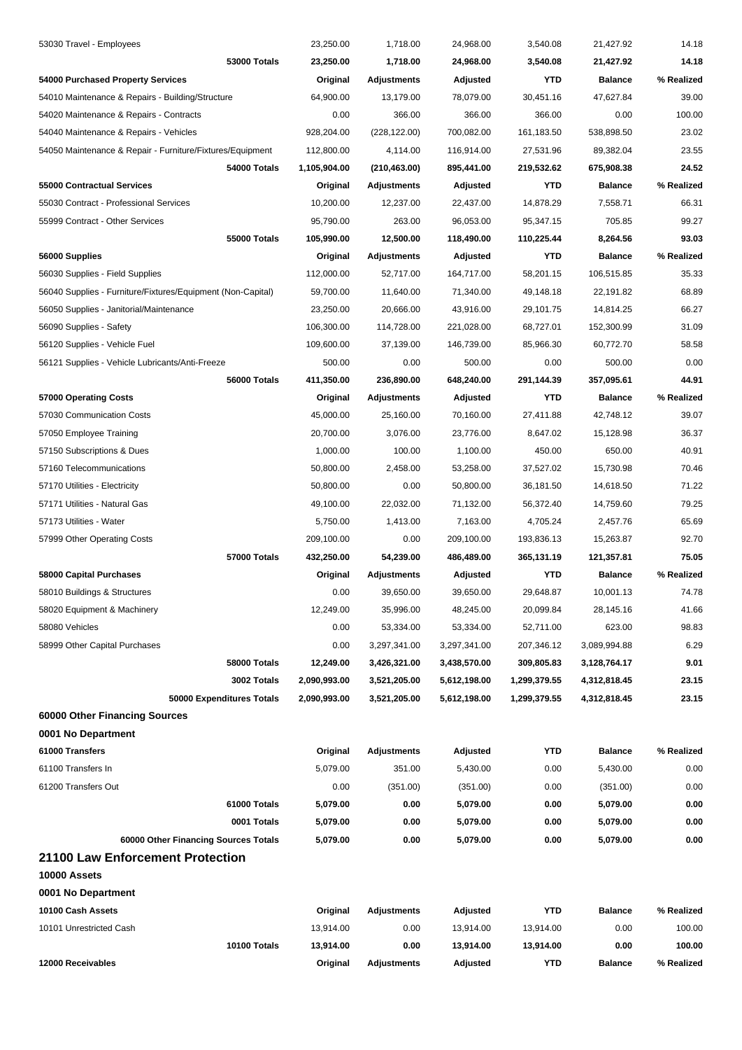| | | | | | | |
|---|---|---|---|---|---|---|
| 53030 Travel - Employees | 23,250.00 | 1,718.00 | 24,968.00 | 3,540.08 | 21,427.92 | 14.18 |
| **53000 Totals** | **23,250.00** | **1,718.00** | **24,968.00** | **3,540.08** | **21,427.92** | **14.18** |
| **54000 Purchased Property Services** | **Original** | **Adjustments** | **Adjusted** | **YTD** | **Balance** | **% Realized** |
| 54010 Maintenance & Repairs - Building/Structure | 64,900.00 | 13,179.00 | 78,079.00 | 30,451.16 | 47,627.84 | 39.00 |
| 54020 Maintenance & Repairs - Contracts | 0.00 | 366.00 | 366.00 | 366.00 | 0.00 | 100.00 |
| 54040 Maintenance & Repairs - Vehicles | 928,204.00 | (228,122.00) | 700,082.00 | 161,183.50 | 538,898.50 | 23.02 |
| 54050 Maintenance & Repair - Furniture/Fixtures/Equipment | 112,800.00 | 4,114.00 | 116,914.00 | 27,531.96 | 89,382.04 | 23.55 |
| **54000 Totals** | **1,105,904.00** | **(210,463.00)** | **895,441.00** | **219,532.62** | **675,908.38** | **24.52** |
| **55000 Contractual Services** | **Original** | **Adjustments** | **Adjusted** | **YTD** | **Balance** | **% Realized** |
| 55030 Contract - Professional Services | 10,200.00 | 12,237.00 | 22,437.00 | 14,878.29 | 7,558.71 | 66.31 |
| 55999 Contract - Other Services | 95,790.00 | 263.00 | 96,053.00 | 95,347.15 | 705.85 | 99.27 |
| **55000 Totals** | **105,990.00** | **12,500.00** | **118,490.00** | **110,225.44** | **8,264.56** | **93.03** |
| **56000 Supplies** | **Original** | **Adjustments** | **Adjusted** | **YTD** | **Balance** | **% Realized** |
| 56030 Supplies - Field Supplies | 112,000.00 | 52,717.00 | 164,717.00 | 58,201.15 | 106,515.85 | 35.33 |
| 56040 Supplies - Furniture/Fixtures/Equipment (Non-Capital) | 59,700.00 | 11,640.00 | 71,340.00 | 49,148.18 | 22,191.82 | 68.89 |
| 56050 Supplies - Janitorial/Maintenance | 23,250.00 | 20,666.00 | 43,916.00 | 29,101.75 | 14,814.25 | 66.27 |
| 56090 Supplies - Safety | 106,300.00 | 114,728.00 | 221,028.00 | 68,727.01 | 152,300.99 | 31.09 |
| 56120 Supplies - Vehicle Fuel | 109,600.00 | 37,139.00 | 146,739.00 | 85,966.30 | 60,772.70 | 58.58 |
| 56121 Supplies - Vehicle Lubricants/Anti-Freeze | 500.00 | 0.00 | 500.00 | 0.00 | 500.00 | 0.00 |
| **56000 Totals** | **411,350.00** | **236,890.00** | **648,240.00** | **291,144.39** | **357,095.61** | **44.91** |
| **57000 Operating Costs** | **Original** | **Adjustments** | **Adjusted** | **YTD** | **Balance** | **% Realized** |
| 57030 Communication Costs | 45,000.00 | 25,160.00 | 70,160.00 | 27,411.88 | 42,748.12 | 39.07 |
| 57050 Employee Training | 20,700.00 | 3,076.00 | 23,776.00 | 8,647.02 | 15,128.98 | 36.37 |
| 57150 Subscriptions & Dues | 1,000.00 | 100.00 | 1,100.00 | 450.00 | 650.00 | 40.91 |
| 57160 Telecommunications | 50,800.00 | 2,458.00 | 53,258.00 | 37,527.02 | 15,730.98 | 70.46 |
| 57170 Utilities - Electricity | 50,800.00 | 0.00 | 50,800.00 | 36,181.50 | 14,618.50 | 71.22 |
| 57171 Utilities - Natural Gas | 49,100.00 | 22,032.00 | 71,132.00 | 56,372.40 | 14,759.60 | 79.25 |
| 57173 Utilities - Water | 5,750.00 | 1,413.00 | 7,163.00 | 4,705.24 | 2,457.76 | 65.69 |
| 57999 Other Operating Costs | 209,100.00 | 0.00 | 209,100.00 | 193,836.13 | 15,263.87 | 92.70 |
| **57000 Totals** | **432,250.00** | **54,239.00** | **486,489.00** | **365,131.19** | **121,357.81** | **75.05** |
| **58000 Capital Purchases** | **Original** | **Adjustments** | **Adjusted** | **YTD** | **Balance** | **% Realized** |
| 58010 Buildings & Structures | 0.00 | 39,650.00 | 39,650.00 | 29,648.87 | 10,001.13 | 74.78 |
| 58020 Equipment & Machinery | 12,249.00 | 35,996.00 | 48,245.00 | 20,099.84 | 28,145.16 | 41.66 |
| 58080 Vehicles | 0.00 | 53,334.00 | 53,334.00 | 52,711.00 | 623.00 | 98.83 |
| 58999 Other Capital Purchases | 0.00 | 3,297,341.00 | 3,297,341.00 | 207,346.12 | 3,089,994.88 | 6.29 |
| **58000 Totals** | **12,249.00** | **3,426,321.00** | **3,438,570.00** | **309,805.83** | **3,128,764.17** | **9.01** |
| **3002 Totals** | **2,090,993.00** | **3,521,205.00** | **5,612,198.00** | **1,299,379.55** | **4,312,818.45** | **23.15** |
| **50000 Expenditures Totals** | **2,090,993.00** | **3,521,205.00** | **5,612,198.00** | **1,299,379.55** | **4,312,818.45** | **23.15** |

### 60000 Other Financing Sources

**0001 No Department**

| | | | | | | |
|---|---|---|---|---|---|---|
| **61000 Transfers** | **Original** | **Adjustments** | **Adjusted** | **YTD** | **Balance** | **% Realized** |
| 61100 Transfers In | 5,079.00 | 351.00 | 5,430.00 | 0.00 | 5,430.00 | 0.00 |
| 61200 Transfers Out | 0.00 | (351.00) | (351.00) | 0.00 | (351.00) | 0.00 |
| **61000 Totals** | **5,079.00** | **0.00** | **5,079.00** | **0.00** | **5,079.00** | **0.00** |
| **0001 Totals** | **5,079.00** | **0.00** | **5,079.00** | **0.00** | **5,079.00** | **0.00** |
| **60000 Other Financing Sources Totals** | **5,079.00** | **0.00** | **5,079.00** | **0.00** | **5,079.00** | **0.00** |

## 21100 Law Enforcement Protection

**10000 Assets**

**0001 No Department**

| | | | | | | |
|---|---|---|---|---|---|---|
| **10100 Cash Assets** | **Original** | **Adjustments** | **Adjusted** | **YTD** | **Balance** | **% Realized** |
| 10101 Unrestricted Cash | 13,914.00 | 0.00 | 13,914.00 | 13,914.00 | 0.00 | 100.00 |
| **10100 Totals** | **13,914.00** | **0.00** | **13,914.00** | **13,914.00** | **0.00** | **100.00** |
| **12000 Receivables** | **Original** | **Adjustments** | **Adjusted** | **YTD** | **Balance** | **% Realized** |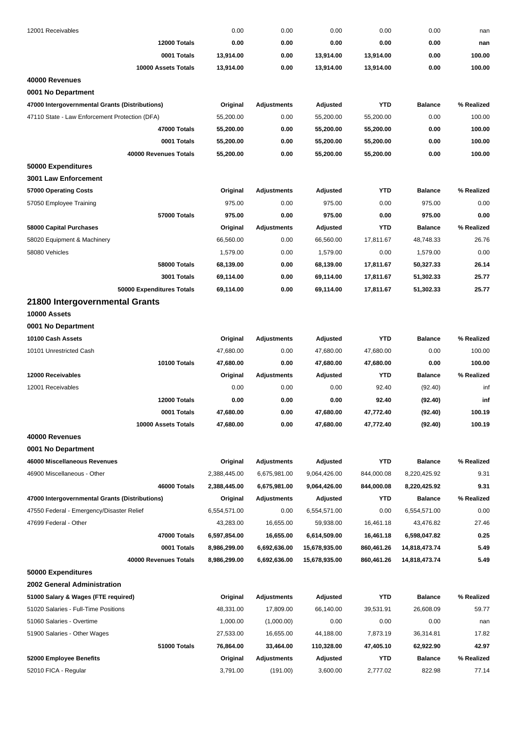| | | | | | | |
|---|---|---|---|---|---|---|
| 12001 Receivables | 0.00 | 0.00 | 0.00 | 0.00 | 0.00 | nan |
| **12000 Totals** | **0.00** | **0.00** | **0.00** | **0.00** | **0.00** | **nan** |
| **0001 Totals** | **13,914.00** | **0.00** | **13,914.00** | **13,914.00** | **0.00** | **100.00** |
| **10000 Assets Totals** | **13,914.00** | **0.00** | **13,914.00** | **13,914.00** | **0.00** | **100.00** |

**40000 Revenues**

**0001 No Department**

| 47000 Intergovernmental Grants (Distributions) | Original | Adjustments | Adjusted | YTD | Balance | % Realized |
|---|---|---|---|---|---|---|
| 47110 State - Law Enforcement Protection (DFA) | 55,200.00 | 0.00 | 55,200.00 | 55,200.00 | 0.00 | 100.00 |
| **47000 Totals** | **55,200.00** | **0.00** | **55,200.00** | **55,200.00** | **0.00** | **100.00** |
| **0001 Totals** | **55,200.00** | **0.00** | **55,200.00** | **55,200.00** | **0.00** | **100.00** |
| **40000 Revenues Totals** | **55,200.00** | **0.00** | **55,200.00** | **55,200.00** | **0.00** | **100.00** |

**50000 Expenditures**

**3001 Law Enforcement**

| 57000 Operating Costs | Original | Adjustments | Adjusted | YTD | Balance | % Realized |
|---|---|---|---|---|---|---|
| 57050 Employee Training | 975.00 | 0.00 | 975.00 | 0.00 | 975.00 | 0.00 |
| **57000 Totals** | **975.00** | **0.00** | **975.00** | **0.00** | **975.00** | **0.00** |
| **58000 Capital Purchases** | **Original** | **Adjustments** | **Adjusted** | **YTD** | **Balance** | **% Realized** |
| 58020 Equipment & Machinery | 66,560.00 | 0.00 | 66,560.00 | 17,811.67 | 48,748.33 | 26.76 |
| 58080 Vehicles | 1,579.00 | 0.00 | 1,579.00 | 0.00 | 1,579.00 | 0.00 |
| **58000 Totals** | **68,139.00** | **0.00** | **68,139.00** | **17,811.67** | **50,327.33** | **26.14** |
| **3001 Totals** | **69,114.00** | **0.00** | **69,114.00** | **17,811.67** | **51,302.33** | **25.77** |
| **50000 Expenditures Totals** | **69,114.00** | **0.00** | **69,114.00** | **17,811.67** | **51,302.33** | **25.77** |

## 21800 Intergovernmental Grants

**10000 Assets**

**0001 No Department**

| 10100 Cash Assets | Original | Adjustments | Adjusted | YTD | Balance | % Realized |
|---|---|---|---|---|---|---|
| 10101 Unrestricted Cash | 47,680.00 | 0.00 | 47,680.00 | 47,680.00 | 0.00 | 100.00 |
| **10100 Totals** | **47,680.00** | **0.00** | **47,680.00** | **47,680.00** | **0.00** | **100.00** |
| **12000 Receivables** | **Original** | **Adjustments** | **Adjusted** | **YTD** | **Balance** | **% Realized** |
| 12001 Receivables | 0.00 | 0.00 | 0.00 | 92.40 | (92.40) | inf |
| **12000 Totals** | **0.00** | **0.00** | **0.00** | **92.40** | **(92.40)** | **inf** |
| **0001 Totals** | **47,680.00** | **0.00** | **47,680.00** | **47,772.40** | **(92.40)** | **100.19** |
| **10000 Assets Totals** | **47,680.00** | **0.00** | **47,680.00** | **47,772.40** | **(92.40)** | **100.19** |

**40000 Revenues**

**0001 No Department**

| 46000 Miscellaneous Revenues | Original | Adjustments | Adjusted | YTD | Balance | % Realized |
|---|---|---|---|---|---|---|
| 46900 Miscellaneous - Other | 2,388,445.00 | 6,675,981.00 | 9,064,426.00 | 844,000.08 | 8,220,425.92 | 9.31 |
| **46000 Totals** | **2,388,445.00** | **6,675,981.00** | **9,064,426.00** | **844,000.08** | **8,220,425.92** | **9.31** |
| **47000 Intergovernmental Grants (Distributions)** | **Original** | **Adjustments** | **Adjusted** | **YTD** | **Balance** | **% Realized** |
| 47550 Federal - Emergency/Disaster Relief | 6,554,571.00 | 0.00 | 6,554,571.00 | 0.00 | 6,554,571.00 | 0.00 |
| 47699 Federal - Other | 43,283.00 | 16,655.00 | 59,938.00 | 16,461.18 | 43,476.82 | 27.46 |
| **47000 Totals** | **6,597,854.00** | **16,655.00** | **6,614,509.00** | **16,461.18** | **6,598,047.82** | **0.25** |
| **0001 Totals** | **8,986,299.00** | **6,692,636.00** | **15,678,935.00** | **860,461.26** | **14,818,473.74** | **5.49** |
| **40000 Revenues Totals** | **8,986,299.00** | **6,692,636.00** | **15,678,935.00** | **860,461.26** | **14,818,473.74** | **5.49** |

**50000 Expenditures**

**2002 General Administration**

| 51000 Salary & Wages (FTE required) | Original | Adjustments | Adjusted | YTD | Balance | % Realized |
|---|---|---|---|---|---|---|
| 51020 Salaries - Full-Time Positions | 48,331.00 | 17,809.00 | 66,140.00 | 39,531.91 | 26,608.09 | 59.77 |
| 51060 Salaries - Overtime | 1,000.00 | (1,000.00) | 0.00 | 0.00 | 0.00 | nan |
| 51900 Salaries - Other Wages | 27,533.00 | 16,655.00 | 44,188.00 | 7,873.19 | 36,314.81 | 17.82 |
| **51000 Totals** | **76,864.00** | **33,464.00** | **110,328.00** | **47,405.10** | **62,922.90** | **42.97** |
| **52000 Employee Benefits** | **Original** | **Adjustments** | **Adjusted** | **YTD** | **Balance** | **% Realized** |
| 52010 FICA - Regular | 3,791.00 | (191.00) | 3,600.00 | 2,777.02 | 822.98 | 77.14 |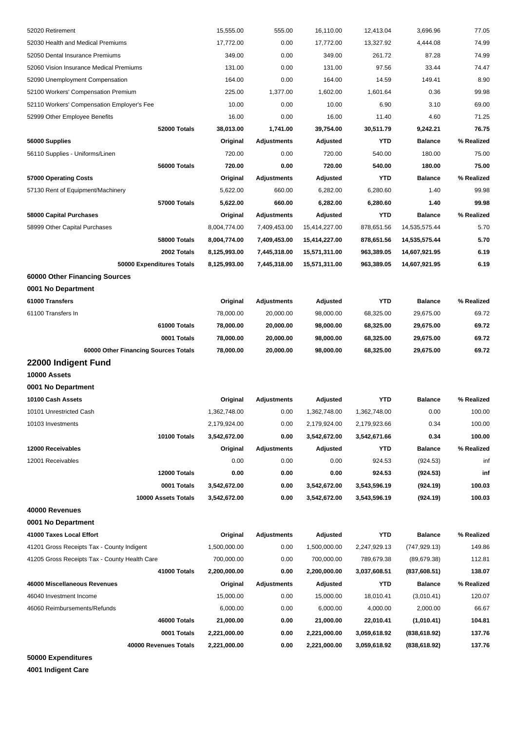| | | | | | | |
|---|---|---|---|---|---|---|
| 52020 Retirement | 15,555.00 | 555.00 | 16,110.00 | 12,413.04 | 3,696.96 | 77.05 |
| 52030 Health and Medical Premiums | 17,772.00 | 0.00 | 17,772.00 | 13,327.92 | 4,444.08 | 74.99 |
| 52050 Dental Insurance Premiums | 349.00 | 0.00 | 349.00 | 261.72 | 87.28 | 74.99 |
| 52060 Vision Insurance Medical Premiums | 131.00 | 0.00 | 131.00 | 97.56 | 33.44 | 74.47 |
| 52090 Unemployment Compensation | 164.00 | 0.00 | 164.00 | 14.59 | 149.41 | 8.90 |
| 52100 Workers' Compensation Premium | 225.00 | 1,377.00 | 1,602.00 | 1,601.64 | 0.36 | 99.98 |
| 52110 Workers' Compensation Employer's Fee | 10.00 | 0.00 | 10.00 | 6.90 | 3.10 | 69.00 |
| 52999 Other Employee Benefits | 16.00 | 0.00 | 16.00 | 11.40 | 4.60 | 71.25 |
| **52000 Totals** | **38,013.00** | **1,741.00** | **39,754.00** | **30,511.79** | **9,242.21** | **76.75** |
| **56000 Supplies** | **Original** | **Adjustments** | **Adjusted** | **YTD** | **Balance** | **% Realized** |
| 56110 Supplies - Uniforms/Linen | 720.00 | 0.00 | 720.00 | 540.00 | 180.00 | 75.00 |
| **56000 Totals** | **720.00** | **0.00** | **720.00** | **540.00** | **180.00** | **75.00** |
| **57000 Operating Costs** | **Original** | **Adjustments** | **Adjusted** | **YTD** | **Balance** | **% Realized** |
| 57130 Rent of Equipment/Machinery | 5,622.00 | 660.00 | 6,282.00 | 6,280.60 | 1.40 | 99.98 |
| **57000 Totals** | **5,622.00** | **660.00** | **6,282.00** | **6,280.60** | **1.40** | **99.98** |
| **58000 Capital Purchases** | **Original** | **Adjustments** | **Adjusted** | **YTD** | **Balance** | **% Realized** |
| 58999 Other Capital Purchases | 8,004,774.00 | 7,409,453.00 | 15,414,227.00 | 878,651.56 | 14,535,575.44 | 5.70 |
| **58000 Totals** | **8,004,774.00** | **7,409,453.00** | **15,414,227.00** | **878,651.56** | **14,535,575.44** | **5.70** |
| **2002 Totals** | **8,125,993.00** | **7,445,318.00** | **15,571,311.00** | **963,389.05** | **14,607,921.95** | **6.19** |
| **50000 Expenditures Totals** | **8,125,993.00** | **7,445,318.00** | **15,571,311.00** | **963,389.05** | **14,607,921.95** | **6.19** |

**60000 Other Financing Sources**

**0001 No Department**

| **61000 Transfers** | **Original** | **Adjustments** | **Adjusted** | **YTD** | **Balance** | **% Realized** |
|---|---|---|---|---|---|---|
| 61100 Transfers In | 78,000.00 | 20,000.00 | 98,000.00 | 68,325.00 | 29,675.00 | 69.72 |
| **61000 Totals** | **78,000.00** | **20,000.00** | **98,000.00** | **68,325.00** | **29,675.00** | **69.72** |
| **0001 Totals** | **78,000.00** | **20,000.00** | **98,000.00** | **68,325.00** | **29,675.00** | **69.72** |
| **60000 Other Financing Sources Totals** | **78,000.00** | **20,000.00** | **98,000.00** | **68,325.00** | **29,675.00** | **69.72** |

## 22000 Indigent Fund

**10000 Assets**

**0001 No Department**

| **10100 Cash Assets** | **Original** | **Adjustments** | **Adjusted** | **YTD** | **Balance** | **% Realized** |
|---|---|---|---|---|---|---|
| 10101 Unrestricted Cash | 1,362,748.00 | 0.00 | 1,362,748.00 | 1,362,748.00 | 0.00 | 100.00 |
| 10103 Investments | 2,179,924.00 | 0.00 | 2,179,924.00 | 2,179,923.66 | 0.34 | 100.00 |
| **10100 Totals** | **3,542,672.00** | **0.00** | **3,542,672.00** | **3,542,671.66** | **0.34** | **100.00** |
| **12000 Receivables** | **Original** | **Adjustments** | **Adjusted** | **YTD** | **Balance** | **% Realized** |
| 12001 Receivables | 0.00 | 0.00 | 0.00 | 924.53 | (924.53) | inf |
| **12000 Totals** | **0.00** | **0.00** | **0.00** | **924.53** | **(924.53)** | **inf** |
| **0001 Totals** | **3,542,672.00** | **0.00** | **3,542,672.00** | **3,543,596.19** | **(924.19)** | **100.03** |
| **10000 Assets Totals** | **3,542,672.00** | **0.00** | **3,542,672.00** | **3,543,596.19** | **(924.19)** | **100.03** |

**40000 Revenues**

**0001 No Department**

| **41000 Taxes Local Effort** | **Original** | **Adjustments** | **Adjusted** | **YTD** | **Balance** | **% Realized** |
|---|---|---|---|---|---|---|
| 41201 Gross Receipts Tax - County Indigent | 1,500,000.00 | 0.00 | 1,500,000.00 | 2,247,929.13 | (747,929.13) | 149.86 |
| 41205 Gross Receipts Tax - County Health Care | 700,000.00 | 0.00 | 700,000.00 | 789,679.38 | (89,679.38) | 112.81 |
| **41000 Totals** | **2,200,000.00** | **0.00** | **2,200,000.00** | **3,037,608.51** | **(837,608.51)** | **138.07** |
| **46000 Miscellaneous Revenues** | **Original** | **Adjustments** | **Adjusted** | **YTD** | **Balance** | **% Realized** |
| 46040 Investment Income | 15,000.00 | 0.00 | 15,000.00 | 18,010.41 | (3,010.41) | 120.07 |
| 46060 Reimbursements/Refunds | 6,000.00 | 0.00 | 6,000.00 | 4,000.00 | 2,000.00 | 66.67 |
| **46000 Totals** | **21,000.00** | **0.00** | **21,000.00** | **22,010.41** | **(1,010.41)** | **104.81** |
| **0001 Totals** | **2,221,000.00** | **0.00** | **2,221,000.00** | **3,059,618.92** | **(838,618.92)** | **137.76** |
| **40000 Revenues Totals** | **2,221,000.00** | **0.00** | **2,221,000.00** | **3,059,618.92** | **(838,618.92)** | **137.76** |

**50000 Expenditures**

**4001 Indigent Care**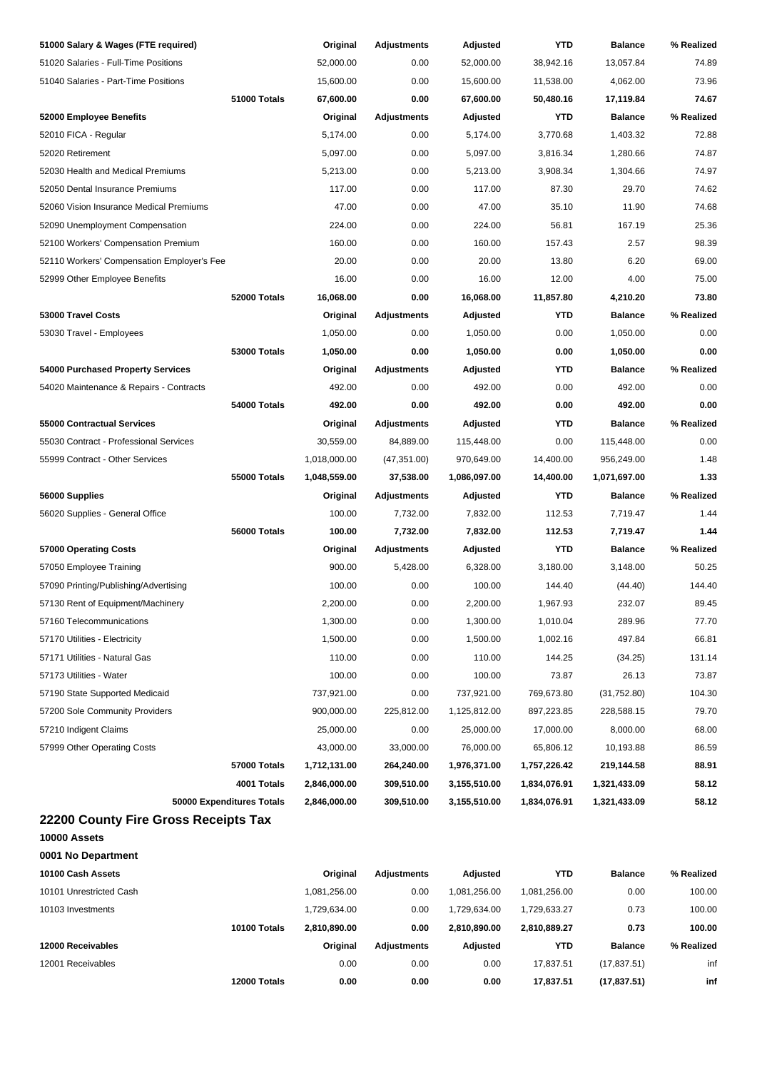| 51000 Salary & Wages (FTE required) | | Original | Adjustments | Adjusted | YTD | Balance | % Realized |
|---|---|---|---|---|---|---|---|
| 51020 Salaries - Full-Time Positions | | 52,000.00 | 0.00 | 52,000.00 | 38,942.16 | 13,057.84 | 74.89 |
| 51040 Salaries - Part-Time Positions | | 15,600.00 | 0.00 | 15,600.00 | 11,538.00 | 4,062.00 | 73.96 |
| | **51000 Totals** | **67,600.00** | **0.00** | **67,600.00** | **50,480.16** | **17,119.84** | **74.67** |
| **52000 Employee Benefits** | | **Original** | **Adjustments** | **Adjusted** | **YTD** | **Balance** | **% Realized** |
| 52010 FICA - Regular | | 5,174.00 | 0.00 | 5,174.00 | 3,770.68 | 1,403.32 | 72.88 |
| 52020 Retirement | | 5,097.00 | 0.00 | 5,097.00 | 3,816.34 | 1,280.66 | 74.87 |
| 52030 Health and Medical Premiums | | 5,213.00 | 0.00 | 5,213.00 | 3,908.34 | 1,304.66 | 74.97 |
| 52050 Dental Insurance Premiums | | 117.00 | 0.00 | 117.00 | 87.30 | 29.70 | 74.62 |
| 52060 Vision Insurance Medical Premiums | | 47.00 | 0.00 | 47.00 | 35.10 | 11.90 | 74.68 |
| 52090 Unemployment Compensation | | 224.00 | 0.00 | 224.00 | 56.81 | 167.19 | 25.36 |
| 52100 Workers' Compensation Premium | | 160.00 | 0.00 | 160.00 | 157.43 | 2.57 | 98.39 |
| 52110 Workers' Compensation Employer's Fee | | 20.00 | 0.00 | 20.00 | 13.80 | 6.20 | 69.00 |
| 52999 Other Employee Benefits | | 16.00 | 0.00 | 16.00 | 12.00 | 4.00 | 75.00 |
| | **52000 Totals** | **16,068.00** | **0.00** | **16,068.00** | **11,857.80** | **4,210.20** | **73.80** |
| **53000 Travel Costs** | | **Original** | **Adjustments** | **Adjusted** | **YTD** | **Balance** | **% Realized** |
| 53030 Travel - Employees | | 1,050.00 | 0.00 | 1,050.00 | 0.00 | 1,050.00 | 0.00 |
| | **53000 Totals** | **1,050.00** | **0.00** | **1,050.00** | **0.00** | **1,050.00** | **0.00** |
| **54000 Purchased Property Services** | | **Original** | **Adjustments** | **Adjusted** | **YTD** | **Balance** | **% Realized** |
| 54020 Maintenance & Repairs - Contracts | | 492.00 | 0.00 | 492.00 | 0.00 | 492.00 | 0.00 |
| | **54000 Totals** | **492.00** | **0.00** | **492.00** | **0.00** | **492.00** | **0.00** |
| **55000 Contractual Services** | | **Original** | **Adjustments** | **Adjusted** | **YTD** | **Balance** | **% Realized** |
| 55030 Contract - Professional Services | | 30,559.00 | 84,889.00 | 115,448.00 | 0.00 | 115,448.00 | 0.00 |
| 55999 Contract - Other Services | | 1,018,000.00 | (47,351.00) | 970,649.00 | 14,400.00 | 956,249.00 | 1.48 |
| | **55000 Totals** | **1,048,559.00** | **37,538.00** | **1,086,097.00** | **14,400.00** | **1,071,697.00** | **1.33** |
| **56000 Supplies** | | **Original** | **Adjustments** | **Adjusted** | **YTD** | **Balance** | **% Realized** |
| 56020 Supplies - General Office | | 100.00 | 7,732.00 | 7,832.00 | 112.53 | 7,719.47 | 1.44 |
| | **56000 Totals** | **100.00** | **7,732.00** | **7,832.00** | **112.53** | **7,719.47** | **1.44** |
| **57000 Operating Costs** | | **Original** | **Adjustments** | **Adjusted** | **YTD** | **Balance** | **% Realized** |
| 57050 Employee Training | | 900.00 | 5,428.00 | 6,328.00 | 3,180.00 | 3,148.00 | 50.25 |
| 57090 Printing/Publishing/Advertising | | 100.00 | 0.00 | 100.00 | 144.40 | (44.40) | 144.40 |
| 57130 Rent of Equipment/Machinery | | 2,200.00 | 0.00 | 2,200.00 | 1,967.93 | 232.07 | 89.45 |
| 57160 Telecommunications | | 1,300.00 | 0.00 | 1,300.00 | 1,010.04 | 289.96 | 77.70 |
| 57170 Utilities - Electricity | | 1,500.00 | 0.00 | 1,500.00 | 1,002.16 | 497.84 | 66.81 |
| 57171 Utilities - Natural Gas | | 110.00 | 0.00 | 110.00 | 144.25 | (34.25) | 131.14 |
| 57173 Utilities - Water | | 100.00 | 0.00 | 100.00 | 73.87 | 26.13 | 73.87 |
| 57190 State Supported Medicaid | | 737,921.00 | 0.00 | 737,921.00 | 769,673.80 | (31,752.80) | 104.30 |
| 57200 Sole Community Providers | | 900,000.00 | 225,812.00 | 1,125,812.00 | 897,223.85 | 228,588.15 | 79.70 |
| 57210 Indigent Claims | | 25,000.00 | 0.00 | 25,000.00 | 17,000.00 | 8,000.00 | 68.00 |
| 57999 Other Operating Costs | | 43,000.00 | 33,000.00 | 76,000.00 | 65,806.12 | 10,193.88 | 86.59 |
| | **57000 Totals** | **1,712,131.00** | **264,240.00** | **1,976,371.00** | **1,757,226.42** | **219,144.58** | **88.91** |
| | **4001 Totals** | **2,846,000.00** | **309,510.00** | **3,155,510.00** | **1,834,076.91** | **1,321,433.09** | **58.12** |
| | **50000 Expenditures Totals** | **2,846,000.00** | **309,510.00** | **3,155,510.00** | **1,834,076.91** | **1,321,433.09** | **58.12** |

## 22200 County Fire Gross Receipts Tax

**10000 Assets**

**0001 No Department**

| 10100 Cash Assets | | Original | Adjustments | Adjusted | YTD | Balance | % Realized |
|---|---|---|---|---|---|---|---|
| 10101 Unrestricted Cash | | 1,081,256.00 | 0.00 | 1,081,256.00 | 1,081,256.00 | 0.00 | 100.00 |
| 10103 Investments | | 1,729,634.00 | 0.00 | 1,729,634.00 | 1,729,633.27 | 0.73 | 100.00 |
| | **10100 Totals** | **2,810,890.00** | **0.00** | **2,810,890.00** | **2,810,889.27** | **0.73** | **100.00** |
| **12000 Receivables** | | **Original** | **Adjustments** | **Adjusted** | **YTD** | **Balance** | **% Realized** |
| 12001 Receivables | | 0.00 | 0.00 | 0.00 | 17,837.51 | (17,837.51) | inf |
| | **12000 Totals** | **0.00** | **0.00** | **0.00** | **17,837.51** | **(17,837.51)** | **inf** |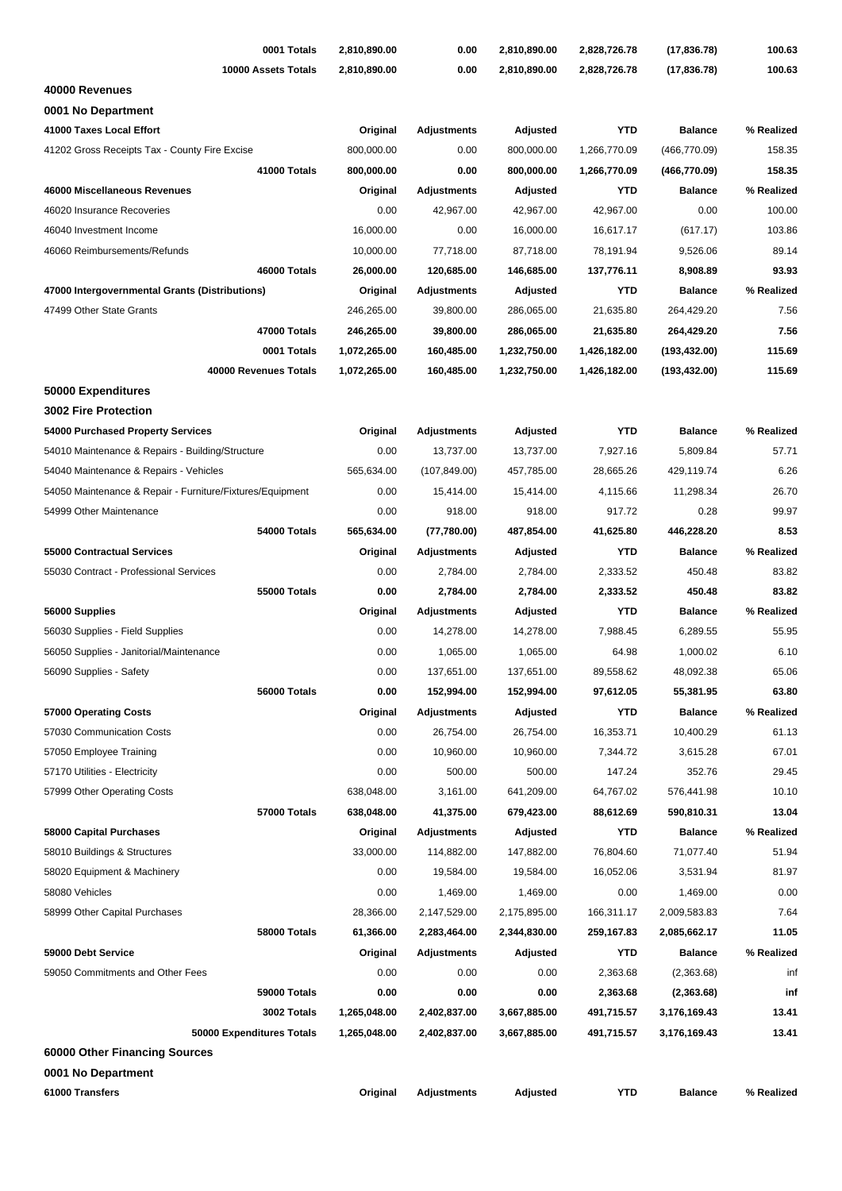| | | | | | | |
|---|---|---|---|---|---|---|
| **0001 Totals** | **2,810,890.00** | **0.00** | **2,810,890.00** | **2,828,726.78** | **(17,836.78)** | **100.63** |
| **10000 Assets Totals** | **2,810,890.00** | **0.00** | **2,810,890.00** | **2,828,726.78** | **(17,836.78)** | **100.63** |

**40000 Revenues**

**0001 No Department**

| **41000 Taxes Local Effort** | **Original** | **Adjustments** | **Adjusted** | **YTD** | **Balance** | **% Realized** |
|---|---|---|---|---|---|---|
| 41202 Gross Receipts Tax - County Fire Excise | 800,000.00 | 0.00 | 800,000.00 | 1,266,770.09 | (466,770.09) | 158.35 |
| **41000 Totals** | **800,000.00** | **0.00** | **800,000.00** | **1,266,770.09** | **(466,770.09)** | **158.35** |
| **46000 Miscellaneous Revenues** | **Original** | **Adjustments** | **Adjusted** | **YTD** | **Balance** | **% Realized** |
| 46020 Insurance Recoveries | 0.00 | 42,967.00 | 42,967.00 | 42,967.00 | 0.00 | 100.00 |
| 46040 Investment Income | 16,000.00 | 0.00 | 16,000.00 | 16,617.17 | (617.17) | 103.86 |
| 46060 Reimbursements/Refunds | 10,000.00 | 77,718.00 | 87,718.00 | 78,191.94 | 9,526.06 | 89.14 |
| **46000 Totals** | **26,000.00** | **120,685.00** | **146,685.00** | **137,776.11** | **8,908.89** | **93.93** |
| **47000 Intergovernmental Grants (Distributions)** | **Original** | **Adjustments** | **Adjusted** | **YTD** | **Balance** | **% Realized** |
| 47499 Other State Grants | 246,265.00 | 39,800.00 | 286,065.00 | 21,635.80 | 264,429.20 | 7.56 |
| **47000 Totals** | **246,265.00** | **39,800.00** | **286,065.00** | **21,635.80** | **264,429.20** | **7.56** |
| **0001 Totals** | **1,072,265.00** | **160,485.00** | **1,232,750.00** | **1,426,182.00** | **(193,432.00)** | **115.69** |
| **40000 Revenues Totals** | **1,072,265.00** | **160,485.00** | **1,232,750.00** | **1,426,182.00** | **(193,432.00)** | **115.69** |

**50000 Expenditures**

**3002 Fire Protection**

| **54000 Purchased Property Services** | **Original** | **Adjustments** | **Adjusted** | **YTD** | **Balance** | **% Realized** |
|---|---|---|---|---|---|---|
| 54010 Maintenance & Repairs - Building/Structure | 0.00 | 13,737.00 | 13,737.00 | 7,927.16 | 5,809.84 | 57.71 |
| 54040 Maintenance & Repairs - Vehicles | 565,634.00 | (107,849.00) | 457,785.00 | 28,665.26 | 429,119.74 | 6.26 |
| 54050 Maintenance & Repair - Furniture/Fixtures/Equipment | 0.00 | 15,414.00 | 15,414.00 | 4,115.66 | 11,298.34 | 26.70 |
| 54999 Other Maintenance | 0.00 | 918.00 | 918.00 | 917.72 | 0.28 | 99.97 |
| **54000 Totals** | **565,634.00** | **(77,780.00)** | **487,854.00** | **41,625.80** | **446,228.20** | **8.53** |
| **55000 Contractual Services** | **Original** | **Adjustments** | **Adjusted** | **YTD** | **Balance** | **% Realized** |
| 55030 Contract - Professional Services | 0.00 | 2,784.00 | 2,784.00 | 2,333.52 | 450.48 | 83.82 |
| **55000 Totals** | **0.00** | **2,784.00** | **2,784.00** | **2,333.52** | **450.48** | **83.82** |
| **56000 Supplies** | **Original** | **Adjustments** | **Adjusted** | **YTD** | **Balance** | **% Realized** |
| 56030 Supplies - Field Supplies | 0.00 | 14,278.00 | 14,278.00 | 7,988.45 | 6,289.55 | 55.95 |
| 56050 Supplies - Janitorial/Maintenance | 0.00 | 1,065.00 | 1,065.00 | 64.98 | 1,000.02 | 6.10 |
| 56090 Supplies - Safety | 0.00 | 137,651.00 | 137,651.00 | 89,558.62 | 48,092.38 | 65.06 |
| **56000 Totals** | **0.00** | **152,994.00** | **152,994.00** | **97,612.05** | **55,381.95** | **63.80** |
| **57000 Operating Costs** | **Original** | **Adjustments** | **Adjusted** | **YTD** | **Balance** | **% Realized** |
| 57030 Communication Costs | 0.00 | 26,754.00 | 26,754.00 | 16,353.71 | 10,400.29 | 61.13 |
| 57050 Employee Training | 0.00 | 10,960.00 | 10,960.00 | 7,344.72 | 3,615.28 | 67.01 |
| 57170 Utilities - Electricity | 0.00 | 500.00 | 500.00 | 147.24 | 352.76 | 29.45 |
| 57999 Other Operating Costs | 638,048.00 | 3,161.00 | 641,209.00 | 64,767.02 | 576,441.98 | 10.10 |
| **57000 Totals** | **638,048.00** | **41,375.00** | **679,423.00** | **88,612.69** | **590,810.31** | **13.04** |
| **58000 Capital Purchases** | **Original** | **Adjustments** | **Adjusted** | **YTD** | **Balance** | **% Realized** |
| 58010 Buildings & Structures | 33,000.00 | 114,882.00 | 147,882.00 | 76,804.60 | 71,077.40 | 51.94 |
| 58020 Equipment & Machinery | 0.00 | 19,584.00 | 19,584.00 | 16,052.06 | 3,531.94 | 81.97 |
| 58080 Vehicles | 0.00 | 1,469.00 | 1,469.00 | 0.00 | 1,469.00 | 0.00 |
| 58999 Other Capital Purchases | 28,366.00 | 2,147,529.00 | 2,175,895.00 | 166,311.17 | 2,009,583.83 | 7.64 |
| **58000 Totals** | **61,366.00** | **2,283,464.00** | **2,344,830.00** | **259,167.83** | **2,085,662.17** | **11.05** |
| **59000 Debt Service** | **Original** | **Adjustments** | **Adjusted** | **YTD** | **Balance** | **% Realized** |
| 59050 Commitments and Other Fees | 0.00 | 0.00 | 0.00 | 2,363.68 | (2,363.68) | inf |
| **59000 Totals** | **0.00** | **0.00** | **0.00** | **2,363.68** | **(2,363.68)** | **inf** |
| **3002 Totals** | **1,265,048.00** | **2,402,837.00** | **3,667,885.00** | **491,715.57** | **3,176,169.43** | **13.41** |
| **50000 Expenditures Totals** | **1,265,048.00** | **2,402,837.00** | **3,667,885.00** | **491,715.57** | **3,176,169.43** | **13.41** |

**60000 Other Financing Sources**

**0001 No Department**

| **61000 Transfers** | **Original** | **Adjustments** | **Adjusted** | **YTD** | **Balance** | **% Realized** |
|---|---|---|---|---|---|---|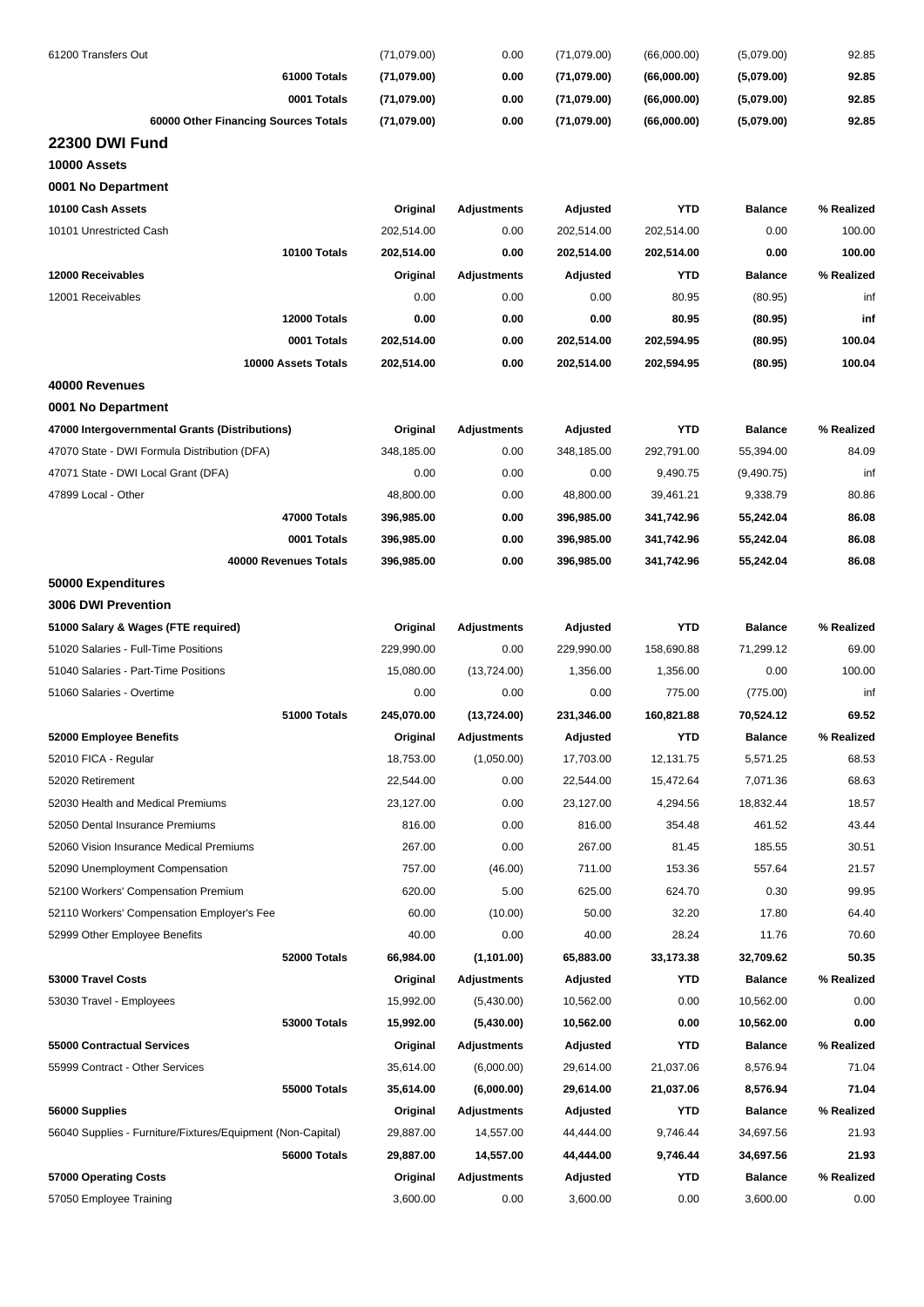| | | | | | | |
|---|---|---|---|---|---|---|
| 61200 Transfers Out | (71,079.00) | 0.00 | (71,079.00) | (66,000.00) | (5,079.00) | 92.85 |
| **61000 Totals** | **(71,079.00)** | **0.00** | **(71,079.00)** | **(66,000.00)** | **(5,079.00)** | **92.85** |
| **0001 Totals** | **(71,079.00)** | **0.00** | **(71,079.00)** | **(66,000.00)** | **(5,079.00)** | **92.85** |
| **60000 Other Financing Sources Totals** | **(71,079.00)** | **0.00** | **(71,079.00)** | **(66,000.00)** | **(5,079.00)** | **92.85** |

## 22300 DWI Fund

**10000 Assets**

**0001 No Department**

| 10100 Cash Assets | Original | Adjustments | Adjusted | YTD | Balance | % Realized |
|---|---|---|---|---|---|---|
| 10101 Unrestricted Cash | 202,514.00 | 0.00 | 202,514.00 | 202,514.00 | 0.00 | 100.00 |
| **10100 Totals** | **202,514.00** | **0.00** | **202,514.00** | **202,514.00** | **0.00** | **100.00** |
| **12000 Receivables** | **Original** | **Adjustments** | **Adjusted** | **YTD** | **Balance** | **% Realized** |
| 12001 Receivables | 0.00 | 0.00 | 0.00 | 80.95 | (80.95) | inf |
| **12000 Totals** | **0.00** | **0.00** | **0.00** | **80.95** | **(80.95)** | **inf** |
| **0001 Totals** | **202,514.00** | **0.00** | **202,514.00** | **202,594.95** | **(80.95)** | **100.04** |
| **10000 Assets Totals** | **202,514.00** | **0.00** | **202,514.00** | **202,594.95** | **(80.95)** | **100.04** |

**40000 Revenues**

**0001 No Department**

| 47000 Intergovernmental Grants (Distributions) | Original | Adjustments | Adjusted | YTD | Balance | % Realized |
|---|---|---|---|---|---|---|
| 47070 State - DWI Formula Distribution (DFA) | 348,185.00 | 0.00 | 348,185.00 | 292,791.00 | 55,394.00 | 84.09 |
| 47071 State - DWI Local Grant (DFA) | 0.00 | 0.00 | 0.00 | 9,490.75 | (9,490.75) | inf |
| 47899 Local - Other | 48,800.00 | 0.00 | 48,800.00 | 39,461.21 | 9,338.79 | 80.86 |
| **47000 Totals** | **396,985.00** | **0.00** | **396,985.00** | **341,742.96** | **55,242.04** | **86.08** |
| **0001 Totals** | **396,985.00** | **0.00** | **396,985.00** | **341,742.96** | **55,242.04** | **86.08** |
| **40000 Revenues Totals** | **396,985.00** | **0.00** | **396,985.00** | **341,742.96** | **55,242.04** | **86.08** |

**50000 Expenditures**

**3006 DWI Prevention**

| 51000 Salary & Wages (FTE required) | Original | Adjustments | Adjusted | YTD | Balance | % Realized |
|---|---|---|---|---|---|---|
| 51020 Salaries - Full-Time Positions | 229,990.00 | 0.00 | 229,990.00 | 158,690.88 | 71,299.12 | 69.00 |
| 51040 Salaries - Part-Time Positions | 15,080.00 | (13,724.00) | 1,356.00 | 1,356.00 | 0.00 | 100.00 |
| 51060 Salaries - Overtime | 0.00 | 0.00 | 0.00 | 775.00 | (775.00) | inf |
| **51000 Totals** | **245,070.00** | **(13,724.00)** | **231,346.00** | **160,821.88** | **70,524.12** | **69.52** |
| **52000 Employee Benefits** | **Original** | **Adjustments** | **Adjusted** | **YTD** | **Balance** | **% Realized** |
| 52010 FICA - Regular | 18,753.00 | (1,050.00) | 17,703.00 | 12,131.75 | 5,571.25 | 68.53 |
| 52020 Retirement | 22,544.00 | 0.00 | 22,544.00 | 15,472.64 | 7,071.36 | 68.63 |
| 52030 Health and Medical Premiums | 23,127.00 | 0.00 | 23,127.00 | 4,294.56 | 18,832.44 | 18.57 |
| 52050 Dental Insurance Premiums | 816.00 | 0.00 | 816.00 | 354.48 | 461.52 | 43.44 |
| 52060 Vision Insurance Medical Premiums | 267.00 | 0.00 | 267.00 | 81.45 | 185.55 | 30.51 |
| 52090 Unemployment Compensation | 757.00 | (46.00) | 711.00 | 153.36 | 557.64 | 21.57 |
| 52100 Workers' Compensation Premium | 620.00 | 5.00 | 625.00 | 624.70 | 0.30 | 99.95 |
| 52110 Workers' Compensation Employer's Fee | 60.00 | (10.00) | 50.00 | 32.20 | 17.80 | 64.40 |
| 52999 Other Employee Benefits | 40.00 | 0.00 | 40.00 | 28.24 | 11.76 | 70.60 |
| **52000 Totals** | **66,984.00** | **(1,101.00)** | **65,883.00** | **33,173.38** | **32,709.62** | **50.35** |
| **53000 Travel Costs** | **Original** | **Adjustments** | **Adjusted** | **YTD** | **Balance** | **% Realized** |
| 53030 Travel - Employees | 15,992.00 | (5,430.00) | 10,562.00 | 0.00 | 10,562.00 | 0.00 |
| **53000 Totals** | **15,992.00** | **(5,430.00)** | **10,562.00** | **0.00** | **10,562.00** | **0.00** |
| **55000 Contractual Services** | **Original** | **Adjustments** | **Adjusted** | **YTD** | **Balance** | **% Realized** |
| 55999 Contract - Other Services | 35,614.00 | (6,000.00) | 29,614.00 | 21,037.06 | 8,576.94 | 71.04 |
| **55000 Totals** | **35,614.00** | **(6,000.00)** | **29,614.00** | **21,037.06** | **8,576.94** | **71.04** |
| **56000 Supplies** | **Original** | **Adjustments** | **Adjusted** | **YTD** | **Balance** | **% Realized** |
| 56040 Supplies - Furniture/Fixtures/Equipment (Non-Capital) | 29,887.00 | 14,557.00 | 44,444.00 | 9,746.44 | 34,697.56 | 21.93 |
| **56000 Totals** | **29,887.00** | **14,557.00** | **44,444.00** | **9,746.44** | **34,697.56** | **21.93** |
| **57000 Operating Costs** | **Original** | **Adjustments** | **Adjusted** | **YTD** | **Balance** | **% Realized** |
| 57050 Employee Training | 3,600.00 | 0.00 | 3,600.00 | 0.00 | 3,600.00 | 0.00 |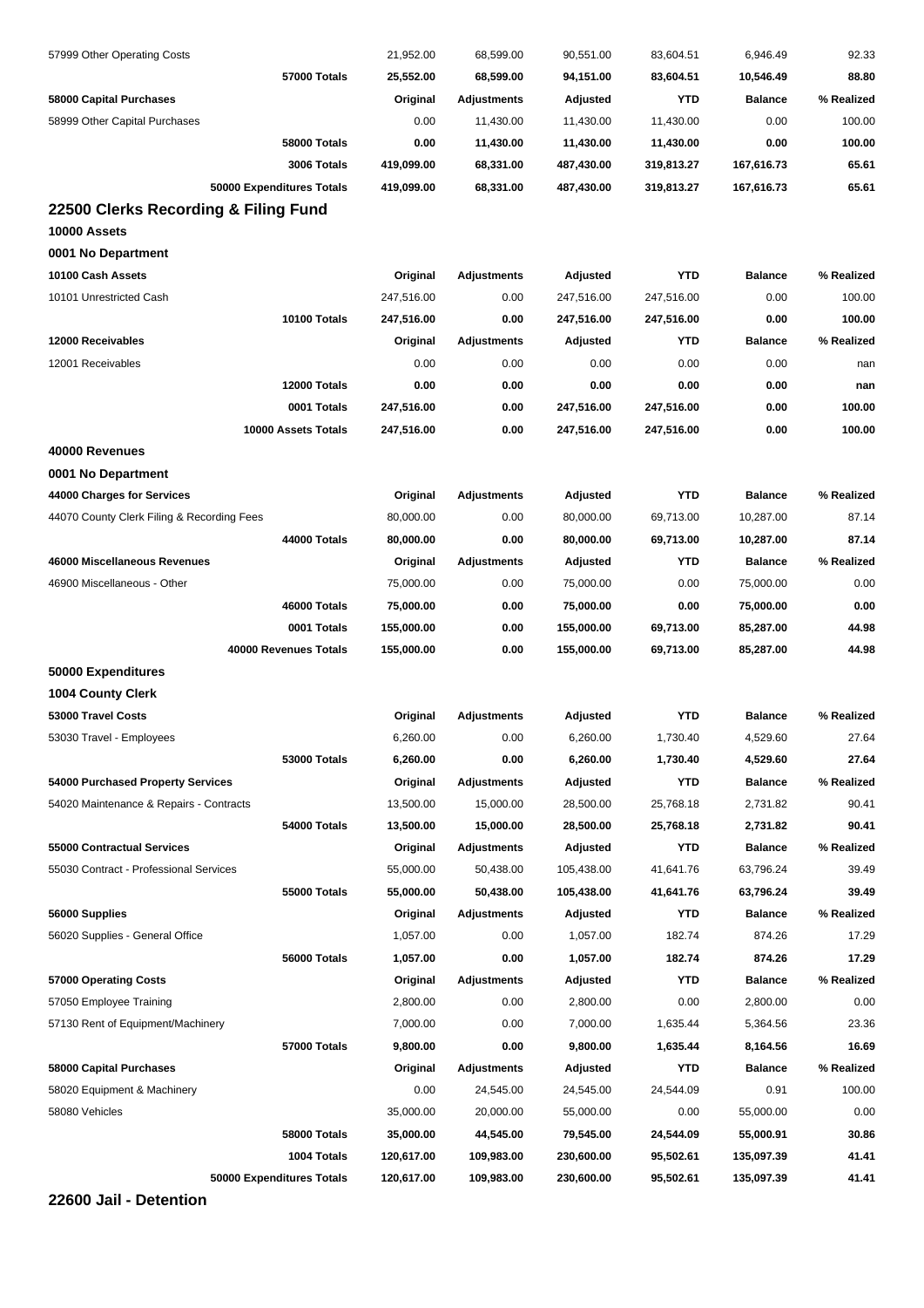| | Original | Adjustments | Adjusted | YTD | Balance | % Realized |
|---|---|---|---|---|---|---|
| 57999 Other Operating Costs | 21,952.00 | 68,599.00 | 90,551.00 | 83,604.51 | 6,946.49 | 92.33 |
| **57000 Totals** | **25,552.00** | **68,599.00** | **94,151.00** | **83,604.51** | **10,546.49** | **88.80** |
| **58000 Capital Purchases** | **Original** | **Adjustments** | **Adjusted** | **YTD** | **Balance** | **% Realized** |
| 58999 Other Capital Purchases | 0.00 | 11,430.00 | 11,430.00 | 11,430.00 | 0.00 | 100.00 |
| **58000 Totals** | **0.00** | **11,430.00** | **11,430.00** | **11,430.00** | **0.00** | **100.00** |
| **3006 Totals** | **419,099.00** | **68,331.00** | **487,430.00** | **319,813.27** | **167,616.73** | **65.61** |
| **50000 Expenditures Totals** | **419,099.00** | **68,331.00** | **487,430.00** | **319,813.27** | **167,616.73** | **65.61** |

## 22500 Clerks Recording & Filing Fund

### 10000 Assets

### 0001 No Department

| 10100 Cash Assets | Original | Adjustments | Adjusted | YTD | Balance | % Realized |
|---|---|---|---|---|---|---|
| 10101 Unrestricted Cash | 247,516.00 | 0.00 | 247,516.00 | 247,516.00 | 0.00 | 100.00 |
| **10100 Totals** | **247,516.00** | **0.00** | **247,516.00** | **247,516.00** | **0.00** | **100.00** |
| **12000 Receivables** | **Original** | **Adjustments** | **Adjusted** | **YTD** | **Balance** | **% Realized** |
| 12001 Receivables | 0.00 | 0.00 | 0.00 | 0.00 | 0.00 | nan |
| **12000 Totals** | **0.00** | **0.00** | **0.00** | **0.00** | **0.00** | **nan** |
| **0001 Totals** | **247,516.00** | **0.00** | **247,516.00** | **247,516.00** | **0.00** | **100.00** |
| **10000 Assets Totals** | **247,516.00** | **0.00** | **247,516.00** | **247,516.00** | **0.00** | **100.00** |

### 40000 Revenues

### 0001 No Department

| 44000 Charges for Services | Original | Adjustments | Adjusted | YTD | Balance | % Realized |
|---|---|---|---|---|---|---|
| 44070 County Clerk Filing & Recording Fees | 80,000.00 | 0.00 | 80,000.00 | 69,713.00 | 10,287.00 | 87.14 |
| **44000 Totals** | **80,000.00** | **0.00** | **80,000.00** | **69,713.00** | **10,287.00** | **87.14** |
| **46000 Miscellaneous Revenues** | **Original** | **Adjustments** | **Adjusted** | **YTD** | **Balance** | **% Realized** |
| 46900 Miscellaneous - Other | 75,000.00 | 0.00 | 75,000.00 | 0.00 | 75,000.00 | 0.00 |
| **46000 Totals** | **75,000.00** | **0.00** | **75,000.00** | **0.00** | **75,000.00** | **0.00** |
| **0001 Totals** | **155,000.00** | **0.00** | **155,000.00** | **69,713.00** | **85,287.00** | **44.98** |
| **40000 Revenues Totals** | **155,000.00** | **0.00** | **155,000.00** | **69,713.00** | **85,287.00** | **44.98** |

### 50000 Expenditures

### 1004 County Clerk

| 53000 Travel Costs | Original | Adjustments | Adjusted | YTD | Balance | % Realized |
|---|---|---|---|---|---|---|
| 53030 Travel - Employees | 6,260.00 | 0.00 | 6,260.00 | 1,730.40 | 4,529.60 | 27.64 |
| **53000 Totals** | **6,260.00** | **0.00** | **6,260.00** | **1,730.40** | **4,529.60** | **27.64** |
| **54000 Purchased Property Services** | **Original** | **Adjustments** | **Adjusted** | **YTD** | **Balance** | **% Realized** |
| 54020 Maintenance & Repairs - Contracts | 13,500.00 | 15,000.00 | 28,500.00 | 25,768.18 | 2,731.82 | 90.41 |
| **54000 Totals** | **13,500.00** | **15,000.00** | **28,500.00** | **25,768.18** | **2,731.82** | **90.41** |
| **55000 Contractual Services** | **Original** | **Adjustments** | **Adjusted** | **YTD** | **Balance** | **% Realized** |
| 55030 Contract - Professional Services | 55,000.00 | 50,438.00 | 105,438.00 | 41,641.76 | 63,796.24 | 39.49 |
| **55000 Totals** | **55,000.00** | **50,438.00** | **105,438.00** | **41,641.76** | **63,796.24** | **39.49** |
| **56000 Supplies** | **Original** | **Adjustments** | **Adjusted** | **YTD** | **Balance** | **% Realized** |
| 56020 Supplies - General Office | 1,057.00 | 0.00 | 1,057.00 | 182.74 | 874.26 | 17.29 |
| **56000 Totals** | **1,057.00** | **0.00** | **1,057.00** | **182.74** | **874.26** | **17.29** |
| **57000 Operating Costs** | **Original** | **Adjustments** | **Adjusted** | **YTD** | **Balance** | **% Realized** |
| 57050 Employee Training | 2,800.00 | 0.00 | 2,800.00 | 0.00 | 2,800.00 | 0.00 |
| 57130 Rent of Equipment/Machinery | 7,000.00 | 0.00 | 7,000.00 | 1,635.44 | 5,364.56 | 23.36 |
| **57000 Totals** | **9,800.00** | **0.00** | **9,800.00** | **1,635.44** | **8,164.56** | **16.69** |
| **58000 Capital Purchases** | **Original** | **Adjustments** | **Adjusted** | **YTD** | **Balance** | **% Realized** |
| 58020 Equipment & Machinery | 0.00 | 24,545.00 | 24,545.00 | 24,544.09 | 0.91 | 100.00 |
| 58080 Vehicles | 35,000.00 | 20,000.00 | 55,000.00 | 0.00 | 55,000.00 | 0.00 |
| **58000 Totals** | **35,000.00** | **44,545.00** | **79,545.00** | **24,544.09** | **55,000.91** | **30.86** |
| **1004 Totals** | **120,617.00** | **109,983.00** | **230,600.00** | **95,502.61** | **135,097.39** | **41.41** |
| **50000 Expenditures Totals** | **120,617.00** | **109,983.00** | **230,600.00** | **95,502.61** | **135,097.39** | **41.41** |

## 22600 Jail - Detention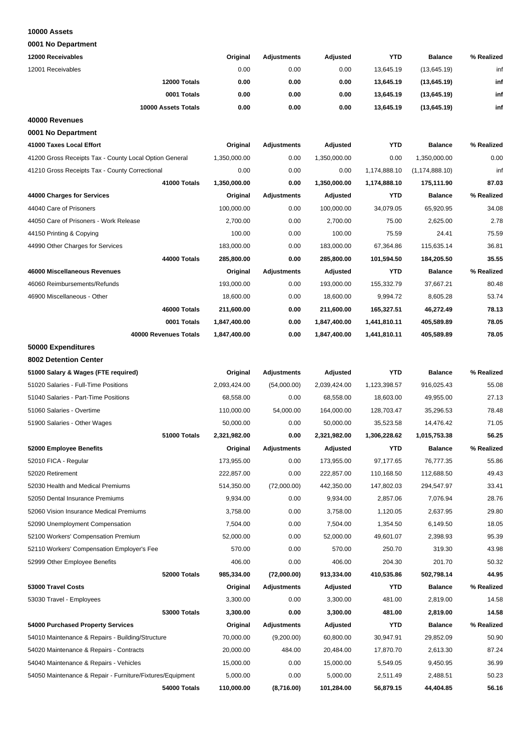**10000 Assets**

**0001 No Department**

| 12000 Receivables | Original | Adjustments | Adjusted | YTD | Balance | % Realized |
|---|---|---|---|---|---|---|
| 12001 Receivables | 0.00 | 0.00 | 0.00 | 13,645.19 | (13,645.19) | inf |
| **12000 Totals** | **0.00** | **0.00** | **0.00** | **13,645.19** | **(13,645.19)** | **inf** |
| **0001 Totals** | **0.00** | **0.00** | **0.00** | **13,645.19** | **(13,645.19)** | **inf** |
| **10000 Assets Totals** | **0.00** | **0.00** | **0.00** | **13,645.19** | **(13,645.19)** | **inf** |

**40000 Revenues**

**0001 No Department**

| 41000 Taxes Local Effort | Original | Adjustments | Adjusted | YTD | Balance | % Realized |
|---|---|---|---|---|---|---|
| 41200 Gross Receipts Tax - County Local Option General | 1,350,000.00 | 0.00 | 1,350,000.00 | 0.00 | 1,350,000.00 | 0.00 |
| 41210 Gross Receipts Tax - County Correctional | 0.00 | 0.00 | 0.00 | 1,174,888.10 | (1,174,888.10) | inf |
| **41000 Totals** | **1,350,000.00** | **0.00** | **1,350,000.00** | **1,174,888.10** | **175,111.90** | **87.03** |
| **44000 Charges for Services** | **Original** | **Adjustments** | **Adjusted** | **YTD** | **Balance** | **% Realized** |
| 44040 Care of Prisoners | 100,000.00 | 0.00 | 100,000.00 | 34,079.05 | 65,920.95 | 34.08 |
| 44050 Care of Prisoners - Work Release | 2,700.00 | 0.00 | 2,700.00 | 75.00 | 2,625.00 | 2.78 |
| 44150 Printing & Copying | 100.00 | 0.00 | 100.00 | 75.59 | 24.41 | 75.59 |
| 44990 Other Charges for Services | 183,000.00 | 0.00 | 183,000.00 | 67,364.86 | 115,635.14 | 36.81 |
| **44000 Totals** | **285,800.00** | **0.00** | **285,800.00** | **101,594.50** | **184,205.50** | **35.55** |
| **46000 Miscellaneous Revenues** | **Original** | **Adjustments** | **Adjusted** | **YTD** | **Balance** | **% Realized** |
| 46060 Reimbursements/Refunds | 193,000.00 | 0.00 | 193,000.00 | 155,332.79 | 37,667.21 | 80.48 |
| 46900 Miscellaneous - Other | 18,600.00 | 0.00 | 18,600.00 | 9,994.72 | 8,605.28 | 53.74 |
| **46000 Totals** | **211,600.00** | **0.00** | **211,600.00** | **165,327.51** | **46,272.49** | **78.13** |
| **0001 Totals** | **1,847,400.00** | **0.00** | **1,847,400.00** | **1,441,810.11** | **405,589.89** | **78.05** |
| **40000 Revenues Totals** | **1,847,400.00** | **0.00** | **1,847,400.00** | **1,441,810.11** | **405,589.89** | **78.05** |

**50000 Expenditures**

**8002 Detention Center**

| 51000 Salary & Wages (FTE required) | Original | Adjustments | Adjusted | YTD | Balance | % Realized |
|---|---|---|---|---|---|---|
| 51020 Salaries - Full-Time Positions | 2,093,424.00 | (54,000.00) | 2,039,424.00 | 1,123,398.57 | 916,025.43 | 55.08 |
| 51040 Salaries - Part-Time Positions | 68,558.00 | 0.00 | 68,558.00 | 18,603.00 | 49,955.00 | 27.13 |
| 51060 Salaries - Overtime | 110,000.00 | 54,000.00 | 164,000.00 | 128,703.47 | 35,296.53 | 78.48 |
| 51900 Salaries - Other Wages | 50,000.00 | 0.00 | 50,000.00 | 35,523.58 | 14,476.42 | 71.05 |
| **51000 Totals** | **2,321,982.00** | **0.00** | **2,321,982.00** | **1,306,228.62** | **1,015,753.38** | **56.25** |
| **52000 Employee Benefits** | **Original** | **Adjustments** | **Adjusted** | **YTD** | **Balance** | **% Realized** |
| 52010 FICA - Regular | 173,955.00 | 0.00 | 173,955.00 | 97,177.65 | 76,777.35 | 55.86 |
| 52020 Retirement | 222,857.00 | 0.00 | 222,857.00 | 110,168.50 | 112,688.50 | 49.43 |
| 52030 Health and Medical Premiums | 514,350.00 | (72,000.00) | 442,350.00 | 147,802.03 | 294,547.97 | 33.41 |
| 52050 Dental Insurance Premiums | 9,934.00 | 0.00 | 9,934.00 | 2,857.06 | 7,076.94 | 28.76 |
| 52060 Vision Insurance Medical Premiums | 3,758.00 | 0.00 | 3,758.00 | 1,120.05 | 2,637.95 | 29.80 |
| 52090 Unemployment Compensation | 7,504.00 | 0.00 | 7,504.00 | 1,354.50 | 6,149.50 | 18.05 |
| 52100 Workers' Compensation Premium | 52,000.00 | 0.00 | 52,000.00 | 49,601.07 | 2,398.93 | 95.39 |
| 52110 Workers' Compensation Employer's Fee | 570.00 | 0.00 | 570.00 | 250.70 | 319.30 | 43.98 |
| 52999 Other Employee Benefits | 406.00 | 0.00 | 406.00 | 204.30 | 201.70 | 50.32 |
| **52000 Totals** | **985,334.00** | **(72,000.00)** | **913,334.00** | **410,535.86** | **502,798.14** | **44.95** |
| **53000 Travel Costs** | **Original** | **Adjustments** | **Adjusted** | **YTD** | **Balance** | **% Realized** |
| 53030 Travel - Employees | 3,300.00 | 0.00 | 3,300.00 | 481.00 | 2,819.00 | 14.58 |
| **53000 Totals** | **3,300.00** | **0.00** | **3,300.00** | **481.00** | **2,819.00** | **14.58** |
| **54000 Purchased Property Services** | **Original** | **Adjustments** | **Adjusted** | **YTD** | **Balance** | **% Realized** |
| 54010 Maintenance & Repairs - Building/Structure | 70,000.00 | (9,200.00) | 60,800.00 | 30,947.91 | 29,852.09 | 50.90 |
| 54020 Maintenance & Repairs - Contracts | 20,000.00 | 484.00 | 20,484.00 | 17,870.70 | 2,613.30 | 87.24 |
| 54040 Maintenance & Repairs - Vehicles | 15,000.00 | 0.00 | 15,000.00 | 5,549.05 | 9,450.95 | 36.99 |
| 54050 Maintenance & Repair - Furniture/Fixtures/Equipment | 5,000.00 | 0.00 | 5,000.00 | 2,511.49 | 2,488.51 | 50.23 |
| **54000 Totals** | **110,000.00** | **(8,716.00)** | **101,284.00** | **56,879.15** | **44,404.85** | **56.16** |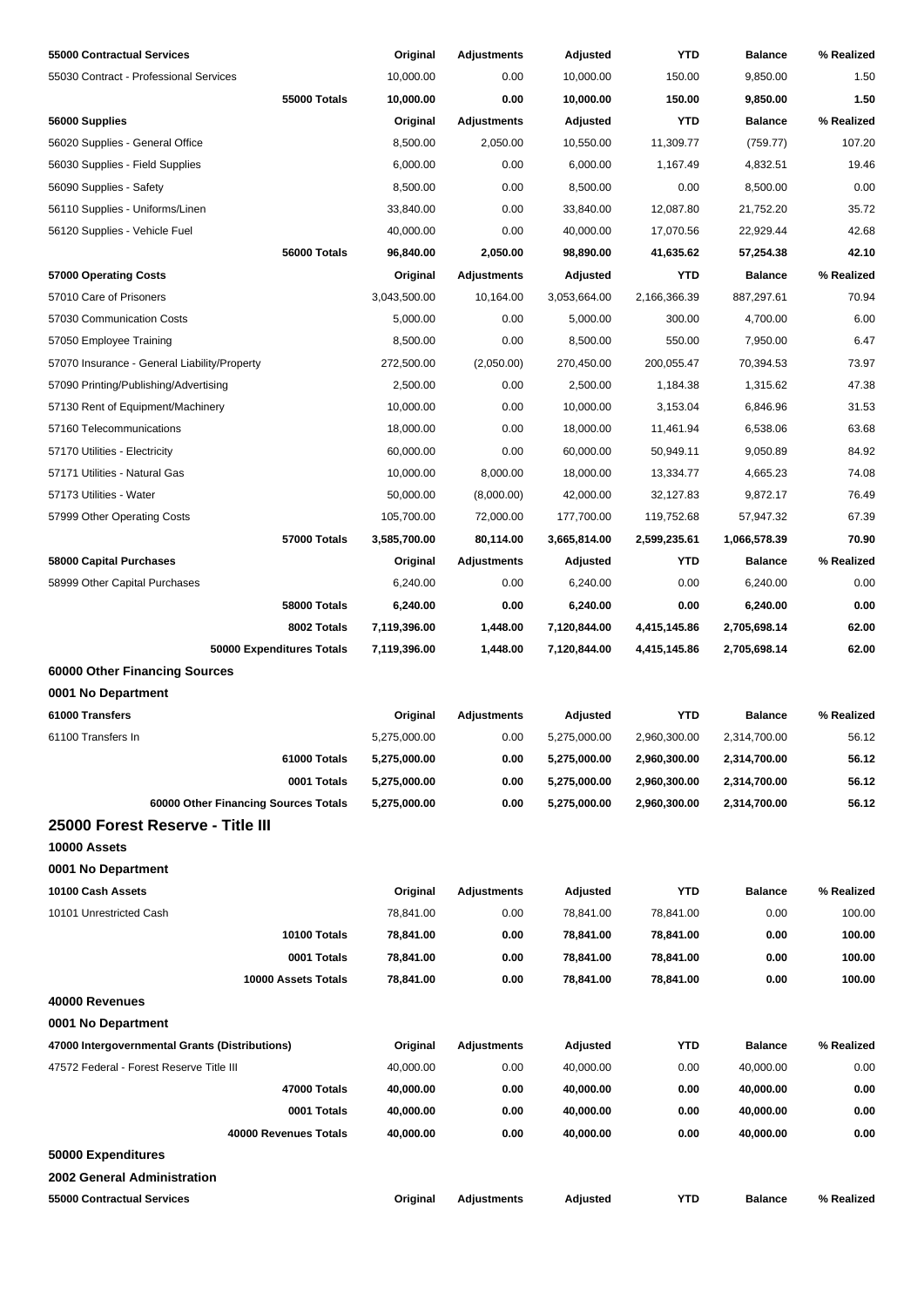| 55000 Contractual Services | Original | Adjustments | Adjusted | YTD | Balance | % Realized |
|---|---|---|---|---|---|---|
| 55030 Contract - Professional Services | 10,000.00 | 0.00 | 10,000.00 | 150.00 | 9,850.00 | 1.50 |
| **55000 Totals** | **10,000.00** | **0.00** | **10,000.00** | **150.00** | **9,850.00** | **1.50** |
| **56000 Supplies** | **Original** | **Adjustments** | **Adjusted** | **YTD** | **Balance** | **% Realized** |
| 56020 Supplies - General Office | 8,500.00 | 2,050.00 | 10,550.00 | 11,309.77 | (759.77) | 107.20 |
| 56030 Supplies - Field Supplies | 6,000.00 | 0.00 | 6,000.00 | 1,167.49 | 4,832.51 | 19.46 |
| 56090 Supplies - Safety | 8,500.00 | 0.00 | 8,500.00 | 0.00 | 8,500.00 | 0.00 |
| 56110 Supplies - Uniforms/Linen | 33,840.00 | 0.00 | 33,840.00 | 12,087.80 | 21,752.20 | 35.72 |
| 56120 Supplies - Vehicle Fuel | 40,000.00 | 0.00 | 40,000.00 | 17,070.56 | 22,929.44 | 42.68 |
| **56000 Totals** | **96,840.00** | **2,050.00** | **98,890.00** | **41,635.62** | **57,254.38** | **42.10** |
| **57000 Operating Costs** | **Original** | **Adjustments** | **Adjusted** | **YTD** | **Balance** | **% Realized** |
| 57010 Care of Prisoners | 3,043,500.00 | 10,164.00 | 3,053,664.00 | 2,166,366.39 | 887,297.61 | 70.94 |
| 57030 Communication Costs | 5,000.00 | 0.00 | 5,000.00 | 300.00 | 4,700.00 | 6.00 |
| 57050 Employee Training | 8,500.00 | 0.00 | 8,500.00 | 550.00 | 7,950.00 | 6.47 |
| 57070 Insurance - General Liability/Property | 272,500.00 | (2,050.00) | 270,450.00 | 200,055.47 | 70,394.53 | 73.97 |
| 57090 Printing/Publishing/Advertising | 2,500.00 | 0.00 | 2,500.00 | 1,184.38 | 1,315.62 | 47.38 |
| 57130 Rent of Equipment/Machinery | 10,000.00 | 0.00 | 10,000.00 | 3,153.04 | 6,846.96 | 31.53 |
| 57160 Telecommunications | 18,000.00 | 0.00 | 18,000.00 | 11,461.94 | 6,538.06 | 63.68 |
| 57170 Utilities - Electricity | 60,000.00 | 0.00 | 60,000.00 | 50,949.11 | 9,050.89 | 84.92 |
| 57171 Utilities - Natural Gas | 10,000.00 | 8,000.00 | 18,000.00 | 13,334.77 | 4,665.23 | 74.08 |
| 57173 Utilities - Water | 50,000.00 | (8,000.00) | 42,000.00 | 32,127.83 | 9,872.17 | 76.49 |
| 57999 Other Operating Costs | 105,700.00 | 72,000.00 | 177,700.00 | 119,752.68 | 57,947.32 | 67.39 |
| **57000 Totals** | **3,585,700.00** | **80,114.00** | **3,665,814.00** | **2,599,235.61** | **1,066,578.39** | **70.90** |
| **58000 Capital Purchases** | **Original** | **Adjustments** | **Adjusted** | **YTD** | **Balance** | **% Realized** |
| 58999 Other Capital Purchases | 6,240.00 | 0.00 | 6,240.00 | 0.00 | 6,240.00 | 0.00 |
| **58000 Totals** | **6,240.00** | **0.00** | **6,240.00** | **0.00** | **6,240.00** | **0.00** |
| **8002 Totals** | **7,119,396.00** | **1,448.00** | **7,120,844.00** | **4,415,145.86** | **2,705,698.14** | **62.00** |
| **50000 Expenditures Totals** | **7,119,396.00** | **1,448.00** | **7,120,844.00** | **4,415,145.86** | **2,705,698.14** | **62.00** |

### 60000 Other Financing Sources

**0001 No Department**

| 61000 Transfers | Original | Adjustments | Adjusted | YTD | Balance | % Realized |
|---|---|---|---|---|---|---|
| 61100 Transfers In | 5,275,000.00 | 0.00 | 5,275,000.00 | 2,960,300.00 | 2,314,700.00 | 56.12 |
| **61000 Totals** | **5,275,000.00** | **0.00** | **5,275,000.00** | **2,960,300.00** | **2,314,700.00** | **56.12** |
| **0001 Totals** | **5,275,000.00** | **0.00** | **5,275,000.00** | **2,960,300.00** | **2,314,700.00** | **56.12** |
| **60000 Other Financing Sources Totals** | **5,275,000.00** | **0.00** | **5,275,000.00** | **2,960,300.00** | **2,314,700.00** | **56.12** |

## 25000 Forest Reserve - Title III

### 10000 Assets

**0001 No Department**

| 10100 Cash Assets | Original | Adjustments | Adjusted | YTD | Balance | % Realized |
|---|---|---|---|---|---|---|
| 10101 Unrestricted Cash | 78,841.00 | 0.00 | 78,841.00 | 78,841.00 | 0.00 | 100.00 |
| **10100 Totals** | **78,841.00** | **0.00** | **78,841.00** | **78,841.00** | **0.00** | **100.00** |
| **0001 Totals** | **78,841.00** | **0.00** | **78,841.00** | **78,841.00** | **0.00** | **100.00** |
| **10000 Assets Totals** | **78,841.00** | **0.00** | **78,841.00** | **78,841.00** | **0.00** | **100.00** |

### 40000 Revenues

**0001 No Department**

| 47000 Intergovernmental Grants (Distributions) | Original | Adjustments | Adjusted | YTD | Balance | % Realized |
|---|---|---|---|---|---|---|
| 47572 Federal - Forest Reserve Title III | 40,000.00 | 0.00 | 40,000.00 | 0.00 | 40,000.00 | 0.00 |
| **47000 Totals** | **40,000.00** | **0.00** | **40,000.00** | **0.00** | **40,000.00** | **0.00** |
| **0001 Totals** | **40,000.00** | **0.00** | **40,000.00** | **0.00** | **40,000.00** | **0.00** |
| **40000 Revenues Totals** | **40,000.00** | **0.00** | **40,000.00** | **0.00** | **40,000.00** | **0.00** |

### 50000 Expenditures

**2002 General Administration**

| 55000 Contractual Services | Original | Adjustments | Adjusted | YTD | Balance | % Realized |
|---|---|---|---|---|---|---|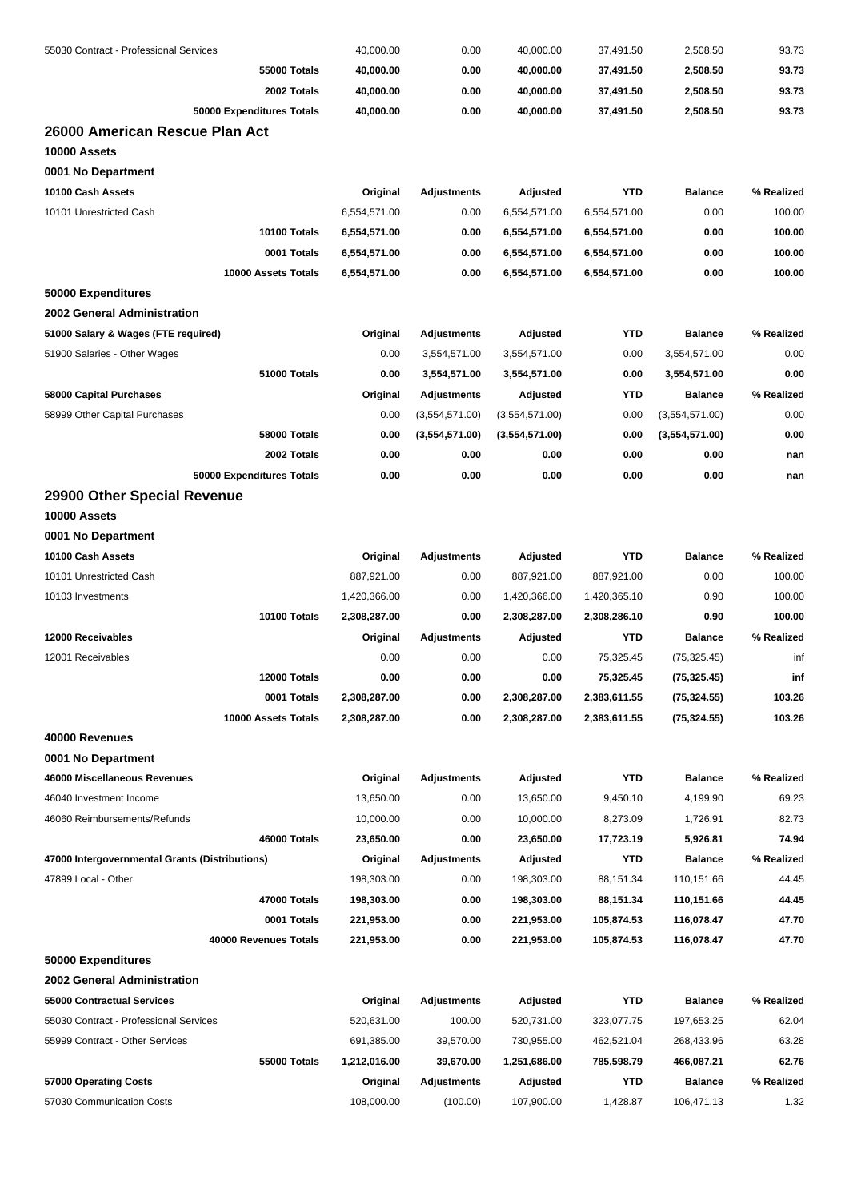| | Original | Adjustments | Adjusted | YTD | Balance | % Realized |
|---|---|---|---|---|---|---|
| 55030 Contract - Professional Services | 40,000.00 | 0.00 | 40,000.00 | 37,491.50 | 2,508.50 | 93.73 |
| **55000 Totals** | **40,000.00** | **0.00** | **40,000.00** | **37,491.50** | **2,508.50** | **93.73** |
| **2002 Totals** | **40,000.00** | **0.00** | **40,000.00** | **37,491.50** | **2,508.50** | **93.73** |
| **50000 Expenditures Totals** | **40,000.00** | **0.00** | **40,000.00** | **37,491.50** | **2,508.50** | **93.73** |

## 26000 American Rescue Plan Act

### 10000 Assets

### 0001 No Department

| 10100 Cash Assets | Original | Adjustments | Adjusted | YTD | Balance | % Realized |
|---|---|---|---|---|---|---|
| 10101 Unrestricted Cash | 6,554,571.00 | 0.00 | 6,554,571.00 | 6,554,571.00 | 0.00 | 100.00 |
| **10100 Totals** | **6,554,571.00** | **0.00** | **6,554,571.00** | **6,554,571.00** | **0.00** | **100.00** |
| **0001 Totals** | **6,554,571.00** | **0.00** | **6,554,571.00** | **6,554,571.00** | **0.00** | **100.00** |
| **10000 Assets Totals** | **6,554,571.00** | **0.00** | **6,554,571.00** | **6,554,571.00** | **0.00** | **100.00** |

### 50000 Expenditures

### 2002 General Administration

| 51000 Salary & Wages (FTE required) | Original | Adjustments | Adjusted | YTD | Balance | % Realized |
|---|---|---|---|---|---|---|
| 51900 Salaries - Other Wages | 0.00 | 3,554,571.00 | 3,554,571.00 | 0.00 | 3,554,571.00 | 0.00 |
| **51000 Totals** | **0.00** | **3,554,571.00** | **3,554,571.00** | **0.00** | **3,554,571.00** | **0.00** |
| **58000 Capital Purchases** | **Original** | **Adjustments** | **Adjusted** | **YTD** | **Balance** | **% Realized** |
| 58999 Other Capital Purchases | 0.00 | (3,554,571.00) | (3,554,571.00) | 0.00 | (3,554,571.00) | 0.00 |
| **58000 Totals** | **0.00** | **(3,554,571.00)** | **(3,554,571.00)** | **0.00** | **(3,554,571.00)** | **0.00** |
| **2002 Totals** | **0.00** | **0.00** | **0.00** | **0.00** | **0.00** | **nan** |
| **50000 Expenditures Totals** | **0.00** | **0.00** | **0.00** | **0.00** | **0.00** | **nan** |

## 29900 Other Special Revenue

### 10000 Assets

### 0001 No Department

| 10100 Cash Assets | Original | Adjustments | Adjusted | YTD | Balance | % Realized |
|---|---|---|---|---|---|---|
| 10101 Unrestricted Cash | 887,921.00 | 0.00 | 887,921.00 | 887,921.00 | 0.00 | 100.00 |
| 10103 Investments | 1,420,366.00 | 0.00 | 1,420,366.00 | 1,420,365.10 | 0.90 | 100.00 |
| **10100 Totals** | **2,308,287.00** | **0.00** | **2,308,287.00** | **2,308,286.10** | **0.90** | **100.00** |
| **12000 Receivables** | **Original** | **Adjustments** | **Adjusted** | **YTD** | **Balance** | **% Realized** |
| 12001 Receivables | 0.00 | 0.00 | 0.00 | 75,325.45 | (75,325.45) | inf |
| **12000 Totals** | **0.00** | **0.00** | **0.00** | **75,325.45** | **(75,325.45)** | **inf** |
| **0001 Totals** | **2,308,287.00** | **0.00** | **2,308,287.00** | **2,383,611.55** | **(75,324.55)** | **103.26** |
| **10000 Assets Totals** | **2,308,287.00** | **0.00** | **2,308,287.00** | **2,383,611.55** | **(75,324.55)** | **103.26** |

### 40000 Revenues

### 0001 No Department

| 46000 Miscellaneous Revenues | Original | Adjustments | Adjusted | YTD | Balance | % Realized |
|---|---|---|---|---|---|---|
| 46040 Investment Income | 13,650.00 | 0.00 | 13,650.00 | 9,450.10 | 4,199.90 | 69.23 |
| 46060 Reimbursements/Refunds | 10,000.00 | 0.00 | 10,000.00 | 8,273.09 | 1,726.91 | 82.73 |
| **46000 Totals** | **23,650.00** | **0.00** | **23,650.00** | **17,723.19** | **5,926.81** | **74.94** |
| **47000 Intergovernmental Grants (Distributions)** | **Original** | **Adjustments** | **Adjusted** | **YTD** | **Balance** | **% Realized** |
| 47899 Local - Other | 198,303.00 | 0.00 | 198,303.00 | 88,151.34 | 110,151.66 | 44.45 |
| **47000 Totals** | **198,303.00** | **0.00** | **198,303.00** | **88,151.34** | **110,151.66** | **44.45** |
| **0001 Totals** | **221,953.00** | **0.00** | **221,953.00** | **105,874.53** | **116,078.47** | **47.70** |
| **40000 Revenues Totals** | **221,953.00** | **0.00** | **221,953.00** | **105,874.53** | **116,078.47** | **47.70** |

### 50000 Expenditures

### 2002 General Administration

| 55000 Contractual Services | Original | Adjustments | Adjusted | YTD | Balance | % Realized |
|---|---|---|---|---|---|---|
| 55030 Contract - Professional Services | 520,631.00 | 100.00 | 520,731.00 | 323,077.75 | 197,653.25 | 62.04 |
| 55999 Contract - Other Services | 691,385.00 | 39,570.00 | 730,955.00 | 462,521.04 | 268,433.96 | 63.28 |
| **55000 Totals** | **1,212,016.00** | **39,670.00** | **1,251,686.00** | **785,598.79** | **466,087.21** | **62.76** |
| **57000 Operating Costs** | **Original** | **Adjustments** | **Adjusted** | **YTD** | **Balance** | **% Realized** |
| 57030 Communication Costs | 108,000.00 | (100.00) | 107,900.00 | 1,428.87 | 106,471.13 | 1.32 |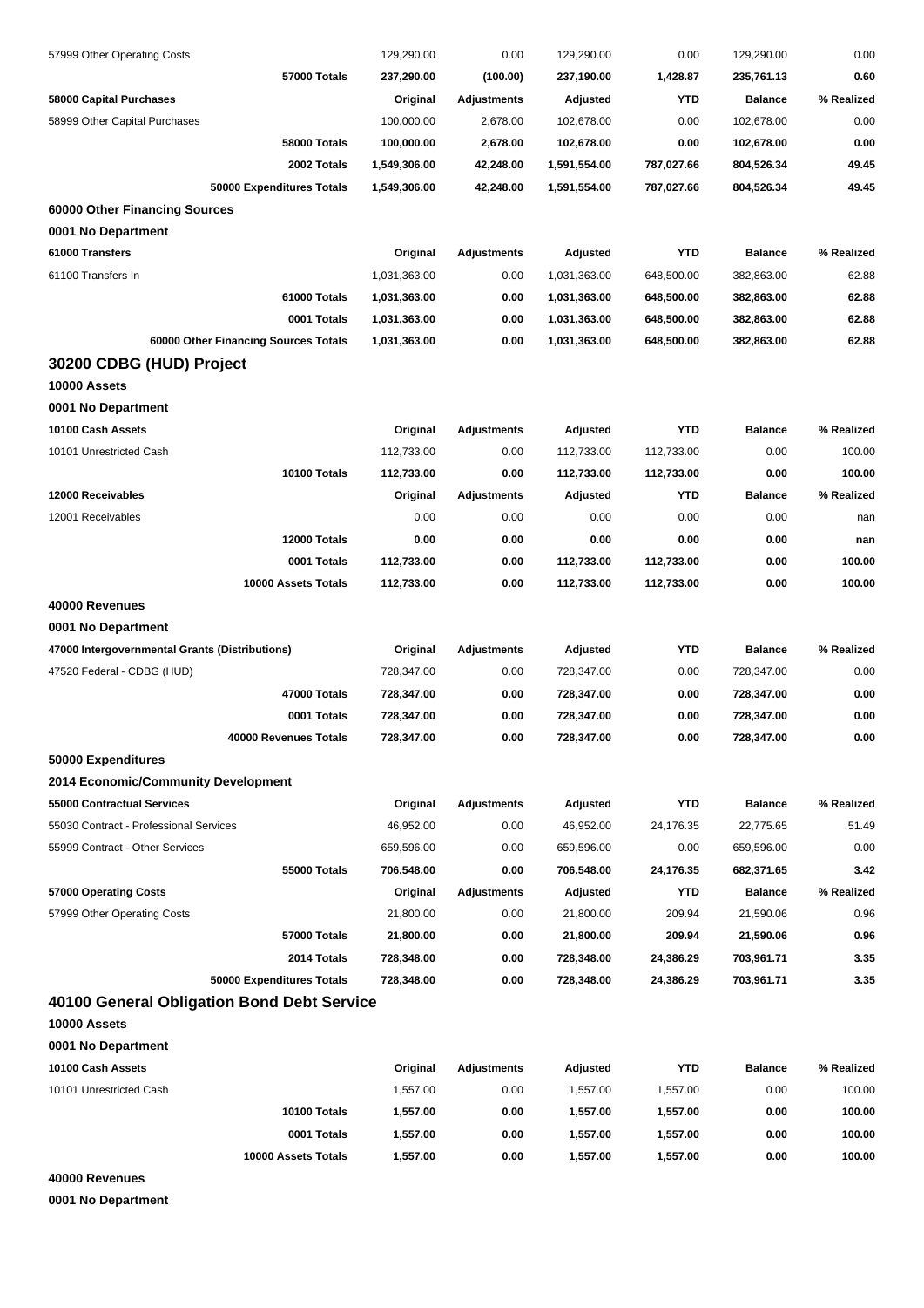| | Original | Adjustments | Adjusted | YTD | Balance | % Realized |
|---|---|---|---|---|---|---|
| 57999 Other Operating Costs | 129,290.00 | 0.00 | 129,290.00 | 0.00 | 129,290.00 | 0.00 |
| **57000 Totals** | **237,290.00** | **(100.00)** | **237,190.00** | **1,428.87** | **235,761.13** | **0.60** |
| **58000 Capital Purchases** | **Original** | **Adjustments** | **Adjusted** | **YTD** | **Balance** | **% Realized** |
| 58999 Other Capital Purchases | 100,000.00 | 2,678.00 | 102,678.00 | 0.00 | 102,678.00 | 0.00 |
| **58000 Totals** | **100,000.00** | **2,678.00** | **102,678.00** | **0.00** | **102,678.00** | **0.00** |
| **2002 Totals** | **1,549,306.00** | **42,248.00** | **1,591,554.00** | **787,027.66** | **804,526.34** | **49.45** |
| **50000 Expenditures Totals** | **1,549,306.00** | **42,248.00** | **1,591,554.00** | **787,027.66** | **804,526.34** | **49.45** |

**60000 Other Financing Sources**

**0001 No Department**

| **61000 Transfers** | **Original** | **Adjustments** | **Adjusted** | **YTD** | **Balance** | **% Realized** |
|---|---|---|---|---|---|---|
| 61100 Transfers In | 1,031,363.00 | 0.00 | 1,031,363.00 | 648,500.00 | 382,863.00 | 62.88 |
| **61000 Totals** | **1,031,363.00** | **0.00** | **1,031,363.00** | **648,500.00** | **382,863.00** | **62.88** |
| **0001 Totals** | **1,031,363.00** | **0.00** | **1,031,363.00** | **648,500.00** | **382,863.00** | **62.88** |
| **60000 Other Financing Sources Totals** | **1,031,363.00** | **0.00** | **1,031,363.00** | **648,500.00** | **382,863.00** | **62.88** |

## 30200 CDBG (HUD) Project

**10000 Assets**

**0001 No Department**

| **10100 Cash Assets** | **Original** | **Adjustments** | **Adjusted** | **YTD** | **Balance** | **% Realized** |
|---|---|---|---|---|---|---|
| 10101 Unrestricted Cash | 112,733.00 | 0.00 | 112,733.00 | 112,733.00 | 0.00 | 100.00 |
| **10100 Totals** | **112,733.00** | **0.00** | **112,733.00** | **112,733.00** | **0.00** | **100.00** |
| **12000 Receivables** | **Original** | **Adjustments** | **Adjusted** | **YTD** | **Balance** | **% Realized** |
| 12001 Receivables | 0.00 | 0.00 | 0.00 | 0.00 | 0.00 | nan |
| **12000 Totals** | **0.00** | **0.00** | **0.00** | **0.00** | **0.00** | **nan** |
| **0001 Totals** | **112,733.00** | **0.00** | **112,733.00** | **112,733.00** | **0.00** | **100.00** |
| **10000 Assets Totals** | **112,733.00** | **0.00** | **112,733.00** | **112,733.00** | **0.00** | **100.00** |

**40000 Revenues**

**0001 No Department**

| **47000 Intergovernmental Grants (Distributions)** | **Original** | **Adjustments** | **Adjusted** | **YTD** | **Balance** | **% Realized** |
|---|---|---|---|---|---|---|
| 47520 Federal - CDBG (HUD) | 728,347.00 | 0.00 | 728,347.00 | 0.00 | 728,347.00 | 0.00 |
| **47000 Totals** | **728,347.00** | **0.00** | **728,347.00** | **0.00** | **728,347.00** | **0.00** |
| **0001 Totals** | **728,347.00** | **0.00** | **728,347.00** | **0.00** | **728,347.00** | **0.00** |
| **40000 Revenues Totals** | **728,347.00** | **0.00** | **728,347.00** | **0.00** | **728,347.00** | **0.00** |

**50000 Expenditures**

**2014 Economic/Community Development**

| **55000 Contractual Services** | **Original** | **Adjustments** | **Adjusted** | **YTD** | **Balance** | **% Realized** |
|---|---|---|---|---|---|---|
| 55030 Contract - Professional Services | 46,952.00 | 0.00 | 46,952.00 | 24,176.35 | 22,775.65 | 51.49 |
| 55999 Contract - Other Services | 659,596.00 | 0.00 | 659,596.00 | 0.00 | 659,596.00 | 0.00 |
| **55000 Totals** | **706,548.00** | **0.00** | **706,548.00** | **24,176.35** | **682,371.65** | **3.42** |
| **57000 Operating Costs** | **Original** | **Adjustments** | **Adjusted** | **YTD** | **Balance** | **% Realized** |
| 57999 Other Operating Costs | 21,800.00 | 0.00 | 21,800.00 | 209.94 | 21,590.06 | 0.96 |
| **57000 Totals** | **21,800.00** | **0.00** | **21,800.00** | **209.94** | **21,590.06** | **0.96** |
| **2014 Totals** | **728,348.00** | **0.00** | **728,348.00** | **24,386.29** | **703,961.71** | **3.35** |
| **50000 Expenditures Totals** | **728,348.00** | **0.00** | **728,348.00** | **24,386.29** | **703,961.71** | **3.35** |

## 40100 General Obligation Bond Debt Service

**10000 Assets**

**0001 No Department**

| **10100 Cash Assets** | **Original** | **Adjustments** | **Adjusted** | **YTD** | **Balance** | **% Realized** |
|---|---|---|---|---|---|---|
| 10101 Unrestricted Cash | 1,557.00 | 0.00 | 1,557.00 | 1,557.00 | 0.00 | 100.00 |
| **10100 Totals** | **1,557.00** | **0.00** | **1,557.00** | **1,557.00** | **0.00** | **100.00** |
| **0001 Totals** | **1,557.00** | **0.00** | **1,557.00** | **1,557.00** | **0.00** | **100.00** |
| **10000 Assets Totals** | **1,557.00** | **0.00** | **1,557.00** | **1,557.00** | **0.00** | **100.00** |

**40000 Revenues**

**0001 No Department**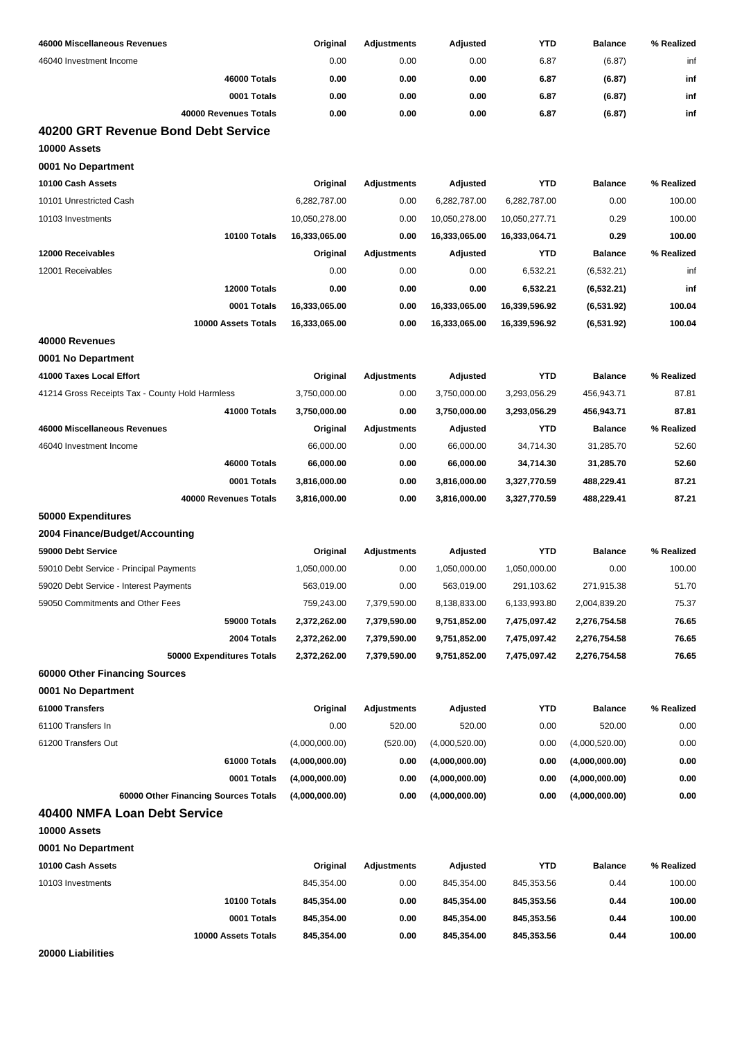| 46000 Miscellaneous Revenues | Original | Adjustments | Adjusted | YTD | Balance | % Realized |
|---|---|---|---|---|---|---|
| 46040 Investment Income | 0.00 | 0.00 | 0.00 | 6.87 | (6.87) | inf |
| **46000 Totals** | **0.00** | **0.00** | **0.00** | **6.87** | **(6.87)** | **inf** |
| **0001 Totals** | **0.00** | **0.00** | **0.00** | **6.87** | **(6.87)** | **inf** |
| **40000 Revenues Totals** | **0.00** | **0.00** | **0.00** | **6.87** | **(6.87)** | **inf** |

## 40200 GRT Revenue Bond Debt Service

**10000 Assets**

**0001 No Department**

| 10100 Cash Assets | Original | Adjustments | Adjusted | YTD | Balance | % Realized |
|---|---|---|---|---|---|---|
| 10101 Unrestricted Cash | 6,282,787.00 | 0.00 | 6,282,787.00 | 6,282,787.00 | 0.00 | 100.00 |
| 10103 Investments | 10,050,278.00 | 0.00 | 10,050,278.00 | 10,050,277.71 | 0.29 | 100.00 |
| **10100 Totals** | **16,333,065.00** | **0.00** | **16,333,065.00** | **16,333,064.71** | **0.29** | **100.00** |
| **12000 Receivables** | **Original** | **Adjustments** | **Adjusted** | **YTD** | **Balance** | **% Realized** |
| 12001 Receivables | 0.00 | 0.00 | 0.00 | 6,532.21 | (6,532.21) | inf |
| **12000 Totals** | **0.00** | **0.00** | **0.00** | **6,532.21** | **(6,532.21)** | **inf** |
| **0001 Totals** | **16,333,065.00** | **0.00** | **16,333,065.00** | **16,339,596.92** | **(6,531.92)** | **100.04** |
| **10000 Assets Totals** | **16,333,065.00** | **0.00** | **16,333,065.00** | **16,339,596.92** | **(6,531.92)** | **100.04** |

**40000 Revenues**

**0001 No Department**

| 41000 Taxes Local Effort | Original | Adjustments | Adjusted | YTD | Balance | % Realized |
|---|---|---|---|---|---|---|
| 41214 Gross Receipts Tax - County Hold Harmless | 3,750,000.00 | 0.00 | 3,750,000.00 | 3,293,056.29 | 456,943.71 | 87.81 |
| **41000 Totals** | **3,750,000.00** | **0.00** | **3,750,000.00** | **3,293,056.29** | **456,943.71** | **87.81** |
| **46000 Miscellaneous Revenues** | **Original** | **Adjustments** | **Adjusted** | **YTD** | **Balance** | **% Realized** |
| 46040 Investment Income | 66,000.00 | 0.00 | 66,000.00 | 34,714.30 | 31,285.70 | 52.60 |
| **46000 Totals** | **66,000.00** | **0.00** | **66,000.00** | **34,714.30** | **31,285.70** | **52.60** |
| **0001 Totals** | **3,816,000.00** | **0.00** | **3,816,000.00** | **3,327,770.59** | **488,229.41** | **87.21** |
| **40000 Revenues Totals** | **3,816,000.00** | **0.00** | **3,816,000.00** | **3,327,770.59** | **488,229.41** | **87.21** |

**50000 Expenditures**

**2004 Finance/Budget/Accounting**

| 59000 Debt Service | Original | Adjustments | Adjusted | YTD | Balance | % Realized |
|---|---|---|---|---|---|---|
| 59010 Debt Service - Principal Payments | 1,050,000.00 | 0.00 | 1,050,000.00 | 1,050,000.00 | 0.00 | 100.00 |
| 59020 Debt Service - Interest Payments | 563,019.00 | 0.00 | 563,019.00 | 291,103.62 | 271,915.38 | 51.70 |
| 59050 Commitments and Other Fees | 759,243.00 | 7,379,590.00 | 8,138,833.00 | 6,133,993.80 | 2,004,839.20 | 75.37 |
| **59000 Totals** | **2,372,262.00** | **7,379,590.00** | **9,751,852.00** | **7,475,097.42** | **2,276,754.58** | **76.65** |
| **2004 Totals** | **2,372,262.00** | **7,379,590.00** | **9,751,852.00** | **7,475,097.42** | **2,276,754.58** | **76.65** |
| **50000 Expenditures Totals** | **2,372,262.00** | **7,379,590.00** | **9,751,852.00** | **7,475,097.42** | **2,276,754.58** | **76.65** |

**60000 Other Financing Sources**

**0001 No Department**

| 61000 Transfers | Original | Adjustments | Adjusted | YTD | Balance | % Realized |
|---|---|---|---|---|---|---|
| 61100 Transfers In | 0.00 | 520.00 | 520.00 | 0.00 | 520.00 | 0.00 |
| 61200 Transfers Out | (4,000,000.00) | (520.00) | (4,000,520.00) | 0.00 | (4,000,520.00) | 0.00 |
| **61000 Totals** | **(4,000,000.00)** | **0.00** | **(4,000,000.00)** | **0.00** | **(4,000,000.00)** | **0.00** |
| **0001 Totals** | **(4,000,000.00)** | **0.00** | **(4,000,000.00)** | **0.00** | **(4,000,000.00)** | **0.00** |
| **60000 Other Financing Sources Totals** | **(4,000,000.00)** | **0.00** | **(4,000,000.00)** | **0.00** | **(4,000,000.00)** | **0.00** |

## 40400 NMFA Loan Debt Service

**10000 Assets**

**0001 No Department**

| 10100 Cash Assets | Original | Adjustments | Adjusted | YTD | Balance | % Realized |
|---|---|---|---|---|---|---|
| 10103 Investments | 845,354.00 | 0.00 | 845,354.00 | 845,353.56 | 0.44 | 100.00 |
| **10100 Totals** | **845,354.00** | **0.00** | **845,354.00** | **845,353.56** | **0.44** | **100.00** |
| **0001 Totals** | **845,354.00** | **0.00** | **845,354.00** | **845,353.56** | **0.44** | **100.00** |
| **10000 Assets Totals** | **845,354.00** | **0.00** | **845,354.00** | **845,353.56** | **0.44** | **100.00** |

**20000 Liabilities**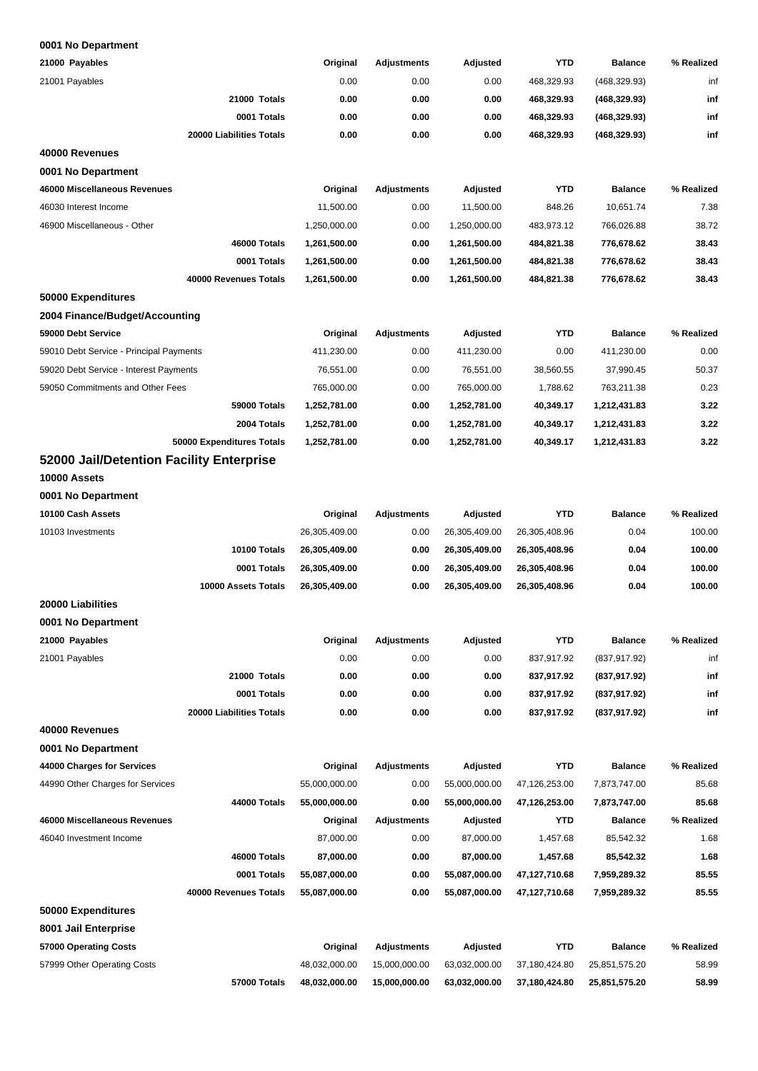**0001 No Department**

| 21000 Payables | Original | Adjustments | Adjusted | YTD | Balance | % Realized |
|---|---|---|---|---|---|---|
| 21001 Payables | 0.00 | 0.00 | 0.00 | 468,329.93 | (468,329.93) | inf |
| **21000 Totals** | **0.00** | **0.00** | **0.00** | **468,329.93** | **(468,329.93)** | **inf** |
| **0001 Totals** | **0.00** | **0.00** | **0.00** | **468,329.93** | **(468,329.93)** | **inf** |
| **20000 Liabilities Totals** | **0.00** | **0.00** | **0.00** | **468,329.93** | **(468,329.93)** | **inf** |

**40000 Revenues**

**0001 No Department**

| 46000 Miscellaneous Revenues | Original | Adjustments | Adjusted | YTD | Balance | % Realized |
|---|---|---|---|---|---|---|
| 46030 Interest Income | 11,500.00 | 0.00 | 11,500.00 | 848.26 | 10,651.74 | 7.38 |
| 46900 Miscellaneous - Other | 1,250,000.00 | 0.00 | 1,250,000.00 | 483,973.12 | 766,026.88 | 38.72 |
| **46000 Totals** | **1,261,500.00** | **0.00** | **1,261,500.00** | **484,821.38** | **776,678.62** | **38.43** |
| **0001 Totals** | **1,261,500.00** | **0.00** | **1,261,500.00** | **484,821.38** | **776,678.62** | **38.43** |
| **40000 Revenues Totals** | **1,261,500.00** | **0.00** | **1,261,500.00** | **484,821.38** | **776,678.62** | **38.43** |

**50000 Expenditures**

**2004 Finance/Budget/Accounting**

| 59000 Debt Service | Original | Adjustments | Adjusted | YTD | Balance | % Realized |
|---|---|---|---|---|---|---|
| 59010 Debt Service - Principal Payments | 411,230.00 | 0.00 | 411,230.00 | 0.00 | 411,230.00 | 0.00 |
| 59020 Debt Service - Interest Payments | 76,551.00 | 0.00 | 76,551.00 | 38,560.55 | 37,990.45 | 50.37 |
| 59050 Commitments and Other Fees | 765,000.00 | 0.00 | 765,000.00 | 1,788.62 | 763,211.38 | 0.23 |
| **59000 Totals** | **1,252,781.00** | **0.00** | **1,252,781.00** | **40,349.17** | **1,212,431.83** | **3.22** |
| **2004 Totals** | **1,252,781.00** | **0.00** | **1,252,781.00** | **40,349.17** | **1,212,431.83** | **3.22** |
| **50000 Expenditures Totals** | **1,252,781.00** | **0.00** | **1,252,781.00** | **40,349.17** | **1,212,431.83** | **3.22** |

## 52000 Jail/Detention Facility Enterprise

**10000 Assets**

**0001 No Department**

| 10100 Cash Assets | Original | Adjustments | Adjusted | YTD | Balance | % Realized |
|---|---|---|---|---|---|---|
| 10103 Investments | 26,305,409.00 | 0.00 | 26,305,409.00 | 26,305,408.96 | 0.04 | 100.00 |
| **10100 Totals** | **26,305,409.00** | **0.00** | **26,305,409.00** | **26,305,408.96** | **0.04** | **100.00** |
| **0001 Totals** | **26,305,409.00** | **0.00** | **26,305,409.00** | **26,305,408.96** | **0.04** | **100.00** |
| **10000 Assets Totals** | **26,305,409.00** | **0.00** | **26,305,409.00** | **26,305,408.96** | **0.04** | **100.00** |

**20000 Liabilities**

**0001 No Department**

| 21000 Payables | Original | Adjustments | Adjusted | YTD | Balance | % Realized |
|---|---|---|---|---|---|---|
| 21001 Payables | 0.00 | 0.00 | 0.00 | 837,917.92 | (837,917.92) | inf |
| **21000 Totals** | **0.00** | **0.00** | **0.00** | **837,917.92** | **(837,917.92)** | **inf** |
| **0001 Totals** | **0.00** | **0.00** | **0.00** | **837,917.92** | **(837,917.92)** | **inf** |
| **20000 Liabilities Totals** | **0.00** | **0.00** | **0.00** | **837,917.92** | **(837,917.92)** | **inf** |

**40000 Revenues**

**0001 No Department**

| 44000 Charges for Services | Original | Adjustments | Adjusted | YTD | Balance | % Realized |
|---|---|---|---|---|---|---|
| 44990 Other Charges for Services | 55,000,000.00 | 0.00 | 55,000,000.00 | 47,126,253.00 | 7,873,747.00 | 85.68 |
| **44000 Totals** | **55,000,000.00** | **0.00** | **55,000,000.00** | **47,126,253.00** | **7,873,747.00** | **85.68** |
| **46000 Miscellaneous Revenues** | **Original** | **Adjustments** | **Adjusted** | **YTD** | **Balance** | **% Realized** |
| 46040 Investment Income | 87,000.00 | 0.00 | 87,000.00 | 1,457.68 | 85,542.32 | 1.68 |
| **46000 Totals** | **87,000.00** | **0.00** | **87,000.00** | **1,457.68** | **85,542.32** | **1.68** |
| **0001 Totals** | **55,087,000.00** | **0.00** | **55,087,000.00** | **47,127,710.68** | **7,959,289.32** | **85.55** |
| **40000 Revenues Totals** | **55,087,000.00** | **0.00** | **55,087,000.00** | **47,127,710.68** | **7,959,289.32** | **85.55** |

**50000 Expenditures**

**8001 Jail Enterprise**

| 57000 Operating Costs | Original | Adjustments | Adjusted | YTD | Balance | % Realized |
|---|---|---|---|---|---|---|
| 57999 Other Operating Costs | 48,032,000.00 | 15,000,000.00 | 63,032,000.00 | 37,180,424.80 | 25,851,575.20 | 58.99 |
| **57000 Totals** | **48,032,000.00** | **15,000,000.00** | **63,032,000.00** | **37,180,424.80** | **25,851,575.20** | **58.99** |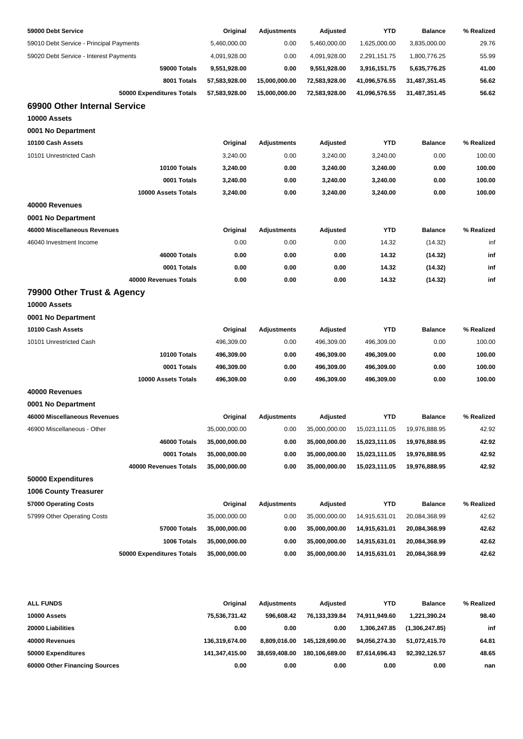| 59000 Debt Service | Original | Adjustments | Adjusted | YTD | Balance | % Realized |
|---|---|---|---|---|---|---|
| 59010 Debt Service - Principal Payments | 5,460,000.00 | 0.00 | 5,460,000.00 | 1,625,000.00 | 3,835,000.00 | 29.76 |
| 59020 Debt Service - Interest Payments | 4,091,928.00 | 0.00 | 4,091,928.00 | 2,291,151.75 | 1,800,776.25 | 55.99 |
| **59000 Totals** | **9,551,928.00** | **0.00** | **9,551,928.00** | **3,916,151.75** | **5,635,776.25** | **41.00** |
| **8001 Totals** | **57,583,928.00** | **15,000,000.00** | **72,583,928.00** | **41,096,576.55** | **31,487,351.45** | **56.62** |
| **50000 Expenditures Totals** | **57,583,928.00** | **15,000,000.00** | **72,583,928.00** | **41,096,576.55** | **31,487,351.45** | **56.62** |

## 69900 Other Internal Service

### 10000 Assets

### 0001 No Department

| 10100 Cash Assets | Original | Adjustments | Adjusted | YTD | Balance | % Realized |
|---|---|---|---|---|---|---|
| 10101 Unrestricted Cash | 3,240.00 | 0.00 | 3,240.00 | 3,240.00 | 0.00 | 100.00 |
| **10100 Totals** | **3,240.00** | **0.00** | **3,240.00** | **3,240.00** | **0.00** | **100.00** |
| **0001 Totals** | **3,240.00** | **0.00** | **3,240.00** | **3,240.00** | **0.00** | **100.00** |
| **10000 Assets Totals** | **3,240.00** | **0.00** | **3,240.00** | **3,240.00** | **0.00** | **100.00** |

### 40000 Revenues

### 0001 No Department

| 46000 Miscellaneous Revenues | Original | Adjustments | Adjusted | YTD | Balance | % Realized |
|---|---|---|---|---|---|---|
| 46040 Investment Income | 0.00 | 0.00 | 0.00 | 14.32 | (14.32) | inf |
| **46000 Totals** | **0.00** | **0.00** | **0.00** | **14.32** | **(14.32)** | **inf** |
| **0001 Totals** | **0.00** | **0.00** | **0.00** | **14.32** | **(14.32)** | **inf** |
| **40000 Revenues Totals** | **0.00** | **0.00** | **0.00** | **14.32** | **(14.32)** | **inf** |

## 79900 Other Trust & Agency

### 10000 Assets

### 0001 No Department

| 10100 Cash Assets | Original | Adjustments | Adjusted | YTD | Balance | % Realized |
|---|---|---|---|---|---|---|
| 10101 Unrestricted Cash | 496,309.00 | 0.00 | 496,309.00 | 496,309.00 | 0.00 | 100.00 |
| **10100 Totals** | **496,309.00** | **0.00** | **496,309.00** | **496,309.00** | **0.00** | **100.00** |
| **0001 Totals** | **496,309.00** | **0.00** | **496,309.00** | **496,309.00** | **0.00** | **100.00** |
| **10000 Assets Totals** | **496,309.00** | **0.00** | **496,309.00** | **496,309.00** | **0.00** | **100.00** |

### 40000 Revenues

### 0001 No Department

| 46000 Miscellaneous Revenues | Original | Adjustments | Adjusted | YTD | Balance | % Realized |
|---|---|---|---|---|---|---|
| 46900 Miscellaneous - Other | 35,000,000.00 | 0.00 | 35,000,000.00 | 15,023,111.05 | 19,976,888.95 | 42.92 |
| **46000 Totals** | **35,000,000.00** | **0.00** | **35,000,000.00** | **15,023,111.05** | **19,976,888.95** | **42.92** |
| **0001 Totals** | **35,000,000.00** | **0.00** | **35,000,000.00** | **15,023,111.05** | **19,976,888.95** | **42.92** |
| **40000 Revenues Totals** | **35,000,000.00** | **0.00** | **35,000,000.00** | **15,023,111.05** | **19,976,888.95** | **42.92** |

### 50000 Expenditures

### 1006 County Treasurer

| 57000 Operating Costs | Original | Adjustments | Adjusted | YTD | Balance | % Realized |
|---|---|---|---|---|---|---|
| 57999 Other Operating Costs | 35,000,000.00 | 0.00 | 35,000,000.00 | 14,915,631.01 | 20,084,368.99 | 42.62 |
| **57000 Totals** | **35,000,000.00** | **0.00** | **35,000,000.00** | **14,915,631.01** | **20,084,368.99** | **42.62** |
| **1006 Totals** | **35,000,000.00** | **0.00** | **35,000,000.00** | **14,915,631.01** | **20,084,368.99** | **42.62** |
| **50000 Expenditures Totals** | **35,000,000.00** | **0.00** | **35,000,000.00** | **14,915,631.01** | **20,084,368.99** | **42.62** |

| ALL FUNDS | Original | Adjustments | Adjusted | YTD | Balance | % Realized |
|---|---|---|---|---|---|---|
| **10000 Assets** | **75,536,731.42** | **596,608.42** | **76,133,339.84** | **74,911,949.60** | **1,221,390.24** | **98.40** |
| **20000 Liabilities** | **0.00** | **0.00** | **0.00** | **1,306,247.85** | **(1,306,247.85)** | **inf** |
| **40000 Revenues** | **136,319,674.00** | **8,809,016.00** | **145,128,690.00** | **94,056,274.30** | **51,072,415.70** | **64.81** |
| **50000 Expenditures** | **141,347,415.00** | **38,659,408.00** | **180,106,689.00** | **87,614,696.43** | **92,392,126.57** | **48.65** |
| **60000 Other Financing Sources** | **0.00** | **0.00** | **0.00** | **0.00** | **0.00** | **nan** |